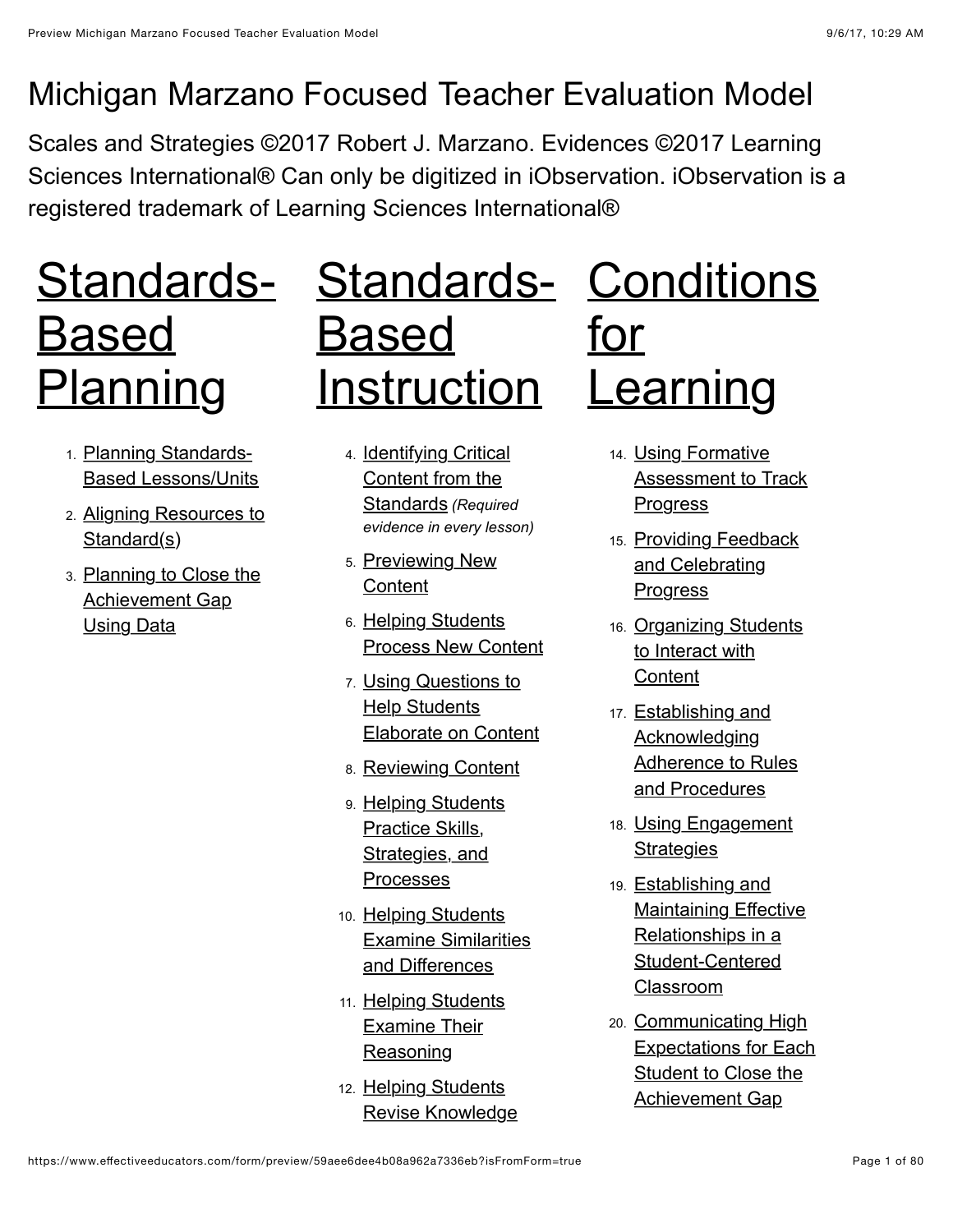# Michigan Marzano Focused Teacher Evaluation Model

Scales and Strategies ©2017 Robert J. Marzano. Evidences ©2017 Learning Sciences International® Can only be digitized in iObservation. iObservation is a registered trademark of Learning Sciences International®

## Standards-Based Planning

1. Planning Standards-Based Lessons/Units
2. Aligning Resources to Standard(s)
3. Planning to Close the Achievement Gap Using Data

## Standards-Based Instruction

4. Identifying Critical Content from the Standards *(Required evidence in every lesson)*
5. Previewing New Content
6. Helping Students Process New Content
7. Using Questions to Help Students Elaborate on Content
8. Reviewing Content
9. Helping Students Practice Skills, Strategies, and Processes
10. Helping Students Examine Similarities and Differences
11. Helping Students Examine Their Reasoning
12. Helping Students Revise Knowledge

## Conditions for Learning

14. Using Formative Assessment to Track Progress
15. Providing Feedback and Celebrating Progress
16. Organizing Students to Interact with Content
17. Establishing and Acknowledging Adherence to Rules and Procedures
18. Using Engagement Strategies
19. Establishing and Maintaining Effective Relationships in a Student-Centered Classroom
20. Communicating High Expectations for Each Student to Close the Achievement Gap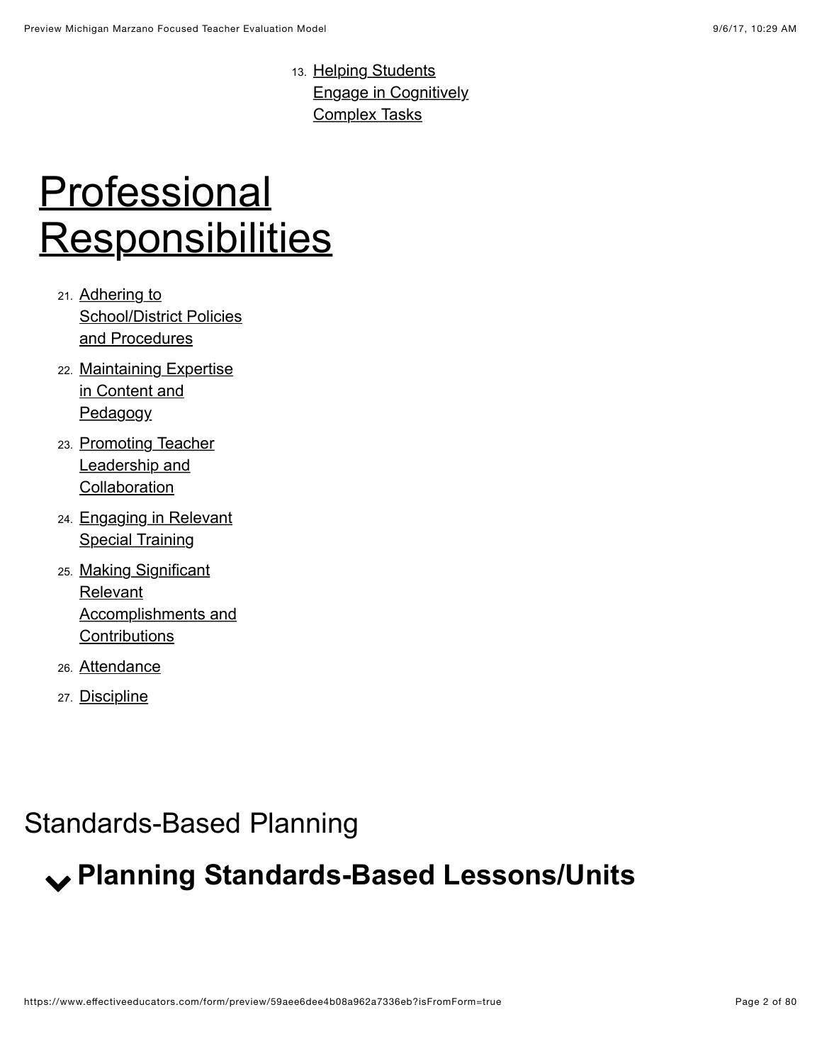13. Helping Students Engage in Cognitively Complex Tasks

# Professional Responsibilities

21. Adhering to School/District Policies and Procedures
22. Maintaining Expertise in Content and Pedagogy
23. Promoting Teacher Leadership and Collaboration
24. Engaging in Relevant Special Training
25. Making Significant Relevant Accomplishments and Contributions
26. Attendance
27. Discipline

## Standards-Based Planning

### Planning Standards-Based Lessons/Units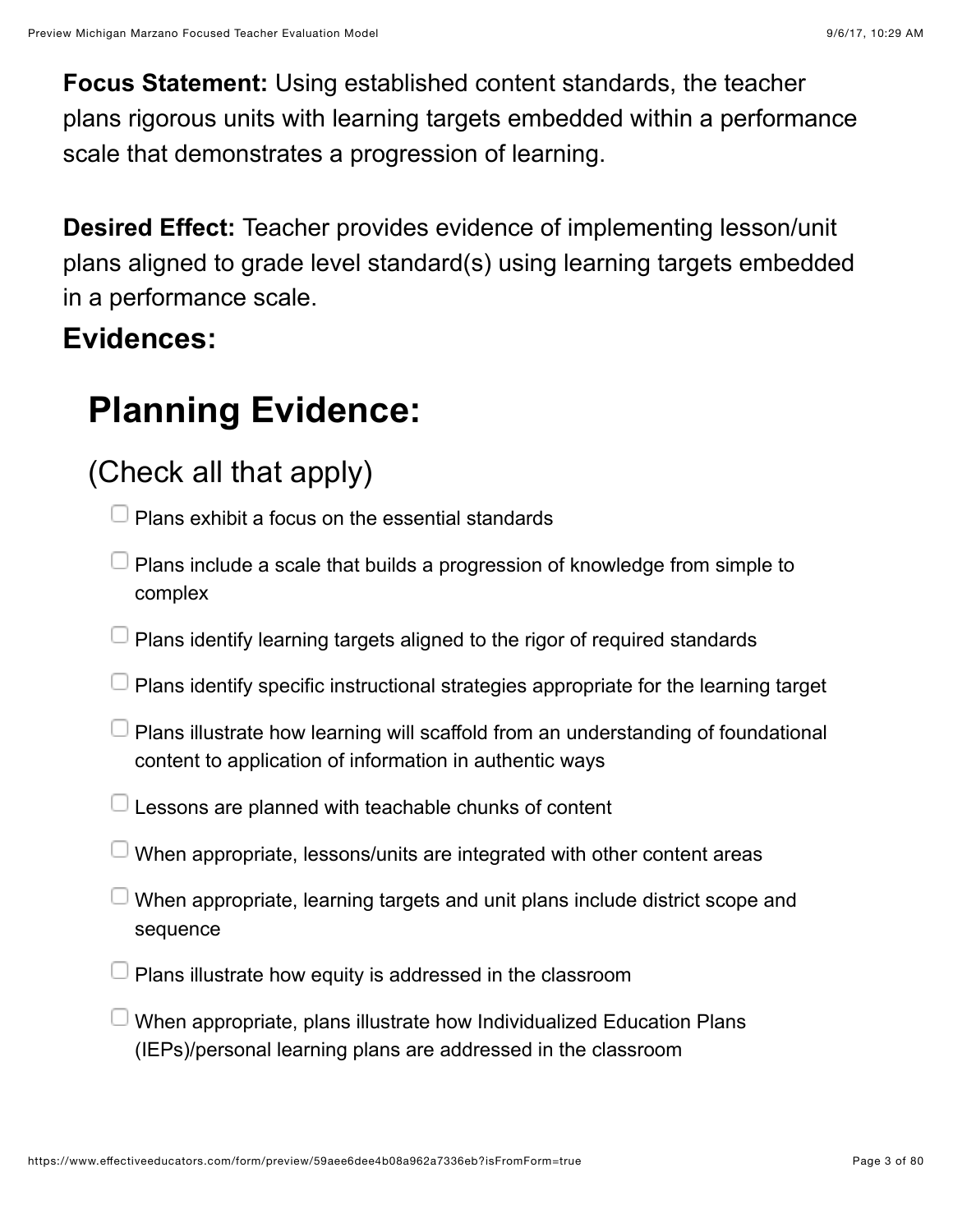**Focus Statement:** Using established content standards, the teacher plans rigorous units with learning targets embedded within a performance scale that demonstrates a progression of learning.

**Desired Effect:** Teacher provides evidence of implementing lesson/unit plans aligned to grade level standard(s) using learning targets embedded in a performance scale.

### Evidences:

# Planning Evidence:

## (Check all that apply)

- [ ] Plans exhibit a focus on the essential standards
- [ ] Plans include a scale that builds a progression of knowledge from simple to complex
- [ ] Plans identify learning targets aligned to the rigor of required standards
- [ ] Plans identify specific instructional strategies appropriate for the learning target
- [ ] Plans illustrate how learning will scaffold from an understanding of foundational content to application of information in authentic ways
- [ ] Lessons are planned with teachable chunks of content
- [ ] When appropriate, lessons/units are integrated with other content areas
- [ ] When appropriate, learning targets and unit plans include district scope and sequence
- [ ] Plans illustrate how equity is addressed in the classroom
- [ ] When appropriate, plans illustrate how Individualized Education Plans (IEPs)/personal learning plans are addressed in the classroom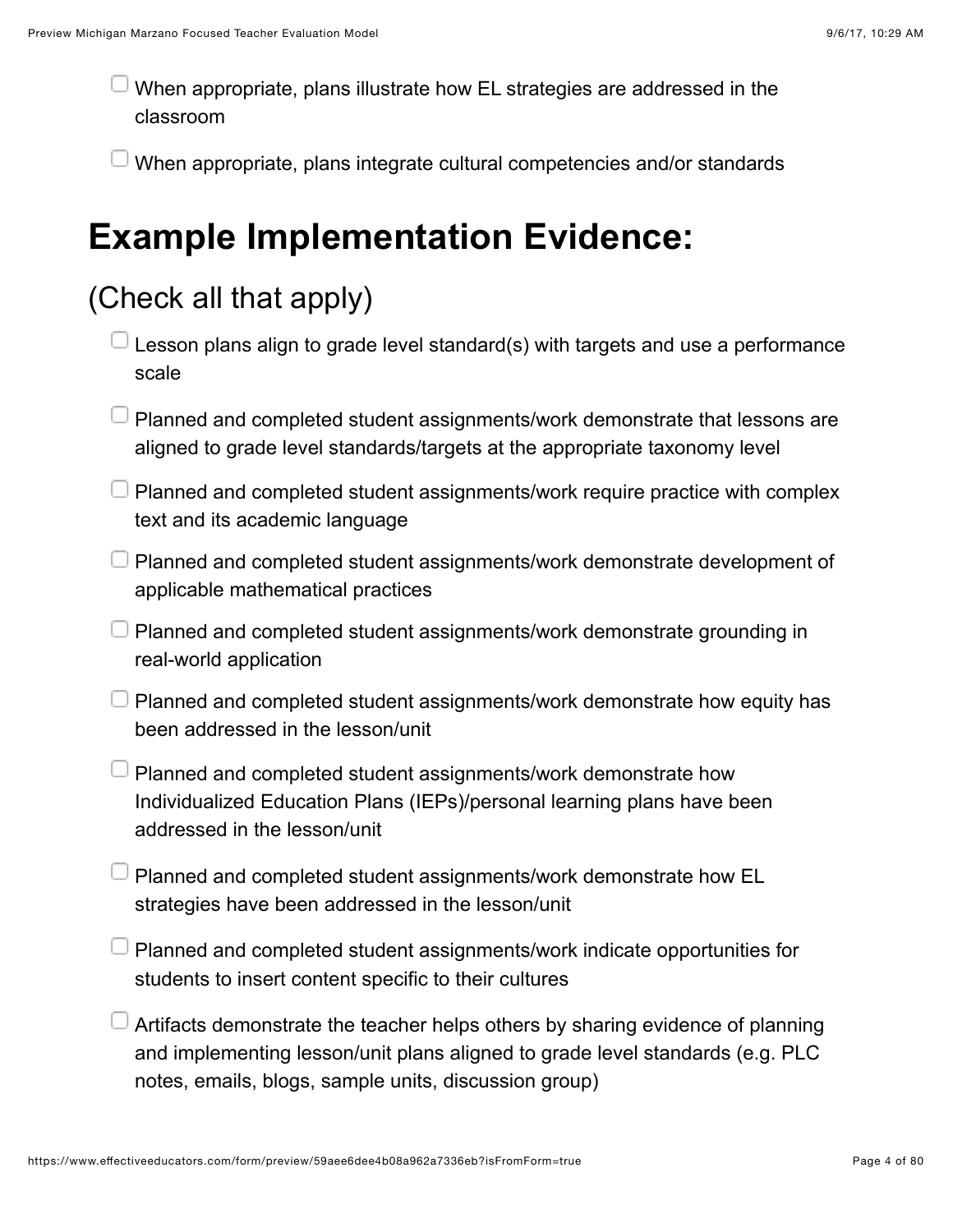- [ ] When appropriate, plans illustrate how EL strategies are addressed in the classroom
- [ ] When appropriate, plans integrate cultural competencies and/or standards

# Example Implementation Evidence:

## (Check all that apply)

- [ ] Lesson plans align to grade level standard(s) with targets and use a performance scale
- [ ] Planned and completed student assignments/work demonstrate that lessons are aligned to grade level standards/targets at the appropriate taxonomy level
- [ ] Planned and completed student assignments/work require practice with complex text and its academic language
- [ ] Planned and completed student assignments/work demonstrate development of applicable mathematical practices
- [ ] Planned and completed student assignments/work demonstrate grounding in real-world application
- [ ] Planned and completed student assignments/work demonstrate how equity has been addressed in the lesson/unit
- [ ] Planned and completed student assignments/work demonstrate how Individualized Education Plans (IEPs)/personal learning plans have been addressed in the lesson/unit
- [ ] Planned and completed student assignments/work demonstrate how EL strategies have been addressed in the lesson/unit
- [ ] Planned and completed student assignments/work indicate opportunities for students to insert content specific to their cultures
- [ ] Artifacts demonstrate the teacher helps others by sharing evidence of planning and implementing lesson/unit plans aligned to grade level standards (e.g. PLC notes, emails, blogs, sample units, discussion group)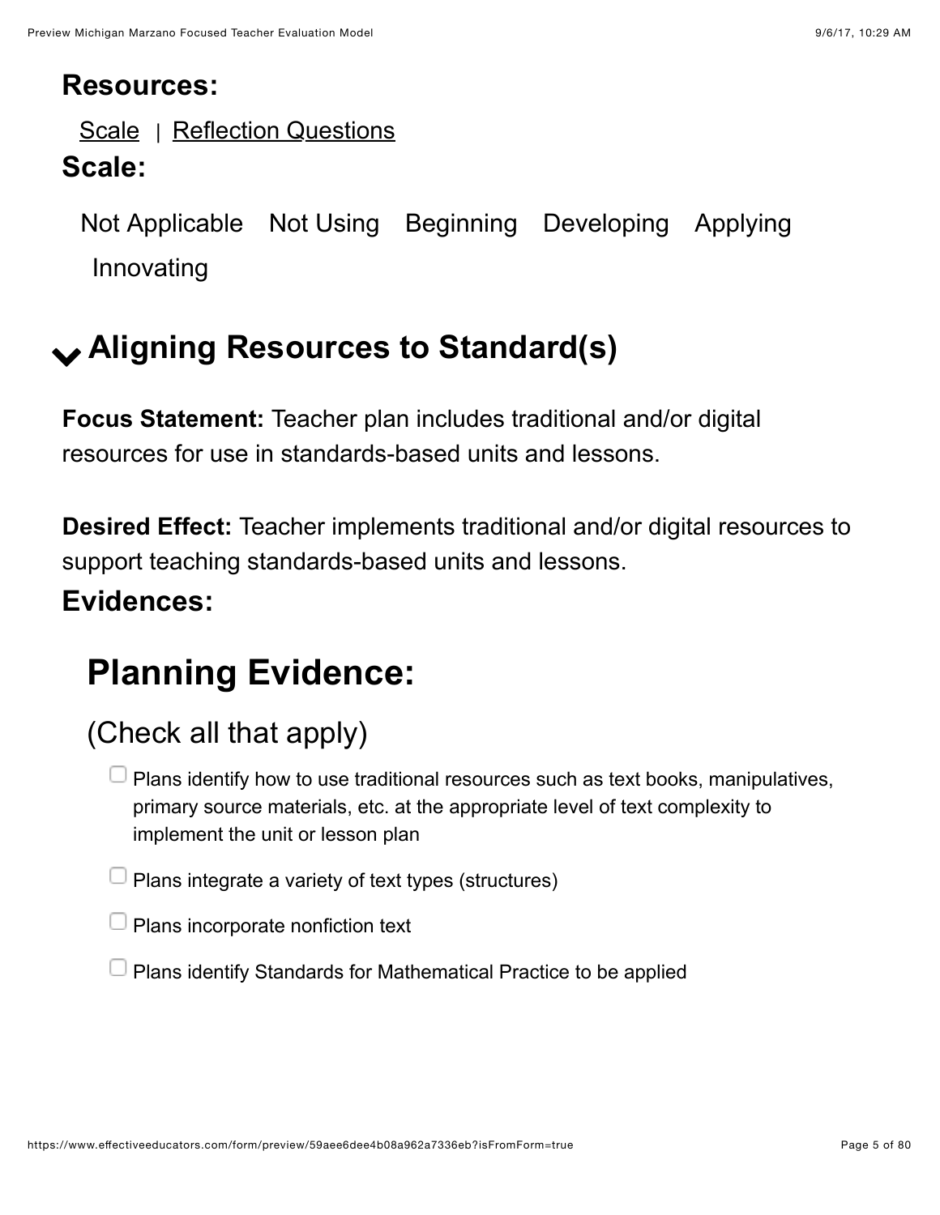## Resources:

Scale | Reflection Questions

## Scale:

Not Applicable    Not Using    Beginning    Developing    Applying    Innovating

## Aligning Resources to Standard(s)

**Focus Statement:** Teacher plan includes traditional and/or digital resources for use in standards-based units and lessons.

**Desired Effect:** Teacher implements traditional and/or digital resources to support teaching standards-based units and lessons.

## Evidences:

# Planning Evidence:

(Check all that apply)

- [ ] Plans identify how to use traditional resources such as text books, manipulatives, primary source materials, etc. at the appropriate level of text complexity to implement the unit or lesson plan
- [ ] Plans integrate a variety of text types (structures)
- [ ] Plans incorporate nonfiction text
- [ ] Plans identify Standards for Mathematical Practice to be applied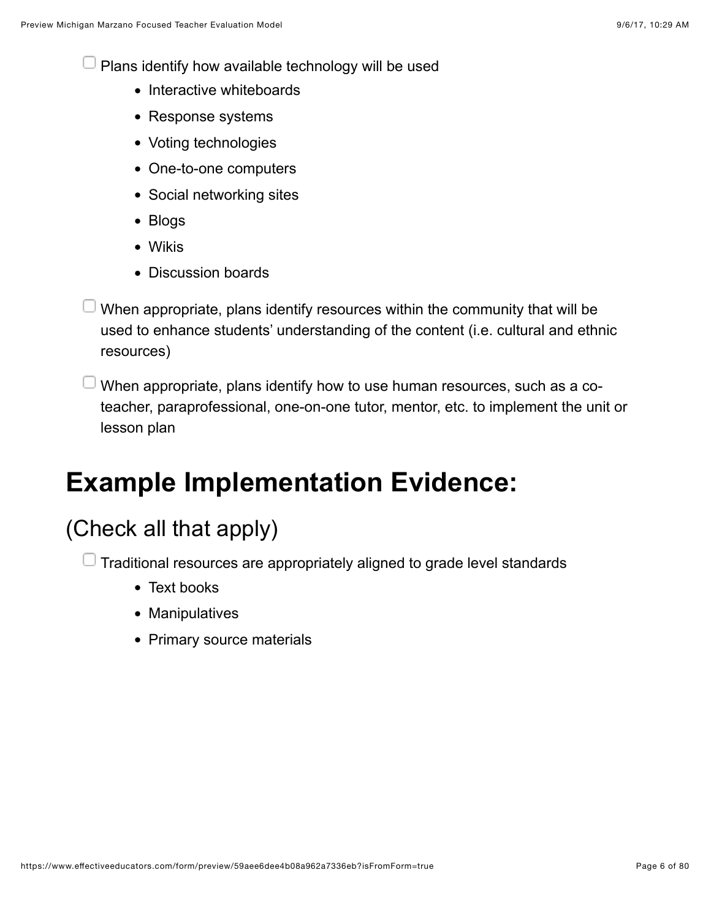- [ ] Plans identify how available technology will be used
    - Interactive whiteboards
    - Response systems
    - Voting technologies
    - One-to-one computers
    - Social networking sites
    - Blogs
    - Wikis
    - Discussion boards
- [ ] When appropriate, plans identify resources within the community that will be used to enhance students' understanding of the content (i.e. cultural and ethnic resources)
- [ ] When appropriate, plans identify how to use human resources, such as a co-teacher, paraprofessional, one-on-one tutor, mentor, etc. to implement the unit or lesson plan

# Example Implementation Evidence:

## (Check all that apply)

- [ ] Traditional resources are appropriately aligned to grade level standards
    - Text books
    - Manipulatives
    - Primary source materials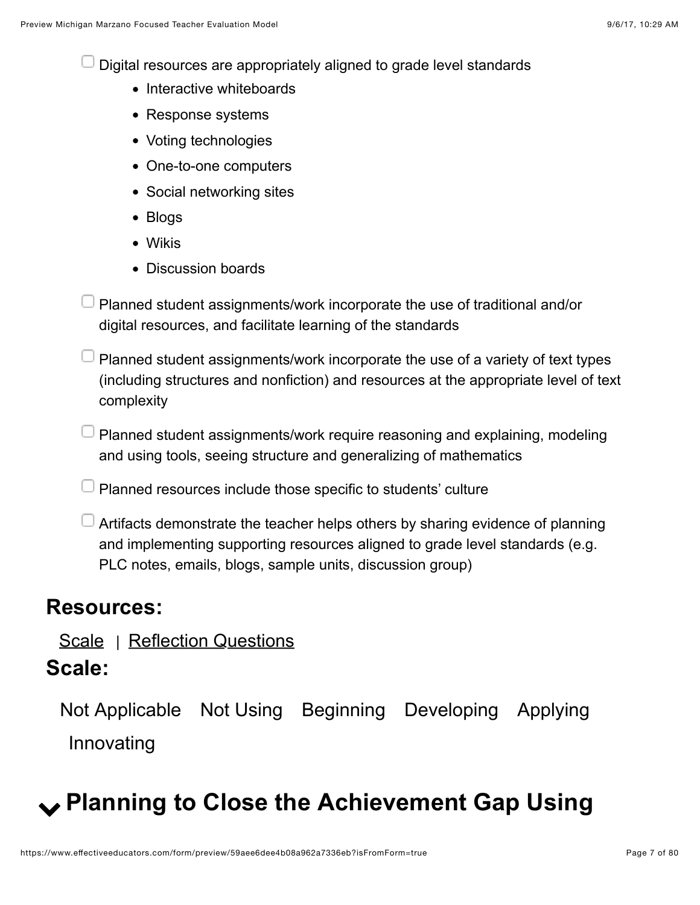- [ ] Digital resources are appropriately aligned to grade level standards
    - Interactive whiteboards
    - Response systems
    - Voting technologies
    - One-to-one computers
    - Social networking sites
    - Blogs
    - Wikis
    - Discussion boards
- [ ] Planned student assignments/work incorporate the use of traditional and/or digital resources, and facilitate learning of the standards
- [ ] Planned student assignments/work incorporate the use of a variety of text types (including structures and nonfiction) and resources at the appropriate level of text complexity
- [ ] Planned student assignments/work require reasoning and explaining, modeling and using tools, seeing structure and generalizing of mathematics
- [ ] Planned resources include those specific to students' culture
- [ ] Artifacts demonstrate the teacher helps others by sharing evidence of planning and implementing supporting resources aligned to grade level standards (e.g. PLC notes, emails, blogs, sample units, discussion group)

## Resources:

Scale | Reflection Questions

## Scale:

Not Applicable Not Using Beginning Developing Applying Innovating

# Planning to Close the Achievement Gap Using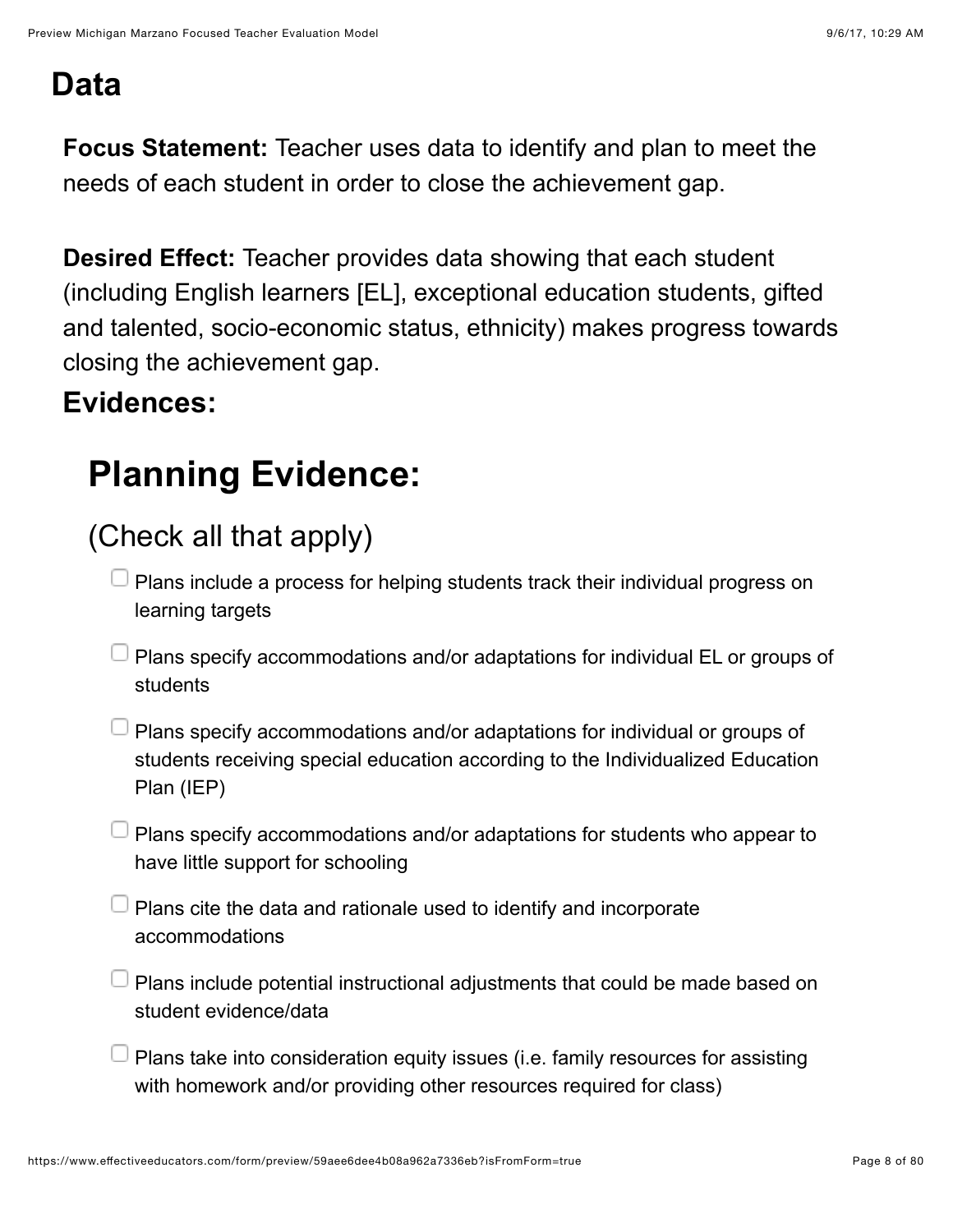# Data

**Focus Statement:** Teacher uses data to identify and plan to meet the needs of each student in order to close the achievement gap.

**Desired Effect:** Teacher provides data showing that each student (including English learners [EL], exceptional education students, gifted and talented, socio-economic status, ethnicity) makes progress towards closing the achievement gap.

**Evidences:**

## Planning Evidence:

### (Check all that apply)

- [ ] Plans include a process for helping students track their individual progress on learning targets
- [ ] Plans specify accommodations and/or adaptations for individual EL or groups of students
- [ ] Plans specify accommodations and/or adaptations for individual or groups of students receiving special education according to the Individualized Education Plan (IEP)
- [ ] Plans specify accommodations and/or adaptations for students who appear to have little support for schooling
- [ ] Plans cite the data and rationale used to identify and incorporate accommodations
- [ ] Plans include potential instructional adjustments that could be made based on student evidence/data
- [ ] Plans take into consideration equity issues (i.e. family resources for assisting with homework and/or providing other resources required for class)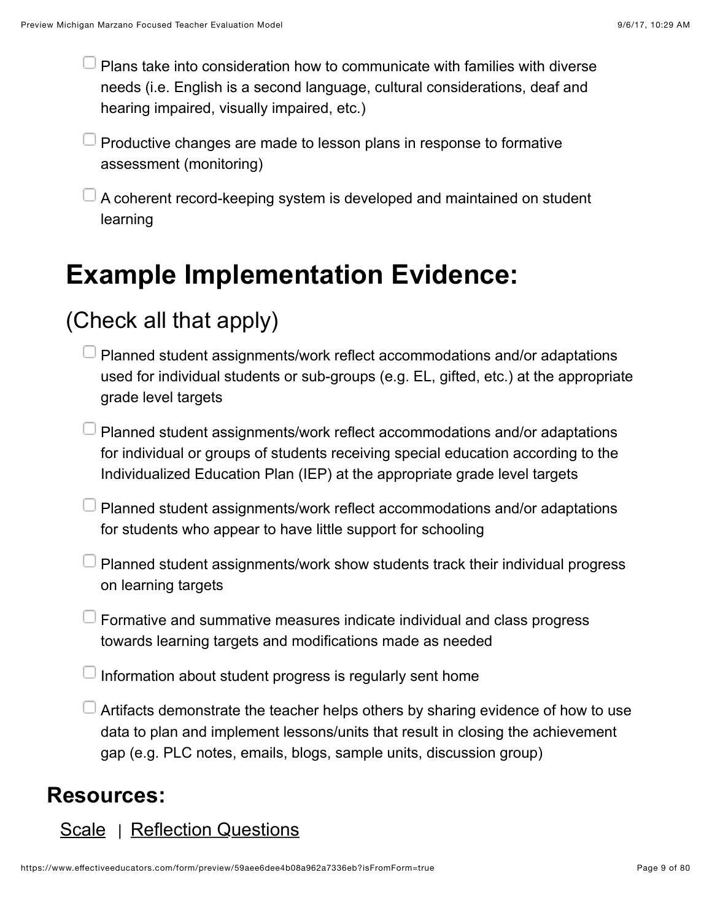- [ ] Plans take into consideration how to communicate with families with diverse needs (i.e. English is a second language, cultural considerations, deaf and hearing impaired, visually impaired, etc.)
- [ ] Productive changes are made to lesson plans in response to formative assessment (monitoring)
- [ ] A coherent record-keeping system is developed and maintained on student learning

# Example Implementation Evidence:

## (Check all that apply)

- [ ] Planned student assignments/work reflect accommodations and/or adaptations used for individual students or sub-groups (e.g. EL, gifted, etc.) at the appropriate grade level targets
- [ ] Planned student assignments/work reflect accommodations and/or adaptations for individual or groups of students receiving special education according to the Individualized Education Plan (IEP) at the appropriate grade level targets
- [ ] Planned student assignments/work reflect accommodations and/or adaptations for students who appear to have little support for schooling
- [ ] Planned student assignments/work show students track their individual progress on learning targets
- [ ] Formative and summative measures indicate individual and class progress towards learning targets and modifications made as needed
- [ ] Information about student progress is regularly sent home
- [ ] Artifacts demonstrate the teacher helps others by sharing evidence of how to use data to plan and implement lessons/units that result in closing the achievement gap (e.g. PLC notes, emails, blogs, sample units, discussion group)

## Resources:

Scale | Reflection Questions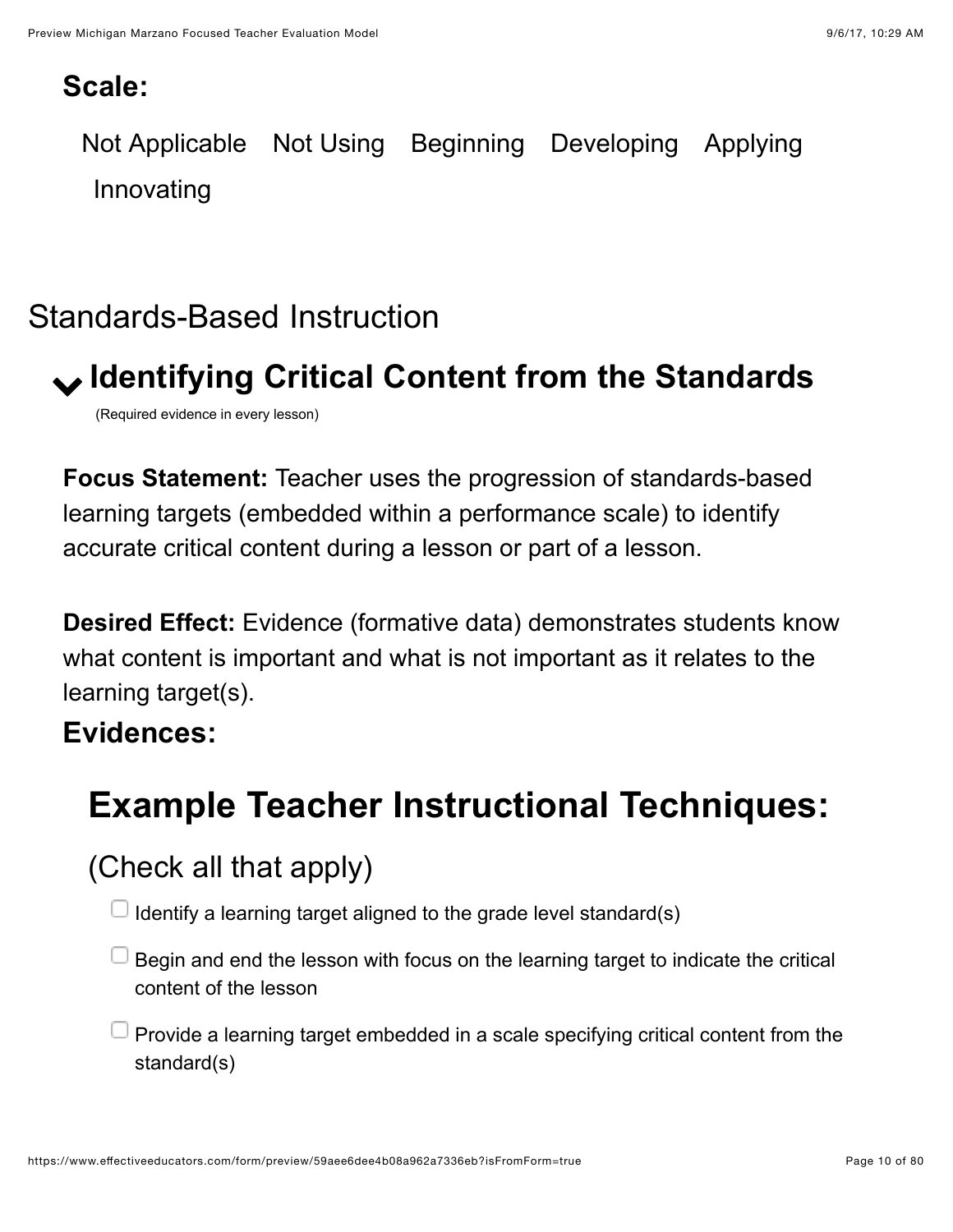**Scale:**

Not Applicable Not Using Beginning Developing Applying Innovating

## Standards-Based Instruction

### Identifying Critical Content from the Standards

(Required evidence in every lesson)

**Focus Statement:** Teacher uses the progression of standards-based learning targets (embedded within a performance scale) to identify accurate critical content during a lesson or part of a lesson.

**Desired Effect:** Evidence (formative data) demonstrates students know what content is important and what is not important as it relates to the learning target(s).

**Evidences:**

## Example Teacher Instructional Techniques:

(Check all that apply)

- [ ] Identify a learning target aligned to the grade level standard(s)
- [ ] Begin and end the lesson with focus on the learning target to indicate the critical content of the lesson
- [ ] Provide a learning target embedded in a scale specifying critical content from the standard(s)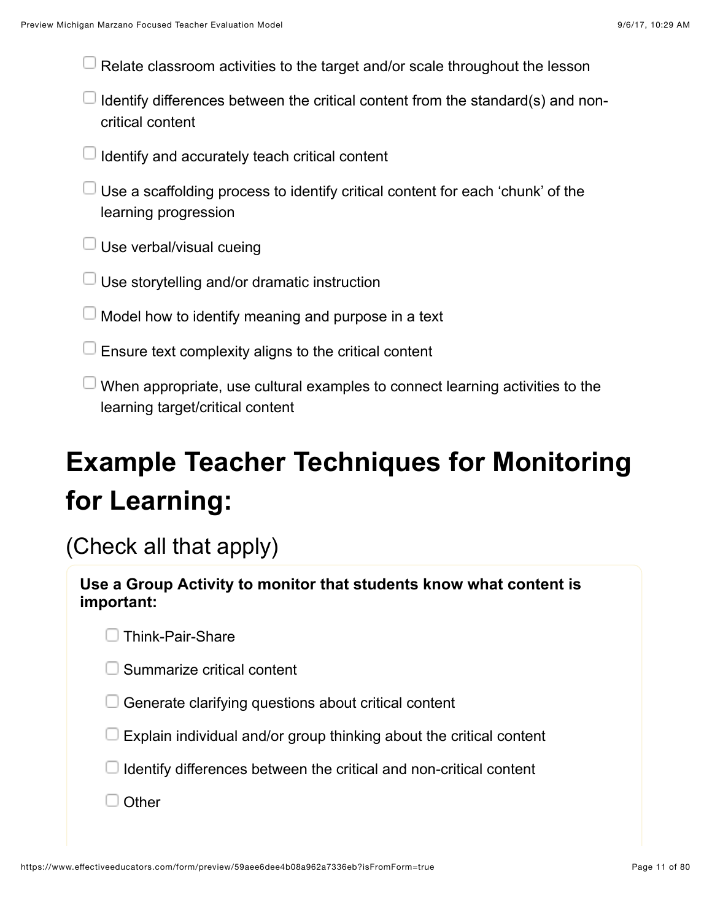- [ ] Relate classroom activities to the target and/or scale throughout the lesson
- [ ] Identify differences between the critical content from the standard(s) and non-critical content
- [ ] Identify and accurately teach critical content
- [ ] Use a scaffolding process to identify critical content for each ‘chunk’ of the learning progression
- [ ] Use verbal/visual cueing
- [ ] Use storytelling and/or dramatic instruction
- [ ] Model how to identify meaning and purpose in a text
- [ ] Ensure text complexity aligns to the critical content
- [ ] When appropriate, use cultural examples to connect learning activities to the learning target/critical content

# Example Teacher Techniques for Monitoring for Learning:

## (Check all that apply)

**Use a Group Activity to monitor that students know what content is important:**

- [ ] Think-Pair-Share
- [ ] Summarize critical content
- [ ] Generate clarifying questions about critical content
- [ ] Explain individual and/or group thinking about the critical content
- [ ] Identify differences between the critical and non-critical content
- [ ] Other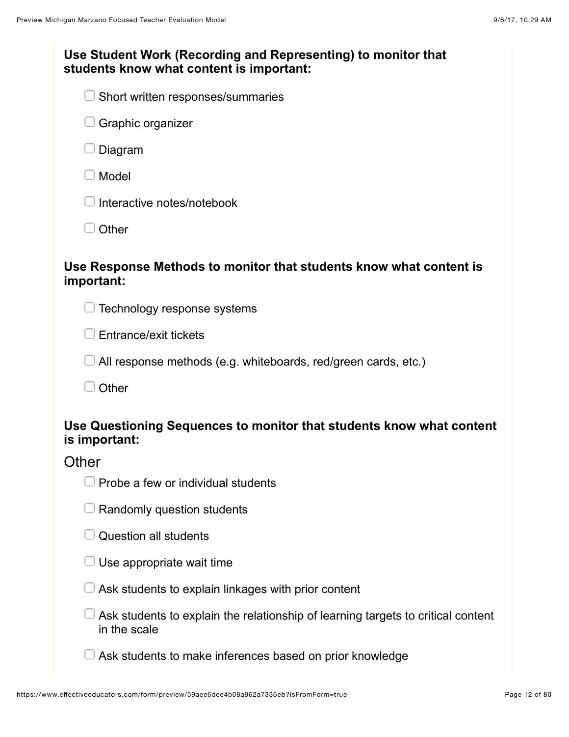**Use Student Work (Recording and Representing) to monitor that students know what content is important:**

- [ ] Short written responses/summaries
- [ ] Graphic organizer
- [ ] Diagram
- [ ] Model
- [ ] Interactive notes/notebook
- [ ] Other

**Use Response Methods to monitor that students know what content is important:**

- [ ] Technology response systems
- [ ] Entrance/exit tickets
- [ ] All response methods (e.g. whiteboards, red/green cards, etc.)
- [ ] Other

**Use Questioning Sequences to monitor that students know what content is important:**

Other

- [ ] Probe a few or individual students
- [ ] Randomly question students
- [ ] Question all students
- [ ] Use appropriate wait time
- [ ] Ask students to explain linkages with prior content
- [ ] Ask students to explain the relationship of learning targets to critical content in the scale
- [ ] Ask students to make inferences based on prior knowledge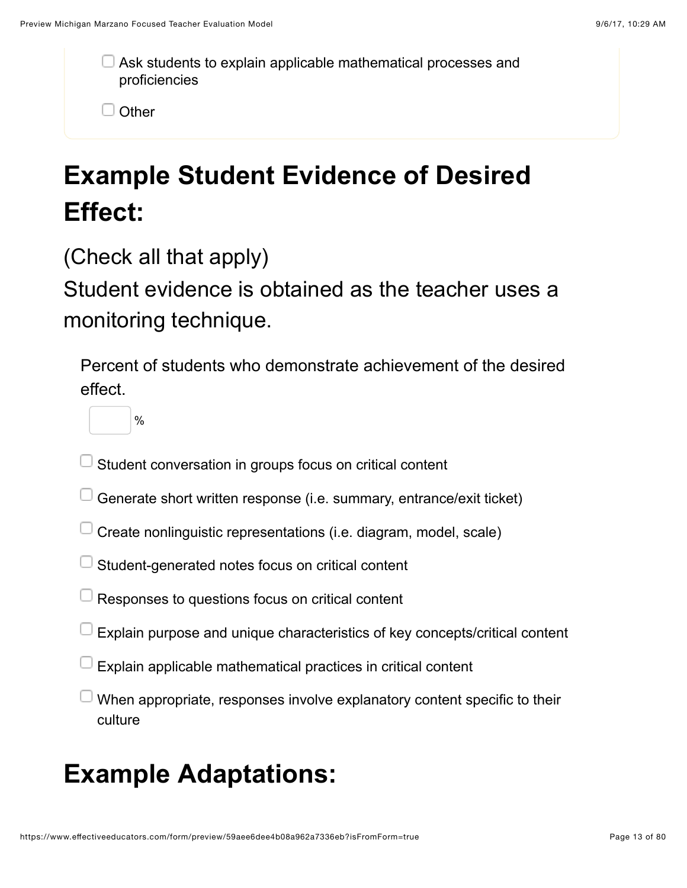- [ ] Ask students to explain applicable mathematical processes and proficiencies
- [ ] Other

## Example Student Evidence of Desired Effect:

(Check all that apply)
Student evidence is obtained as the teacher uses a monitoring technique.

Percent of students who demonstrate achievement of the desired effect.

____ %

- [ ] Student conversation in groups focus on critical content
- [ ] Generate short written response (i.e. summary, entrance/exit ticket)
- [ ] Create nonlinguistic representations (i.e. diagram, model, scale)
- [ ] Student-generated notes focus on critical content
- [ ] Responses to questions focus on critical content
- [ ] Explain purpose and unique characteristics of key concepts/critical content
- [ ] Explain applicable mathematical practices in critical content
- [ ] When appropriate, responses involve explanatory content specific to their culture

## Example Adaptations: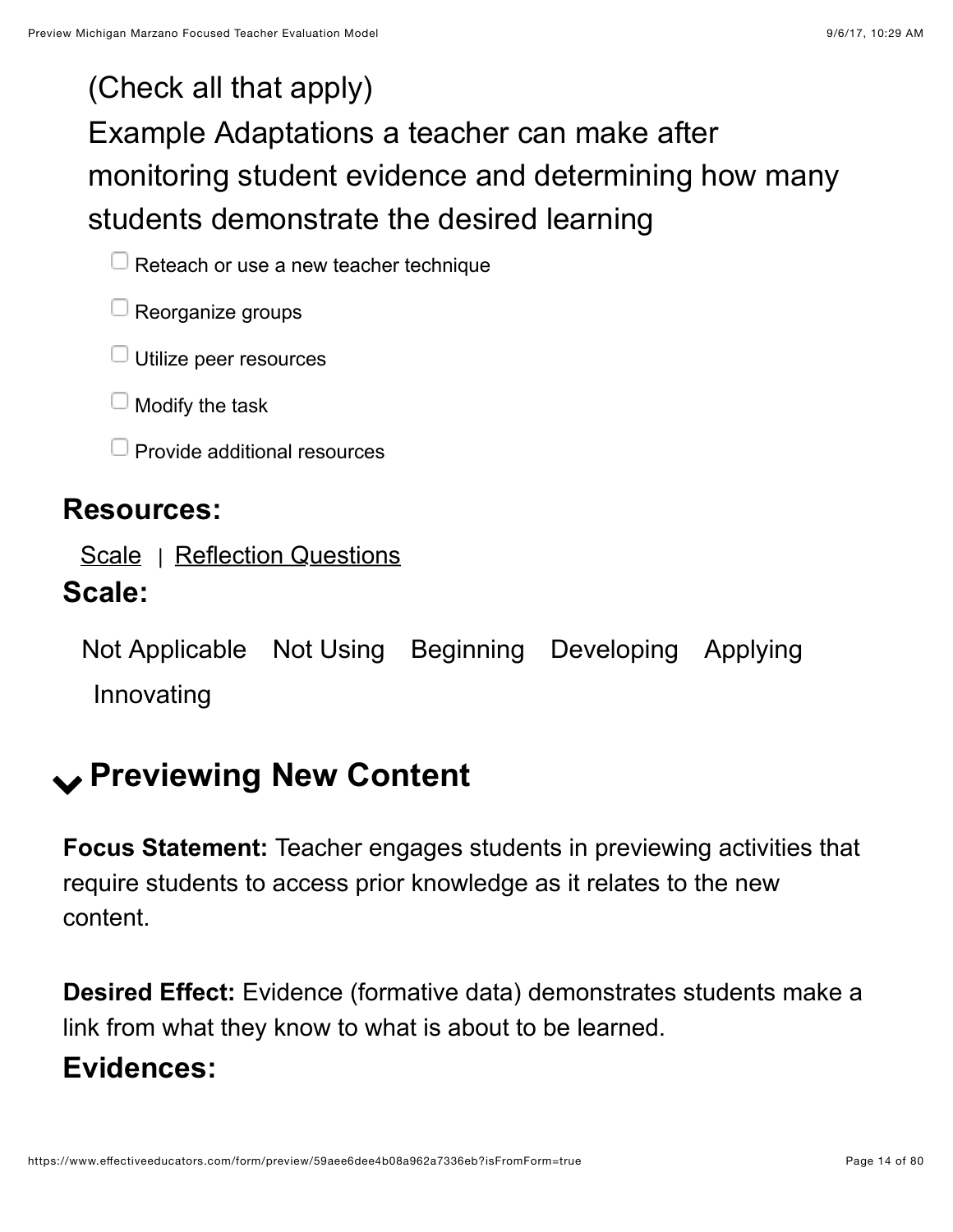(Check all that apply)
Example Adaptations a teacher can make after monitoring student evidence and determining how many students demonstrate the desired learning

- [ ] Reteach or use a new teacher technique
- [ ] Reorganize groups
- [ ] Utilize peer resources
- [ ] Modify the task
- [ ] Provide additional resources

### Resources:

Scale | Reflection Questions

### Scale:

Not Applicable Not Using Beginning Developing Applying Innovating

## Previewing New Content

**Focus Statement:** Teacher engages students in previewing activities that require students to access prior knowledge as it relates to the new content.

**Desired Effect:** Evidence (formative data) demonstrates students make a link from what they know to what is about to be learned.

### Evidences: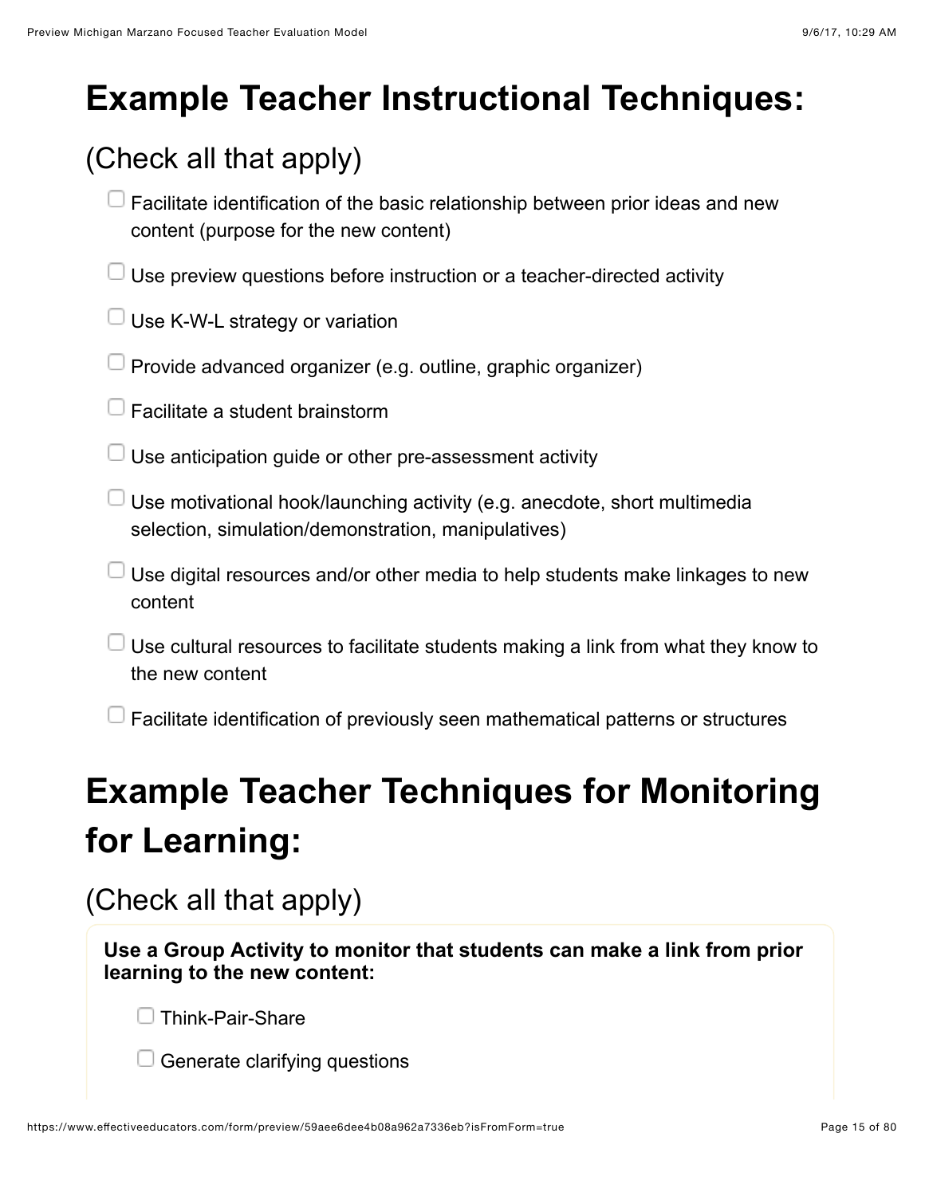# Example Teacher Instructional Techniques:

## (Check all that apply)

- ☐ Facilitate identification of the basic relationship between prior ideas and new content (purpose for the new content)
- ☐ Use preview questions before instruction or a teacher-directed activity
- ☐ Use K-W-L strategy or variation
- ☐ Provide advanced organizer (e.g. outline, graphic organizer)
- ☐ Facilitate a student brainstorm
- ☐ Use anticipation guide or other pre-assessment activity
- ☐ Use motivational hook/launching activity (e.g. anecdote, short multimedia selection, simulation/demonstration, manipulatives)
- ☐ Use digital resources and/or other media to help students make linkages to new content
- ☐ Use cultural resources to facilitate students making a link from what they know to the new content
- ☐ Facilitate identification of previously seen mathematical patterns or structures

# Example Teacher Techniques for Monitoring for Learning:

## (Check all that apply)

**Use a Group Activity to monitor that students can make a link from prior learning to the new content:**

- ☐ Think-Pair-Share
- ☐ Generate clarifying questions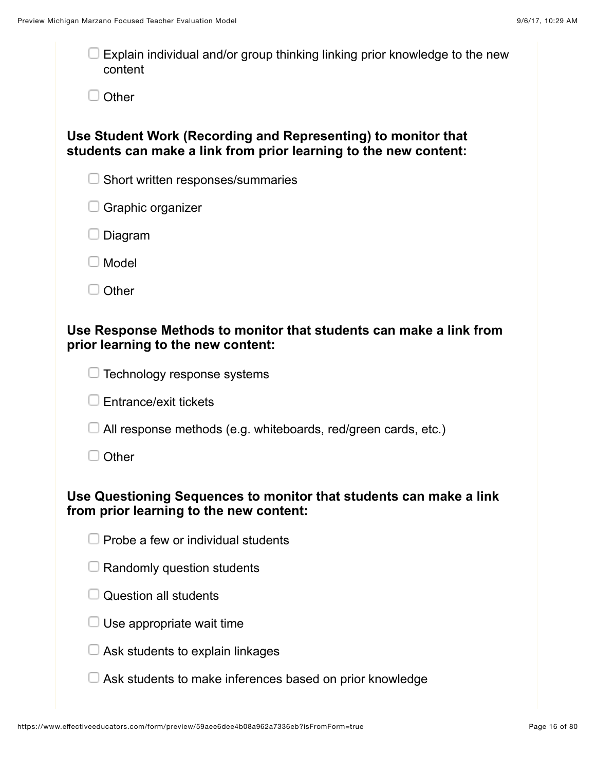- [ ] Explain individual and/or group thinking linking prior knowledge to the new content
- [ ] Other

**Use Student Work (Recording and Representing) to monitor that students can make a link from prior learning to the new content:**

- [ ] Short written responses/summaries
- [ ] Graphic organizer
- [ ] Diagram
- [ ] Model
- [ ] Other

**Use Response Methods to monitor that students can make a link from prior learning to the new content:**

- [ ] Technology response systems
- [ ] Entrance/exit tickets
- [ ] All response methods (e.g. whiteboards, red/green cards, etc.)
- [ ] Other

**Use Questioning Sequences to monitor that students can make a link from prior learning to the new content:**

- [ ] Probe a few or individual students
- [ ] Randomly question students
- [ ] Question all students
- [ ] Use appropriate wait time
- [ ] Ask students to explain linkages
- [ ] Ask students to make inferences based on prior knowledge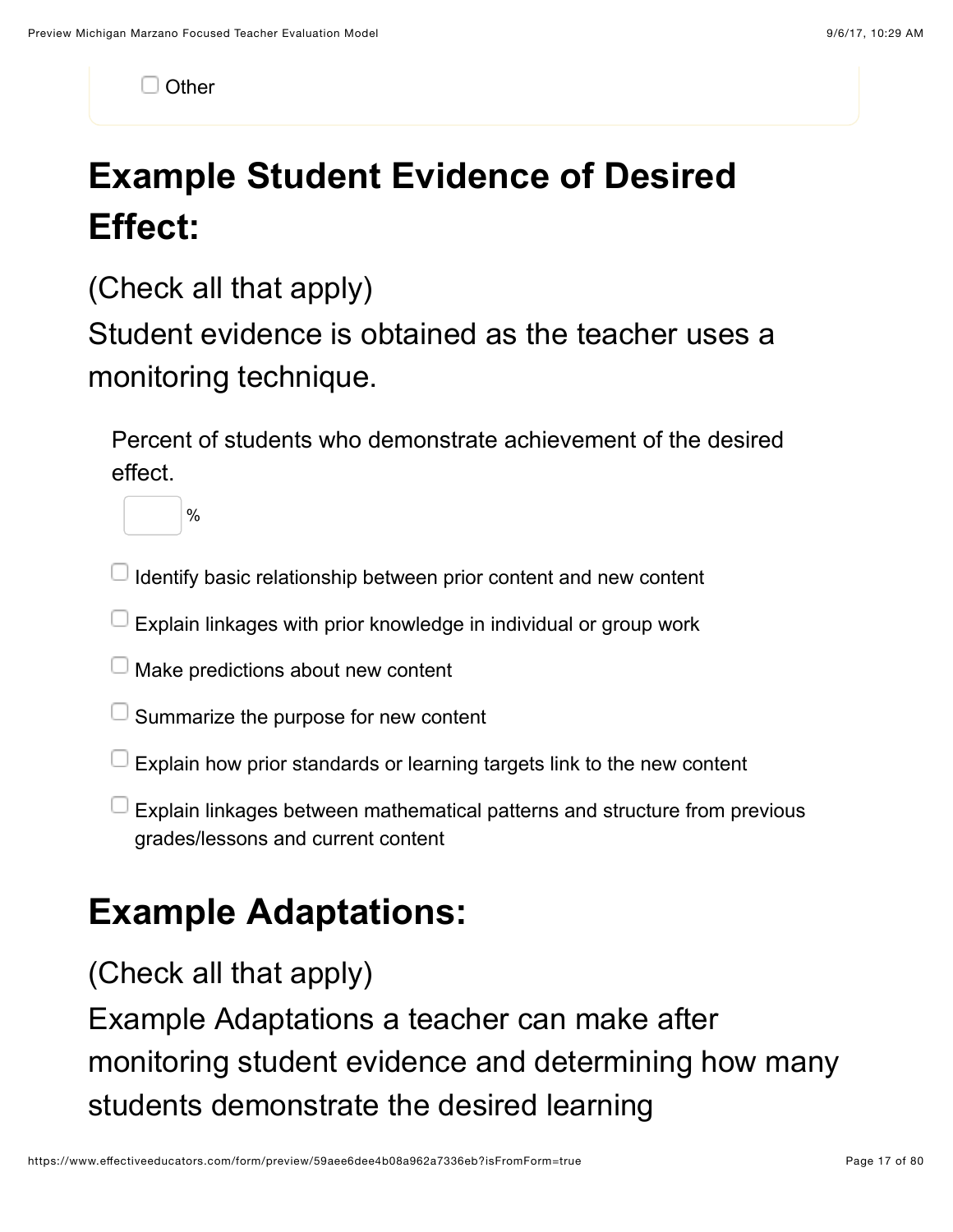- [ ] Other

## Example Student Evidence of Desired Effect:

(Check all that apply)

Student evidence is obtained as the teacher uses a monitoring technique.

Percent of students who demonstrate achievement of the desired effect.

____ %

- [ ] Identify basic relationship between prior content and new content
- [ ] Explain linkages with prior knowledge in individual or group work
- [ ] Make predictions about new content
- [ ] Summarize the purpose for new content
- [ ] Explain how prior standards or learning targets link to the new content
- [ ] Explain linkages between mathematical patterns and structure from previous grades/lessons and current content

## Example Adaptations:

(Check all that apply)

Example Adaptations a teacher can make after monitoring student evidence and determining how many students demonstrate the desired learning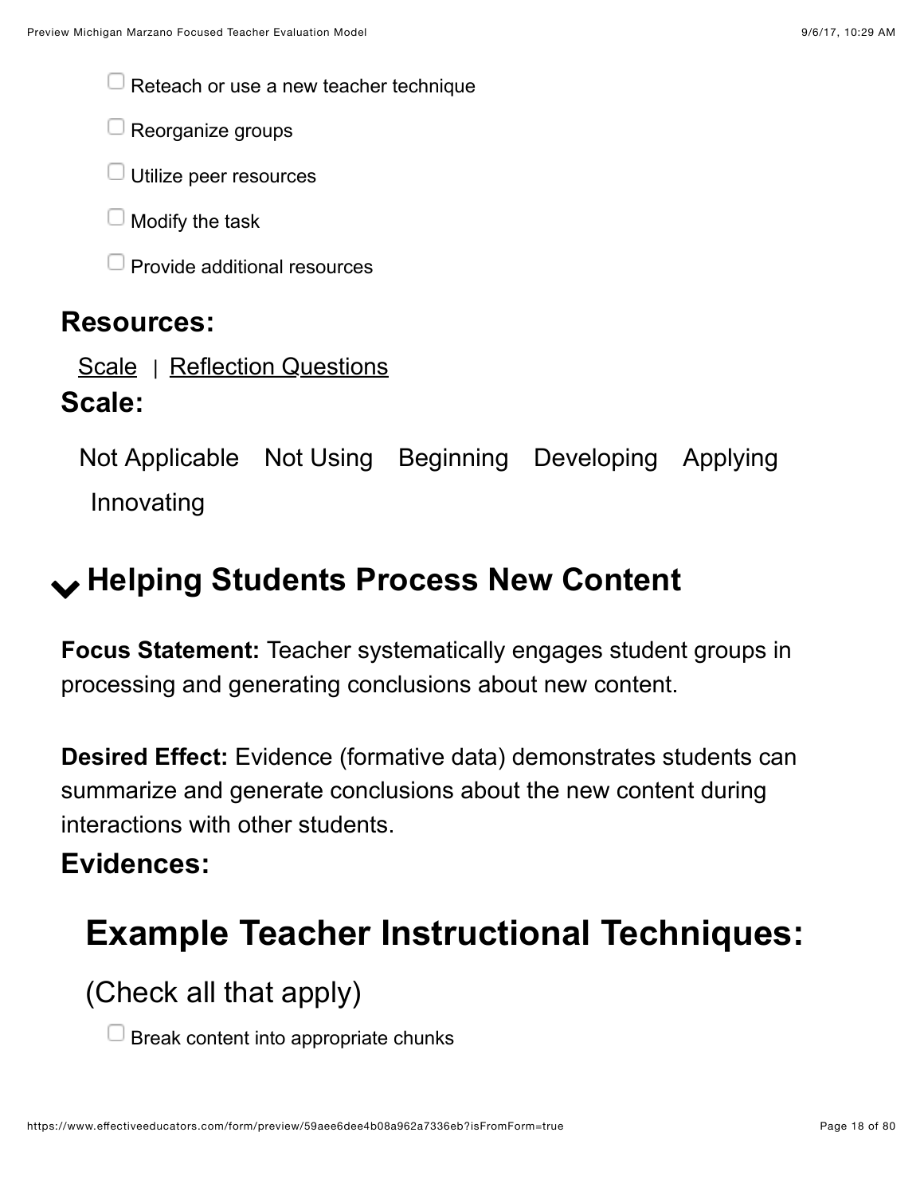- [ ] Reteach or use a new teacher technique
- [ ] Reorganize groups
- [ ] Utilize peer resources
- [ ] Modify the task
- [ ] Provide additional resources

### Resources:

Scale | Reflection Questions

### Scale:

Not Applicable Not Using Beginning Developing Applying Innovating

## Helping Students Process New Content

**Focus Statement:** Teacher systematically engages student groups in processing and generating conclusions about new content.

**Desired Effect:** Evidence (formative data) demonstrates students can summarize and generate conclusions about the new content during interactions with other students.

### Evidences:

## Example Teacher Instructional Techniques:

(Check all that apply)

- [ ] Break content into appropriate chunks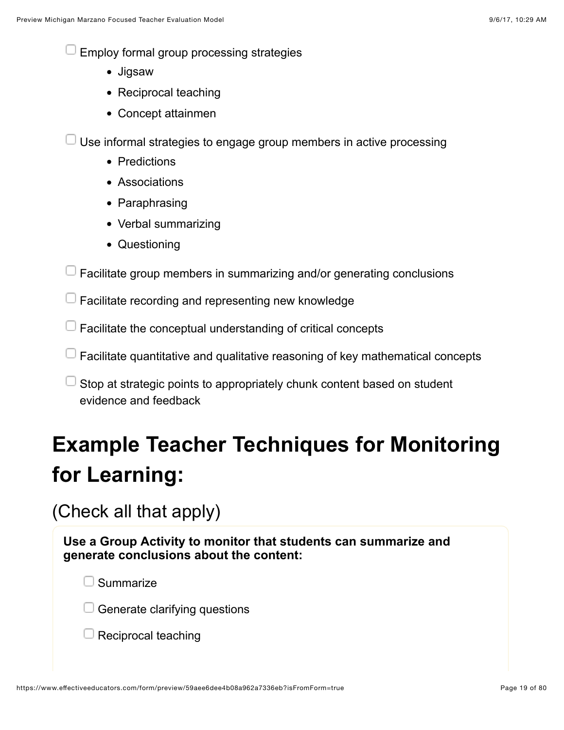- [ ] Employ formal group processing strategies
    - Jigsaw
    - Reciprocal teaching
    - Concept attainmen
- [ ] Use informal strategies to engage group members in active processing
    - Predictions
    - Associations
    - Paraphrasing
    - Verbal summarizing
    - Questioning
- [ ] Facilitate group members in summarizing and/or generating conclusions
- [ ] Facilitate recording and representing new knowledge
- [ ] Facilitate the conceptual understanding of critical concepts
- [ ] Facilitate quantitative and qualitative reasoning of key mathematical concepts
- [ ] Stop at strategic points to appropriately chunk content based on student evidence and feedback

# Example Teacher Techniques for Monitoring for Learning:

## (Check all that apply)

**Use a Group Activity to monitor that students can summarize and generate conclusions about the content:**

- [ ] Summarize
- [ ] Generate clarifying questions
- [ ] Reciprocal teaching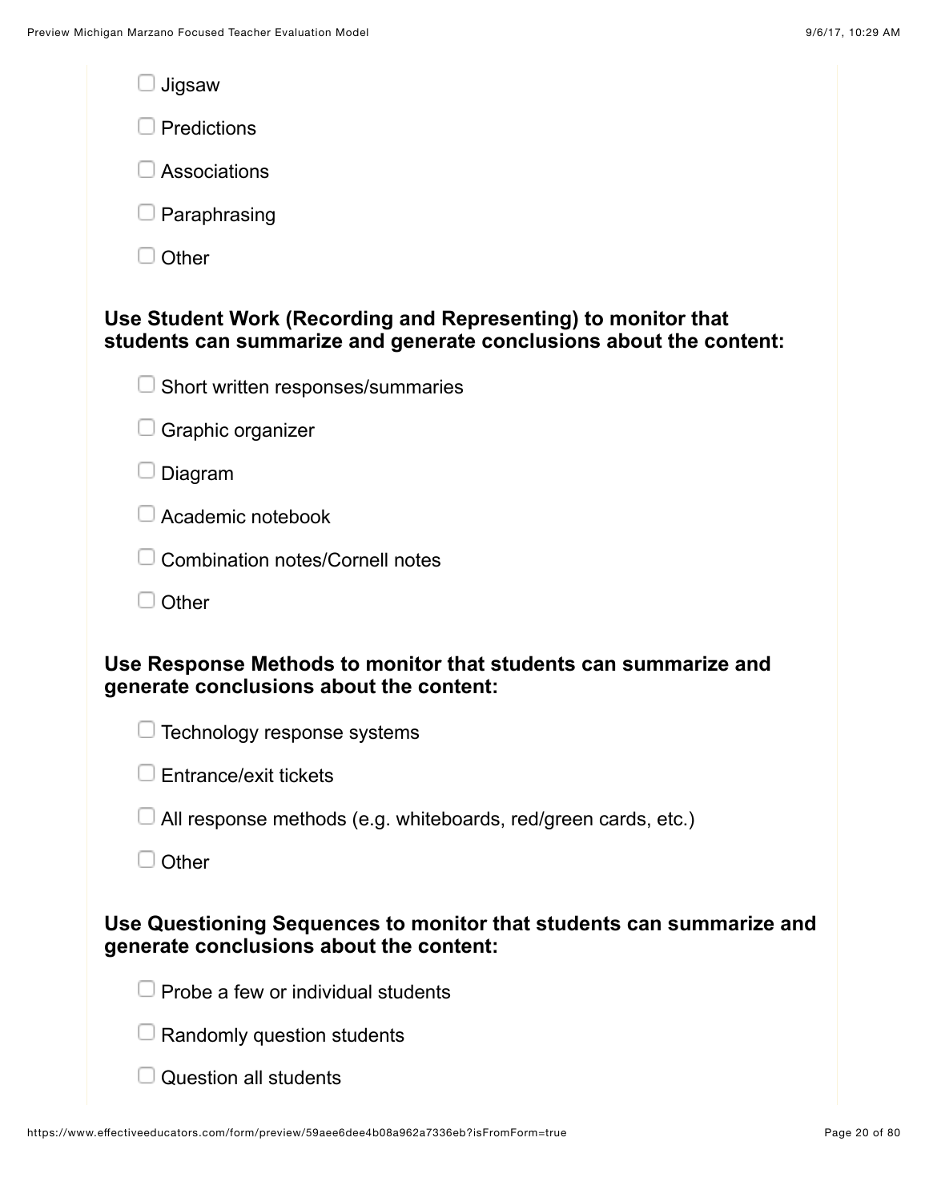- ☐ Jigsaw
- ☐ Predictions
- ☐ Associations
- ☐ Paraphrasing
- ☐ Other

**Use Student Work (Recording and Representing) to monitor that students can summarize and generate conclusions about the content:**

- ☐ Short written responses/summaries
- ☐ Graphic organizer
- ☐ Diagram
- ☐ Academic notebook
- ☐ Combination notes/Cornell notes
- ☐ Other

**Use Response Methods to monitor that students can summarize and generate conclusions about the content:**

- ☐ Technology response systems
- ☐ Entrance/exit tickets
- ☐ All response methods (e.g. whiteboards, red/green cards, etc.)
- ☐ Other

**Use Questioning Sequences to monitor that students can summarize and generate conclusions about the content:**

- ☐ Probe a few or individual students
- ☐ Randomly question students
- ☐ Question all students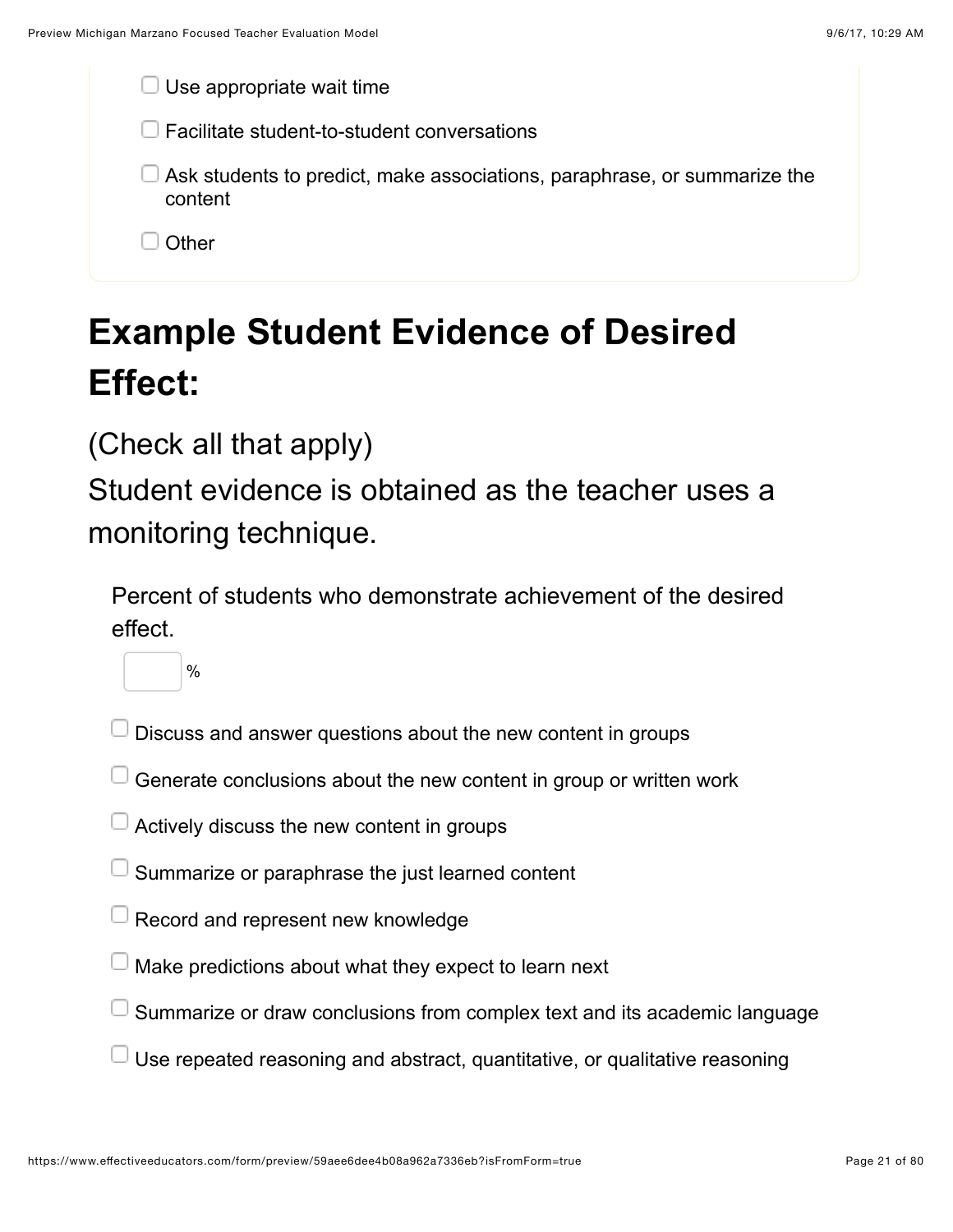- [ ] Use appropriate wait time
- [ ] Facilitate student-to-student conversations
- [ ] Ask students to predict, make associations, paraphrase, or summarize the content
- [ ] Other

## Example Student Evidence of Desired Effect:

(Check all that apply)

Student evidence is obtained as the teacher uses a monitoring technique.

Percent of students who demonstrate achievement of the desired effect.

[    ] %

- [ ] Discuss and answer questions about the new content in groups
- [ ] Generate conclusions about the new content in group or written work
- [ ] Actively discuss the new content in groups
- [ ] Summarize or paraphrase the just learned content
- [ ] Record and represent new knowledge
- [ ] Make predictions about what they expect to learn next
- [ ] Summarize or draw conclusions from complex text and its academic language
- [ ] Use repeated reasoning and abstract, quantitative, or qualitative reasoning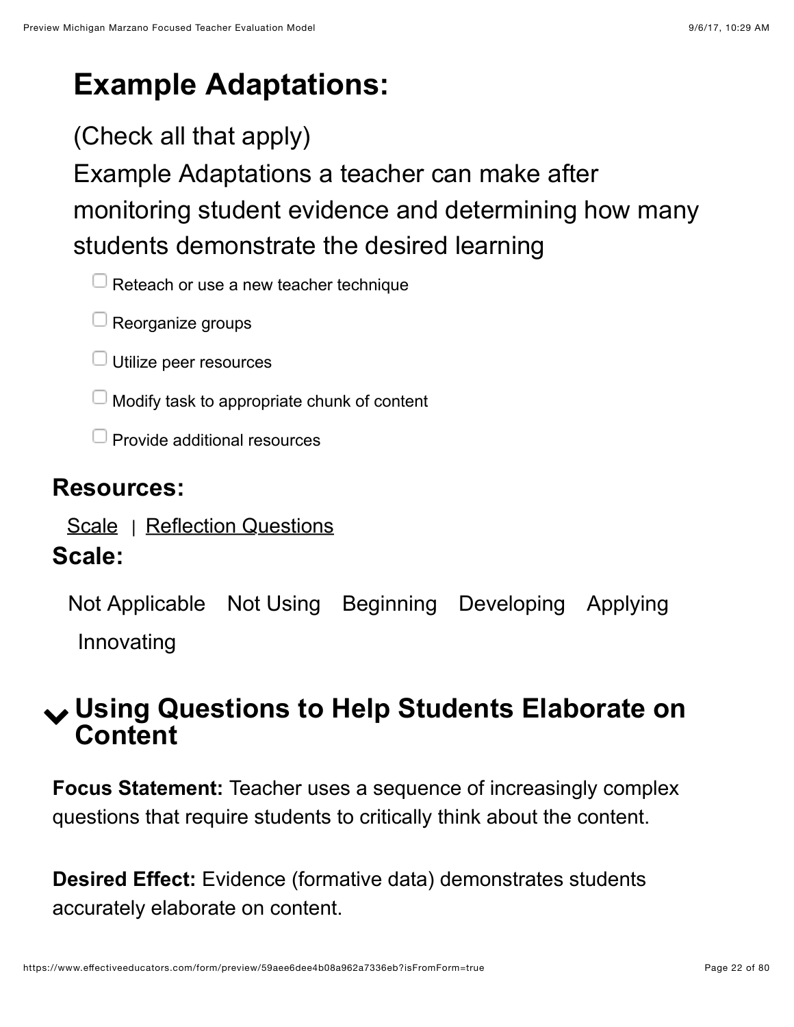## Example Adaptations:

(Check all that apply)

Example Adaptations a teacher can make after monitoring student evidence and determining how many students demonstrate the desired learning

- [ ] Reteach or use a new teacher technique
- [ ] Reorganize groups
- [ ] Utilize peer resources
- [ ] Modify task to appropriate chunk of content
- [ ] Provide additional resources

### Resources:

Scale | Reflection Questions

### Scale:

Not Applicable Not Using Beginning Developing Applying Innovating

## Using Questions to Help Students Elaborate on Content

**Focus Statement:** Teacher uses a sequence of increasingly complex questions that require students to critically think about the content.

**Desired Effect:** Evidence (formative data) demonstrates students accurately elaborate on content.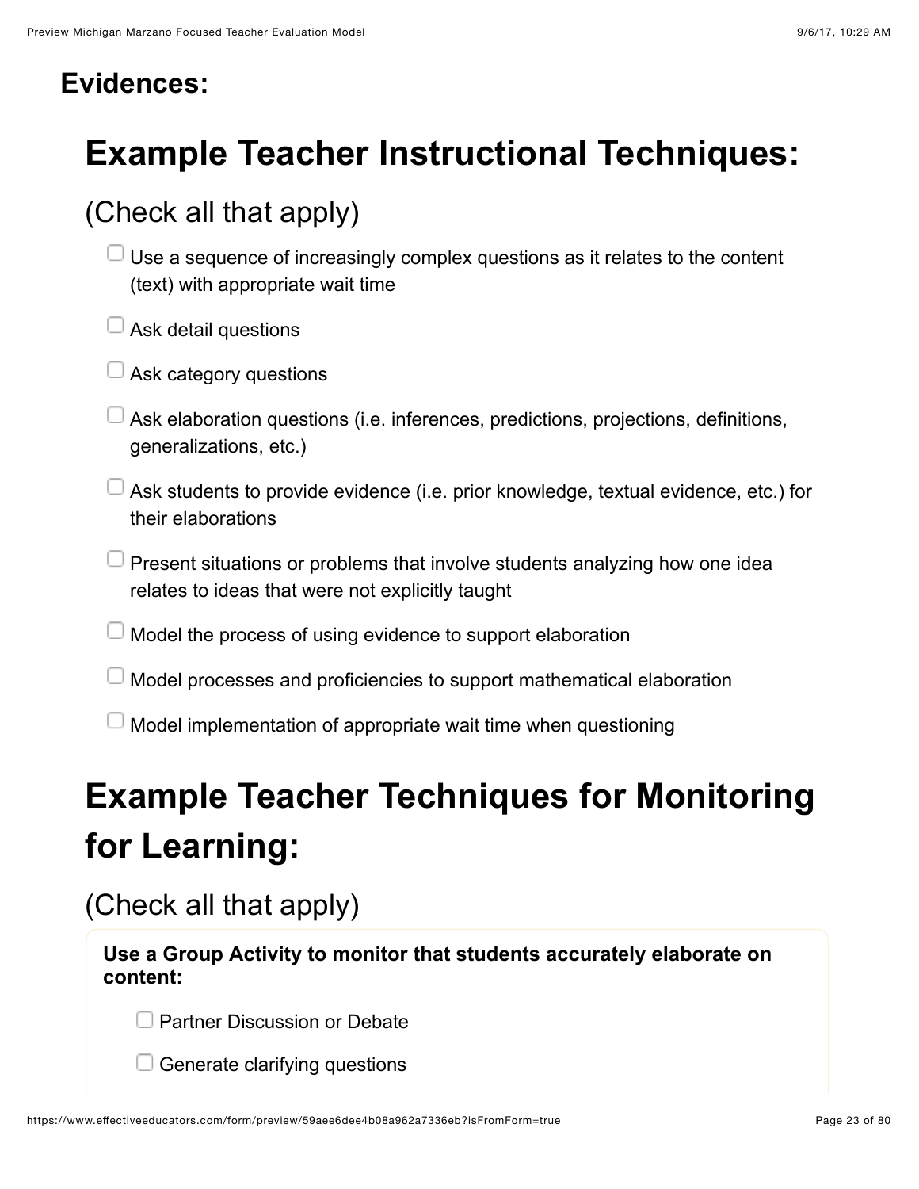**Evidences:**

# Example Teacher Instructional Techniques:

## (Check all that apply)

- ☐ Use a sequence of increasingly complex questions as it relates to the content (text) with appropriate wait time
- ☐ Ask detail questions
- ☐ Ask category questions
- ☐ Ask elaboration questions (i.e. inferences, predictions, projections, definitions, generalizations, etc.)
- ☐ Ask students to provide evidence (i.e. prior knowledge, textual evidence, etc.) for their elaborations
- ☐ Present situations or problems that involve students analyzing how one idea relates to ideas that were not explicitly taught
- ☐ Model the process of using evidence to support elaboration
- ☐ Model processes and proficiencies to support mathematical elaboration
- ☐ Model implementation of appropriate wait time when questioning

# Example Teacher Techniques for Monitoring for Learning:

## (Check all that apply)

**Use a Group Activity to monitor that students accurately elaborate on content:**

- ☐ Partner Discussion or Debate
- ☐ Generate clarifying questions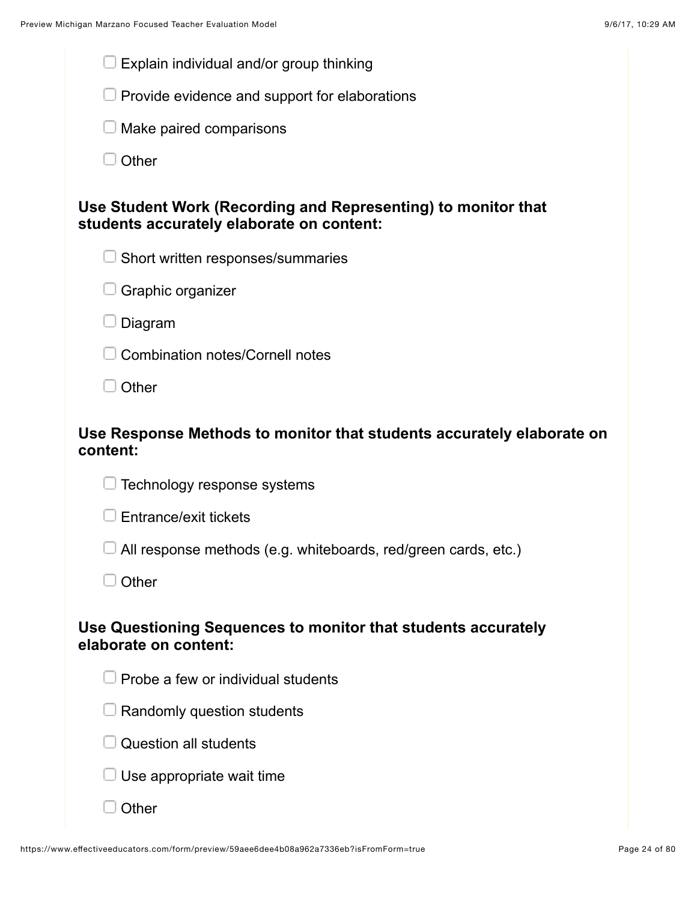- [ ] Explain individual and/or group thinking
- [ ] Provide evidence and support for elaborations
- [ ] Make paired comparisons
- [ ] Other

**Use Student Work (Recording and Representing) to monitor that students accurately elaborate on content:**

- [ ] Short written responses/summaries
- [ ] Graphic organizer
- [ ] Diagram
- [ ] Combination notes/Cornell notes
- [ ] Other

**Use Response Methods to monitor that students accurately elaborate on content:**

- [ ] Technology response systems
- [ ] Entrance/exit tickets
- [ ] All response methods (e.g. whiteboards, red/green cards, etc.)
- [ ] Other

**Use Questioning Sequences to monitor that students accurately elaborate on content:**

- [ ] Probe a few or individual students
- [ ] Randomly question students
- [ ] Question all students
- [ ] Use appropriate wait time
- [ ] Other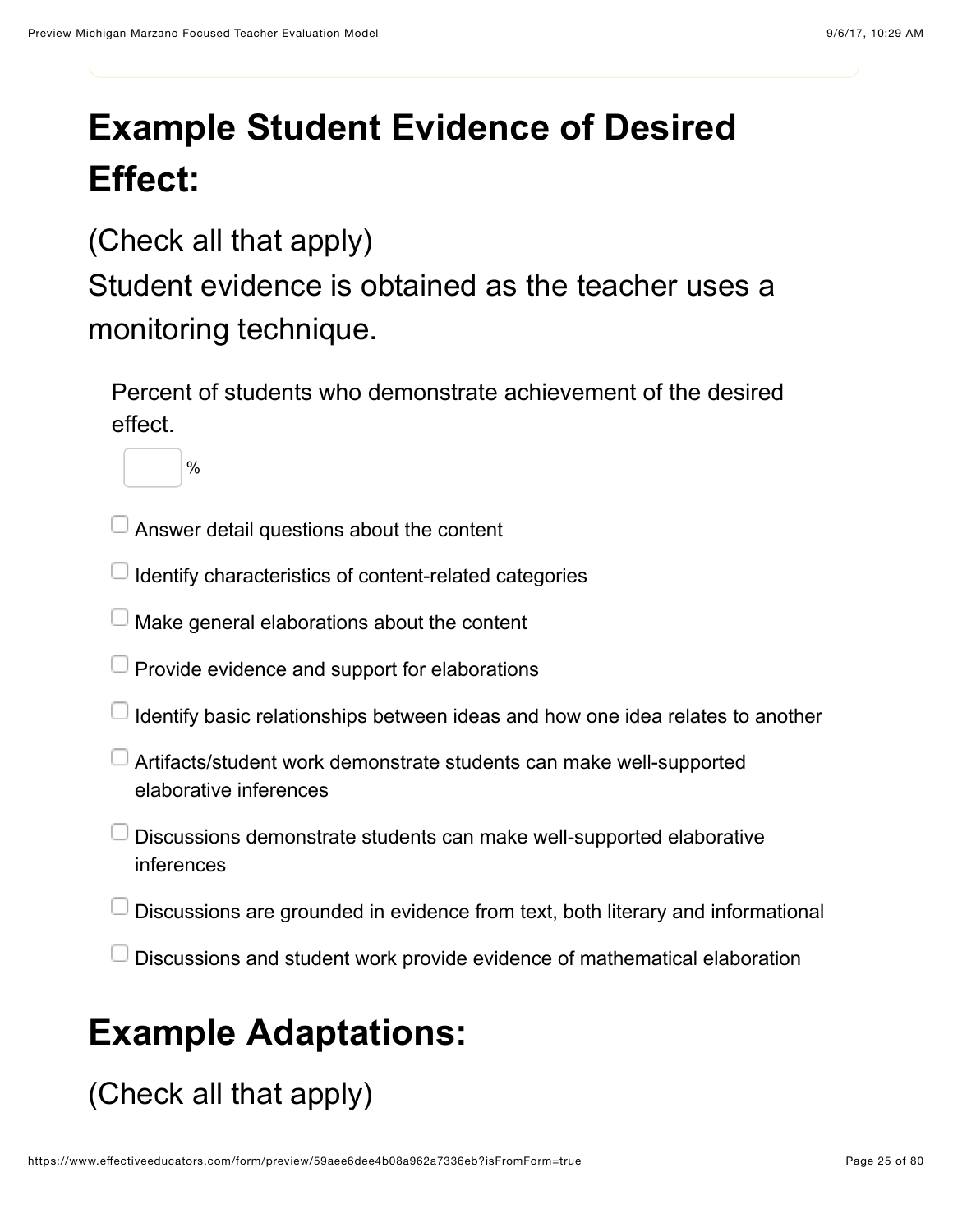## Example Student Evidence of Desired Effect:

(Check all that apply)
Student evidence is obtained as the teacher uses a monitoring technique.

Percent of students who demonstrate achievement of the desired effect.

[ ] %

- [ ] Answer detail questions about the content
- [ ] Identify characteristics of content-related categories
- [ ] Make general elaborations about the content
- [ ] Provide evidence and support for elaborations
- [ ] Identify basic relationships between ideas and how one idea relates to another
- [ ] Artifacts/student work demonstrate students can make well-supported elaborative inferences
- [ ] Discussions demonstrate students can make well-supported elaborative inferences
- [ ] Discussions are grounded in evidence from text, both literary and informational
- [ ] Discussions and student work provide evidence of mathematical elaboration

## Example Adaptations:

(Check all that apply)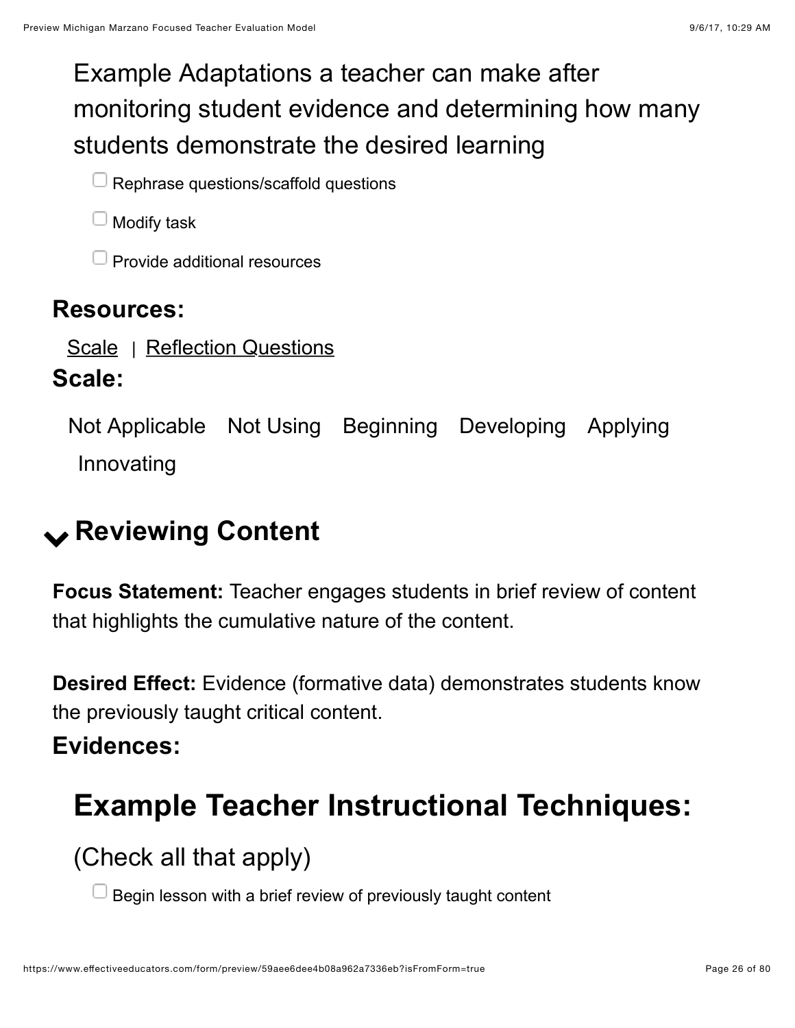### Example Adaptations a teacher can make after monitoring student evidence and determining how many students demonstrate the desired learning

- [ ] Rephrase questions/scaffold questions
- [ ] Modify task
- [ ] Provide additional resources

**Resources:**

Scale | Reflection Questions

**Scale:**

Not Applicable Not Using Beginning Developing Applying Innovating

## Reviewing Content

**Focus Statement:** Teacher engages students in brief review of content that highlights the cumulative nature of the content.

**Desired Effect:** Evidence (formative data) demonstrates students know the previously taught critical content.

**Evidences:**

## Example Teacher Instructional Techniques:

(Check all that apply)

- [ ] Begin lesson with a brief review of previously taught content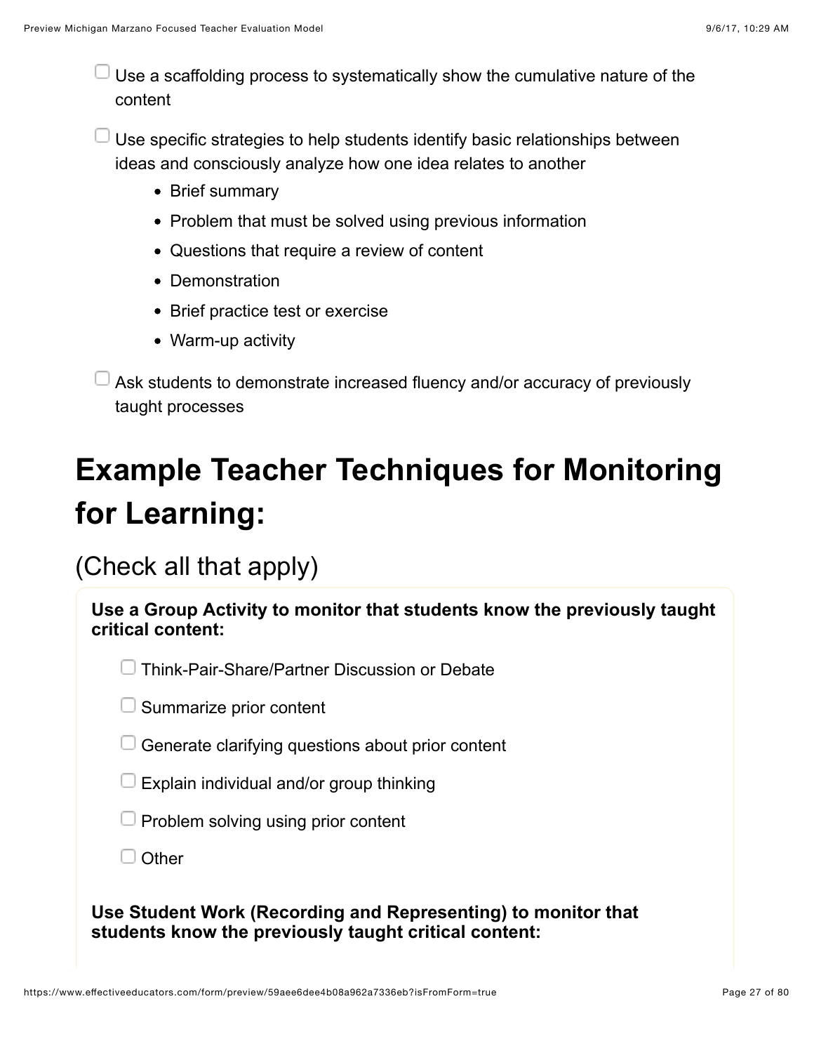- [ ] Use a scaffolding process to systematically show the cumulative nature of the content

- [ ] Use specific strategies to help students identify basic relationships between ideas and consciously analyze how one idea relates to another
    - Brief summary
    - Problem that must be solved using previous information
    - Questions that require a review of content
    - Demonstration
    - Brief practice test or exercise
    - Warm-up activity

- [ ] Ask students to demonstrate increased fluency and/or accuracy of previously taught processes

# Example Teacher Techniques for Monitoring for Learning:

## (Check all that apply)

**Use a Group Activity to monitor that students know the previously taught critical content:**

- [ ] Think-Pair-Share/Partner Discussion or Debate
- [ ] Summarize prior content
- [ ] Generate clarifying questions about prior content
- [ ] Explain individual and/or group thinking
- [ ] Problem solving using prior content
- [ ] Other

**Use Student Work (Recording and Representing) to monitor that students know the previously taught critical content:**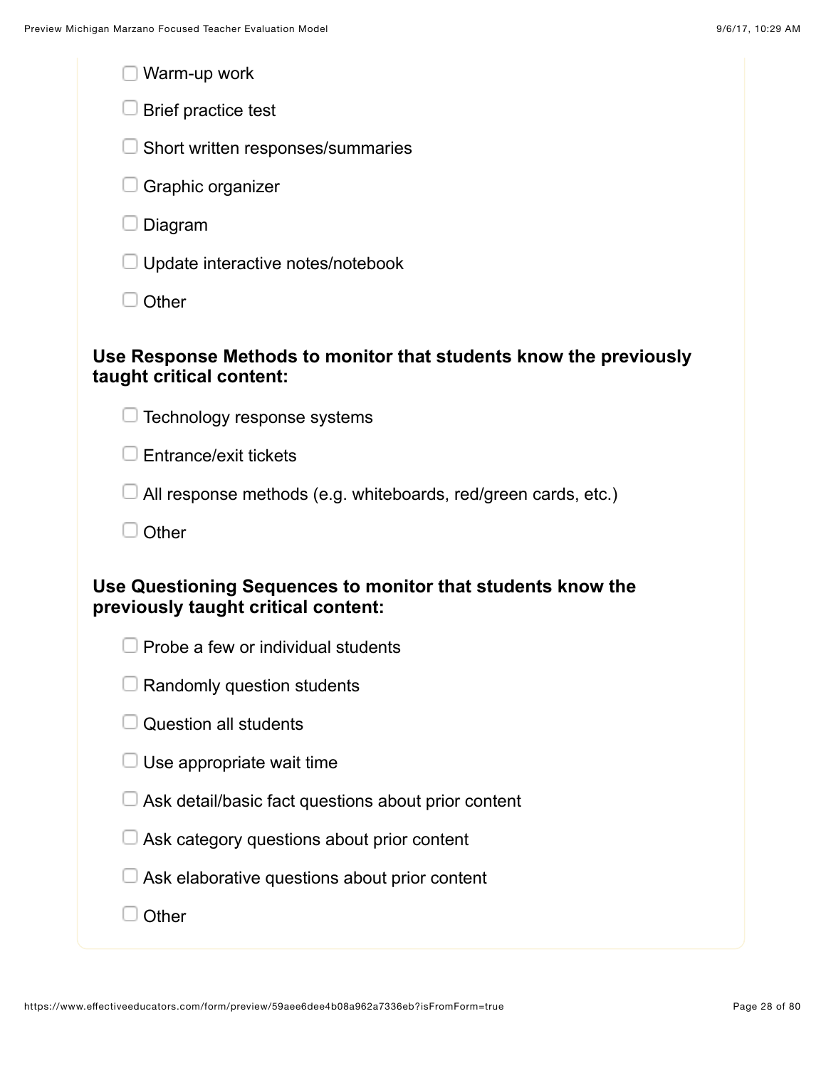- [ ] Warm-up work
- [ ] Brief practice test
- [ ] Short written responses/summaries
- [ ] Graphic organizer
- [ ] Diagram
- [ ] Update interactive notes/notebook
- [ ] Other

**Use Response Methods to monitor that students know the previously taught critical content:**

- [ ] Technology response systems
- [ ] Entrance/exit tickets
- [ ] All response methods (e.g. whiteboards, red/green cards, etc.)
- [ ] Other

**Use Questioning Sequences to monitor that students know the previously taught critical content:**

- [ ] Probe a few or individual students
- [ ] Randomly question students
- [ ] Question all students
- [ ] Use appropriate wait time
- [ ] Ask detail/basic fact questions about prior content
- [ ] Ask category questions about prior content
- [ ] Ask elaborative questions about prior content
- [ ] Other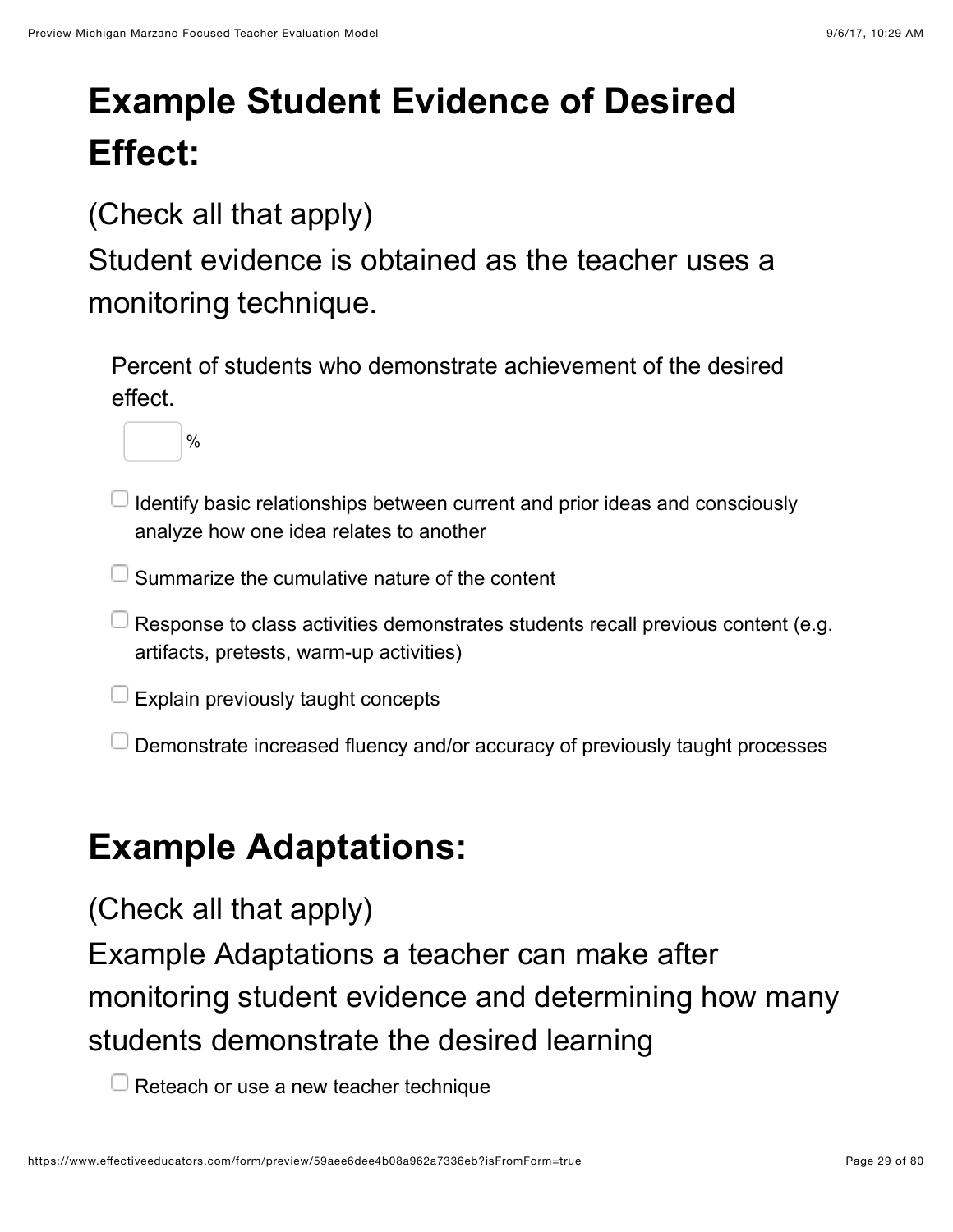# Example Student Evidence of Desired Effect:

(Check all that apply)

Student evidence is obtained as the teacher uses a monitoring technique.

Percent of students who demonstrate achievement of the desired effect.

[ ] %

- [ ] Identify basic relationships between current and prior ideas and consciously analyze how one idea relates to another
- [ ] Summarize the cumulative nature of the content
- [ ] Response to class activities demonstrates students recall previous content (e.g. artifacts, pretests, warm-up activities)
- [ ] Explain previously taught concepts
- [ ] Demonstrate increased fluency and/or accuracy of previously taught processes

# Example Adaptations:

(Check all that apply)

Example Adaptations a teacher can make after monitoring student evidence and determining how many students demonstrate the desired learning

- [ ] Reteach or use a new teacher technique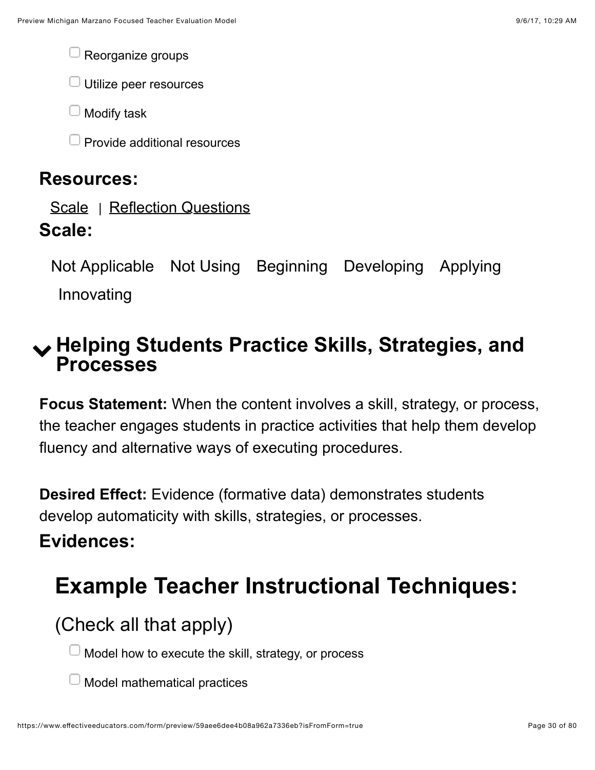- [ ] Reorganize groups
- [ ] Utilize peer resources
- [ ] Modify task
- [ ] Provide additional resources

### Resources:

Scale | Reflection Questions

### Scale:

Not Applicable Not Using Beginning Developing Applying Innovating

## Helping Students Practice Skills, Strategies, and Processes

**Focus Statement:** When the content involves a skill, strategy, or process, the teacher engages students in practice activities that help them develop fluency and alternative ways of executing procedures.

**Desired Effect:** Evidence (formative data) demonstrates students develop automaticity with skills, strategies, or processes.

### Evidences:

## Example Teacher Instructional Techniques:

(Check all that apply)

- [ ] Model how to execute the skill, strategy, or process
- [ ] Model mathematical practices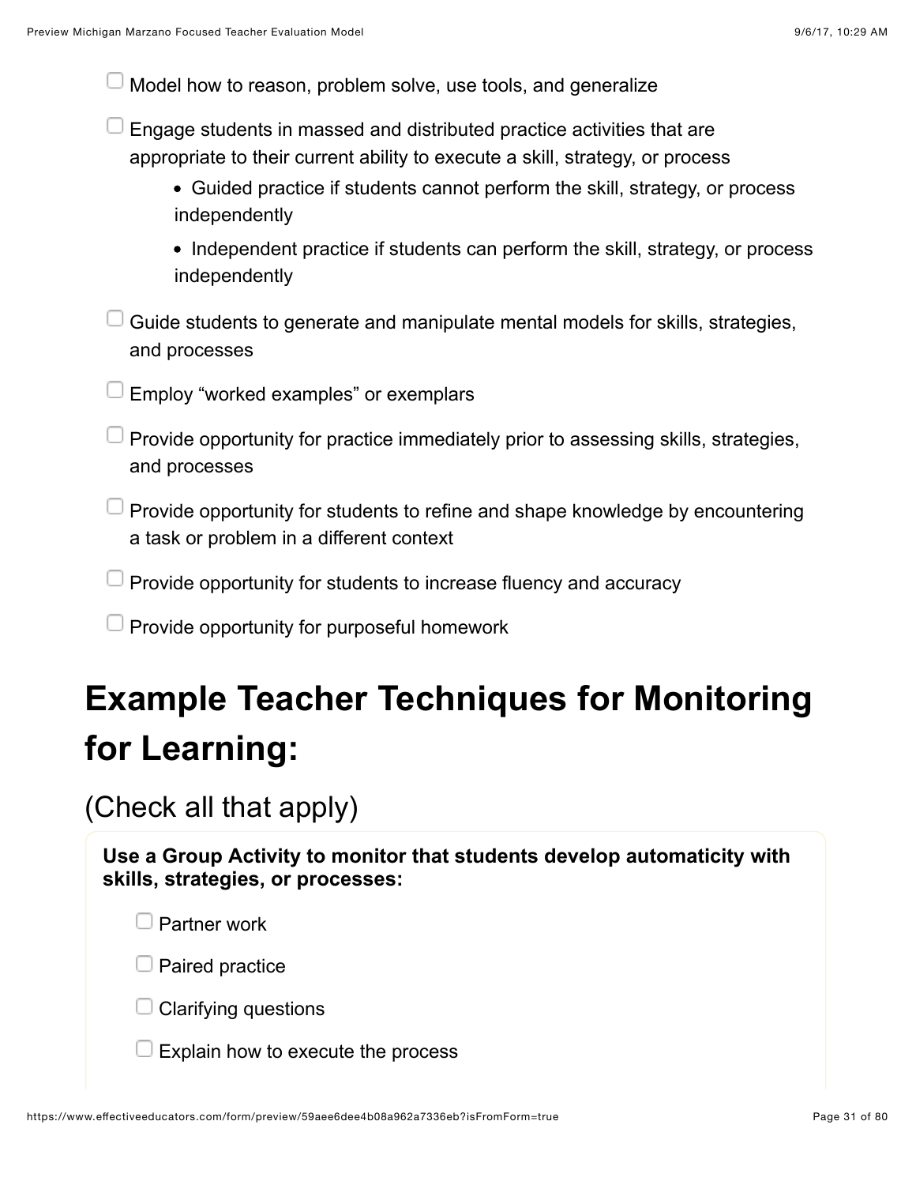- [ ] Model how to reason, problem solve, use tools, and generalize
- [ ] Engage students in massed and distributed practice activities that are appropriate to their current ability to execute a skill, strategy, or process
    - Guided practice if students cannot perform the skill, strategy, or process independently
    - Independent practice if students can perform the skill, strategy, or process independently
- [ ] Guide students to generate and manipulate mental models for skills, strategies, and processes
- [ ] Employ "worked examples" or exemplars
- [ ] Provide opportunity for practice immediately prior to assessing skills, strategies, and processes
- [ ] Provide opportunity for students to refine and shape knowledge by encountering a task or problem in a different context
- [ ] Provide opportunity for students to increase fluency and accuracy
- [ ] Provide opportunity for purposeful homework

# Example Teacher Techniques for Monitoring for Learning:

## (Check all that apply)

**Use a Group Activity to monitor that students develop automaticity with skills, strategies, or processes:**

- [ ] Partner work
- [ ] Paired practice
- [ ] Clarifying questions
- [ ] Explain how to execute the process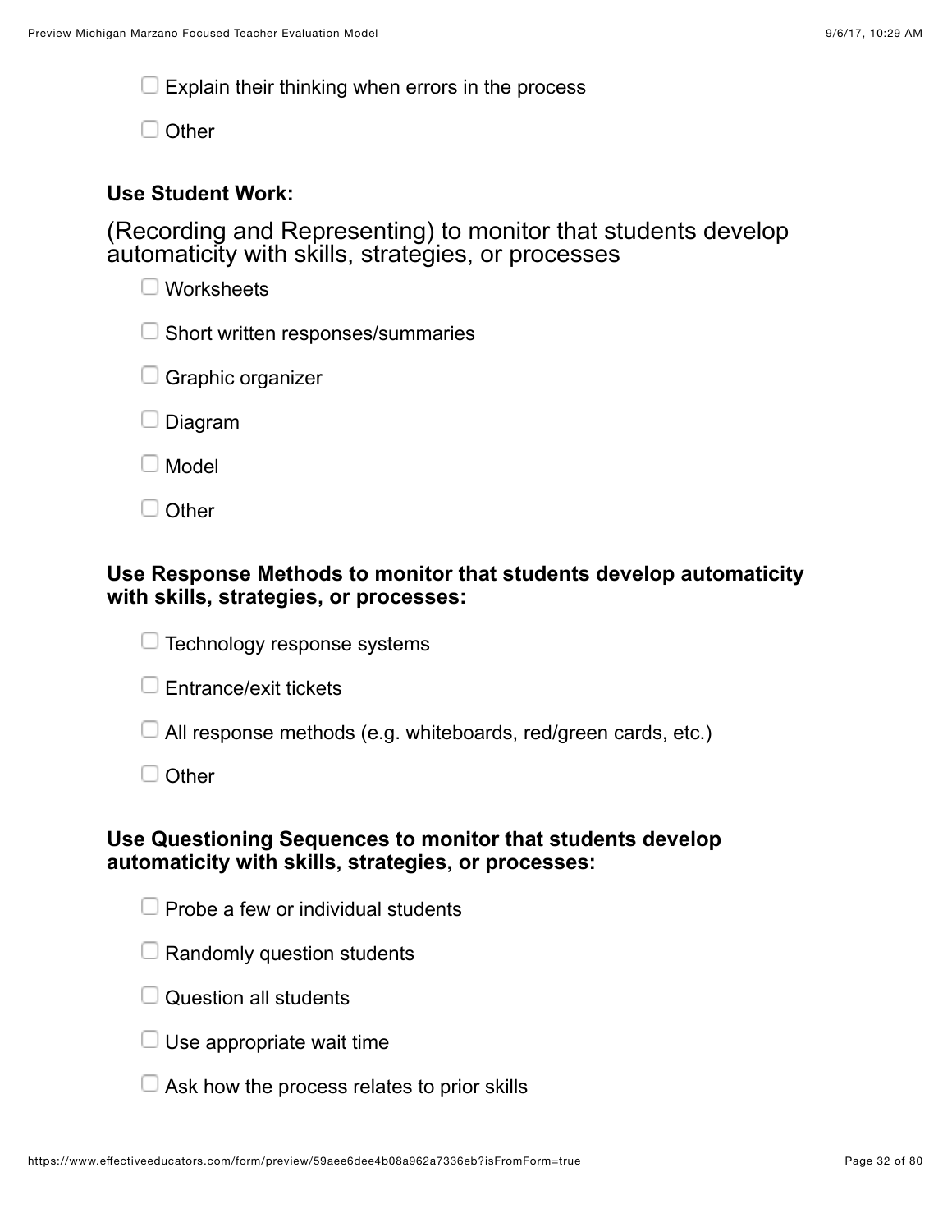- [ ] Explain their thinking when errors in the process
- [ ] Other

**Use Student Work:**

(Recording and Representing) to monitor that students develop automaticity with skills, strategies, or processes

- [ ] Worksheets
- [ ] Short written responses/summaries
- [ ] Graphic organizer
- [ ] Diagram
- [ ] Model
- [ ] Other

**Use Response Methods to monitor that students develop automaticity with skills, strategies, or processes:**

- [ ] Technology response systems
- [ ] Entrance/exit tickets
- [ ] All response methods (e.g. whiteboards, red/green cards, etc.)
- [ ] Other

**Use Questioning Sequences to monitor that students develop automaticity with skills, strategies, or processes:**

- [ ] Probe a few or individual students
- [ ] Randomly question students
- [ ] Question all students
- [ ] Use appropriate wait time
- [ ] Ask how the process relates to prior skills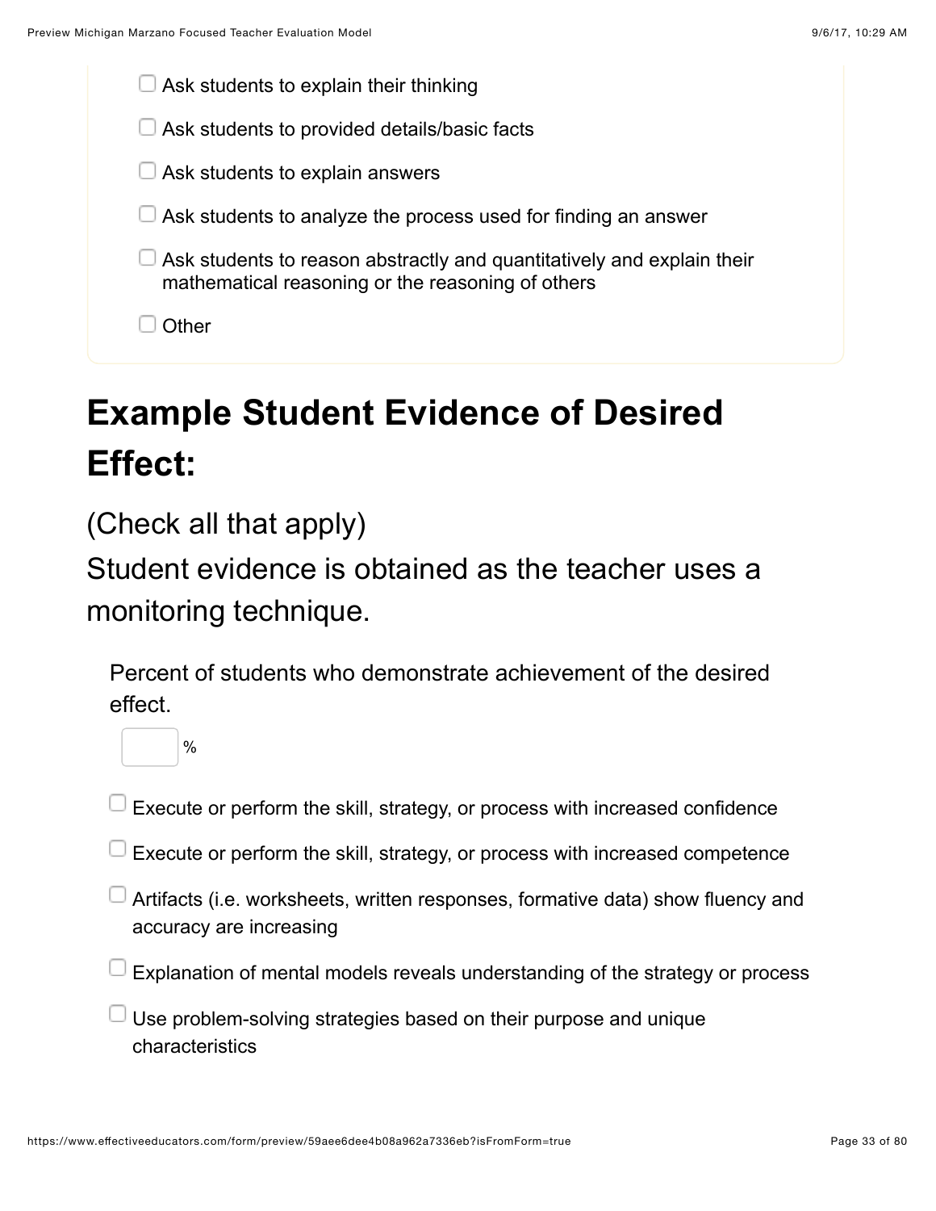- [ ] Ask students to explain their thinking
- [ ] Ask students to provided details/basic facts
- [ ] Ask students to explain answers
- [ ] Ask students to analyze the process used for finding an answer
- [ ] Ask students to reason abstractly and quantitatively and explain their mathematical reasoning or the reasoning of others
- [ ] Other

# Example Student Evidence of Desired Effect:

(Check all that apply)

Student evidence is obtained as the teacher uses a monitoring technique.

Percent of students who demonstrate achievement of the desired effect.

[ ] %

- [ ] Execute or perform the skill, strategy, or process with increased confidence
- [ ] Execute or perform the skill, strategy, or process with increased competence
- [ ] Artifacts (i.e. worksheets, written responses, formative data) show fluency and accuracy are increasing
- [ ] Explanation of mental models reveals understanding of the strategy or process
- [ ] Use problem-solving strategies based on their purpose and unique characteristics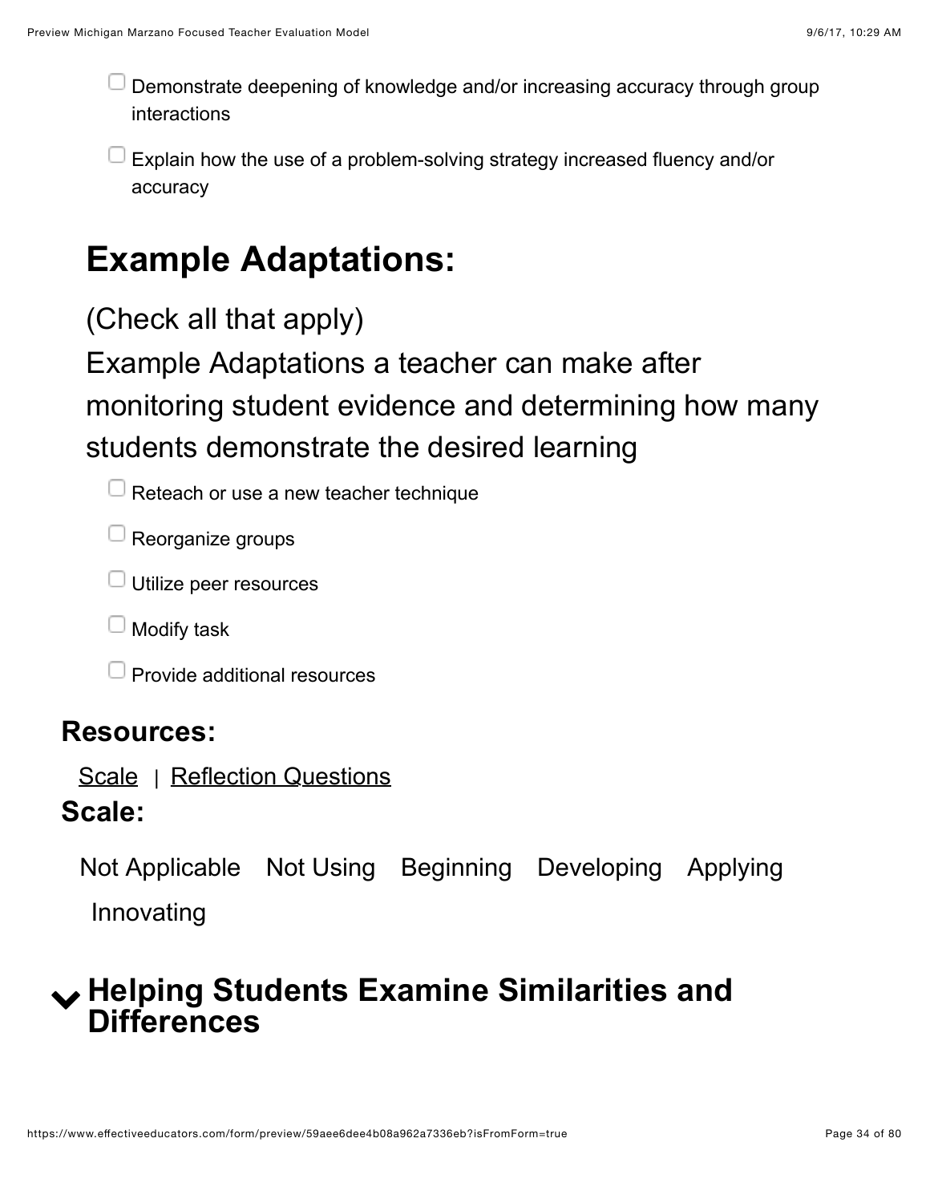- [ ] Demonstrate deepening of knowledge and/or increasing accuracy through group interactions
- [ ] Explain how the use of a problem-solving strategy increased fluency and/or accuracy

## Example Adaptations:

(Check all that apply)

Example Adaptations a teacher can make after monitoring student evidence and determining how many students demonstrate the desired learning

- [ ] Reteach or use a new teacher technique
- [ ] Reorganize groups
- [ ] Utilize peer resources
- [ ] Modify task
- [ ] Provide additional resources

### Resources:

Scale | Reflection Questions

### Scale:

Not Applicable  Not Using  Beginning  Developing  Applying  Innovating

## Helping Students Examine Similarities and Differences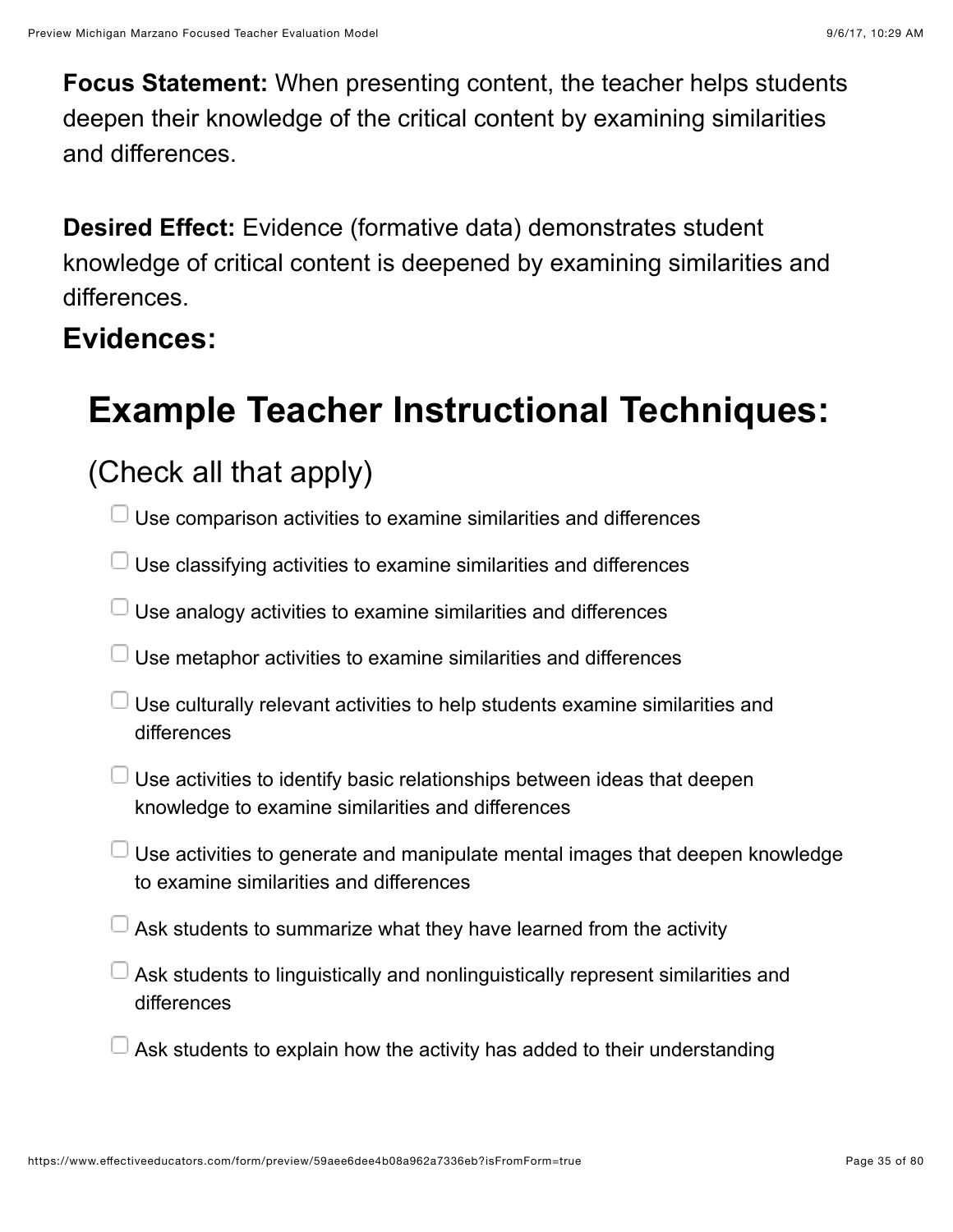**Focus Statement:** When presenting content, the teacher helps students deepen their knowledge of the critical content by examining similarities and differences.

**Desired Effect:** Evidence (formative data) demonstrates student knowledge of critical content is deepened by examining similarities and differences.

**Evidences:**

# Example Teacher Instructional Techniques:

## (Check all that apply)

- [ ] Use comparison activities to examine similarities and differences
- [ ] Use classifying activities to examine similarities and differences
- [ ] Use analogy activities to examine similarities and differences
- [ ] Use metaphor activities to examine similarities and differences
- [ ] Use culturally relevant activities to help students examine similarities and differences
- [ ] Use activities to identify basic relationships between ideas that deepen knowledge to examine similarities and differences
- [ ] Use activities to generate and manipulate mental images that deepen knowledge to examine similarities and differences
- [ ] Ask students to summarize what they have learned from the activity
- [ ] Ask students to linguistically and nonlinguistically represent similarities and differences
- [ ] Ask students to explain how the activity has added to their understanding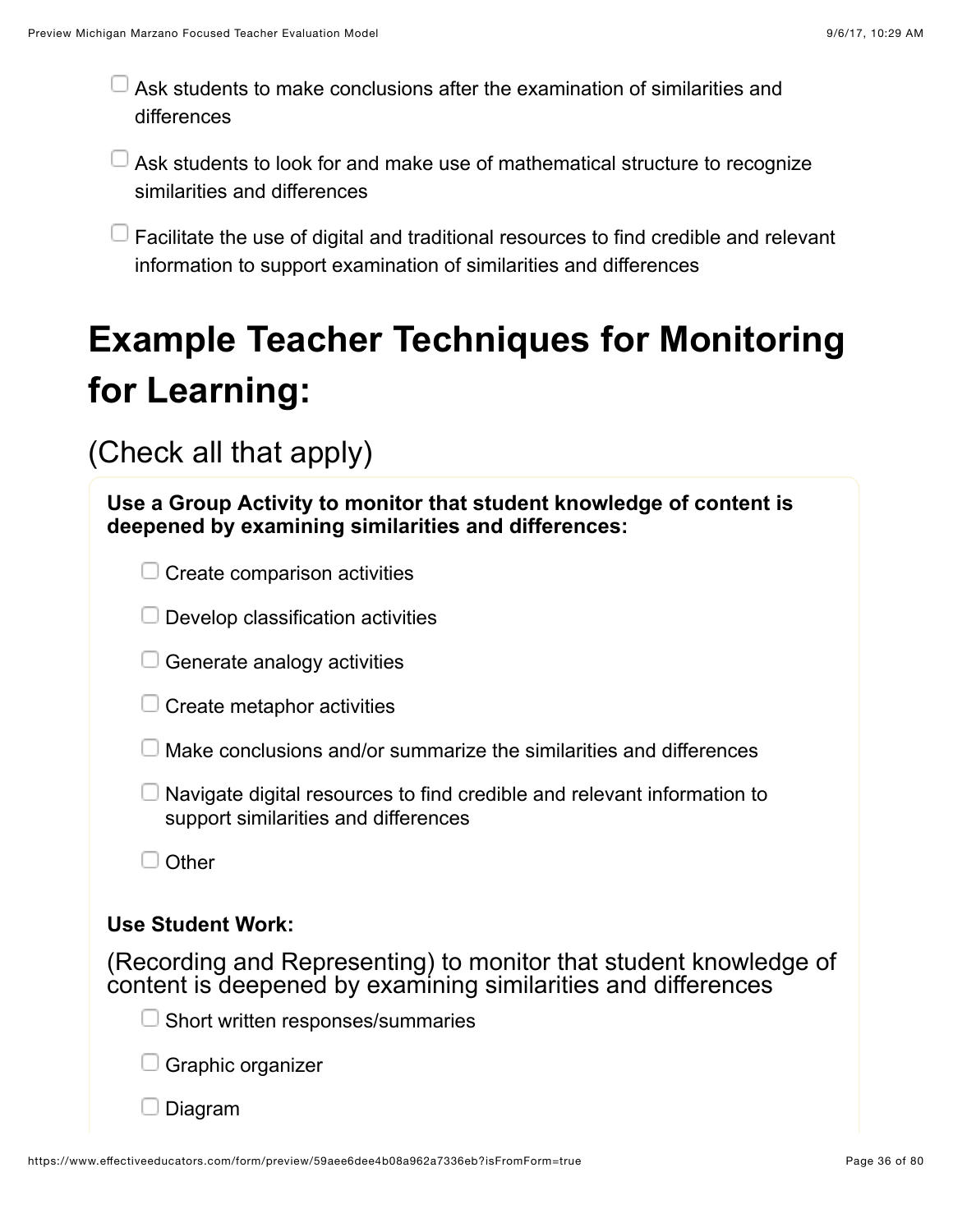- [ ] Ask students to make conclusions after the examination of similarities and differences
- [ ] Ask students to look for and make use of mathematical structure to recognize similarities and differences
- [ ] Facilitate the use of digital and traditional resources to find credible and relevant information to support examination of similarities and differences

# Example Teacher Techniques for Monitoring for Learning:

## (Check all that apply)

**Use a Group Activity to monitor that student knowledge of content is deepened by examining similarities and differences:**

- [ ] Create comparison activities
- [ ] Develop classification activities
- [ ] Generate analogy activities
- [ ] Create metaphor activities
- [ ] Make conclusions and/or summarize the similarities and differences
- [ ] Navigate digital resources to find credible and relevant information to support similarities and differences
- [ ] Other

**Use Student Work:**

(Recording and Representing) to monitor that student knowledge of content is deepened by examining similarities and differences

- [ ] Short written responses/summaries
- [ ] Graphic organizer
- [ ] Diagram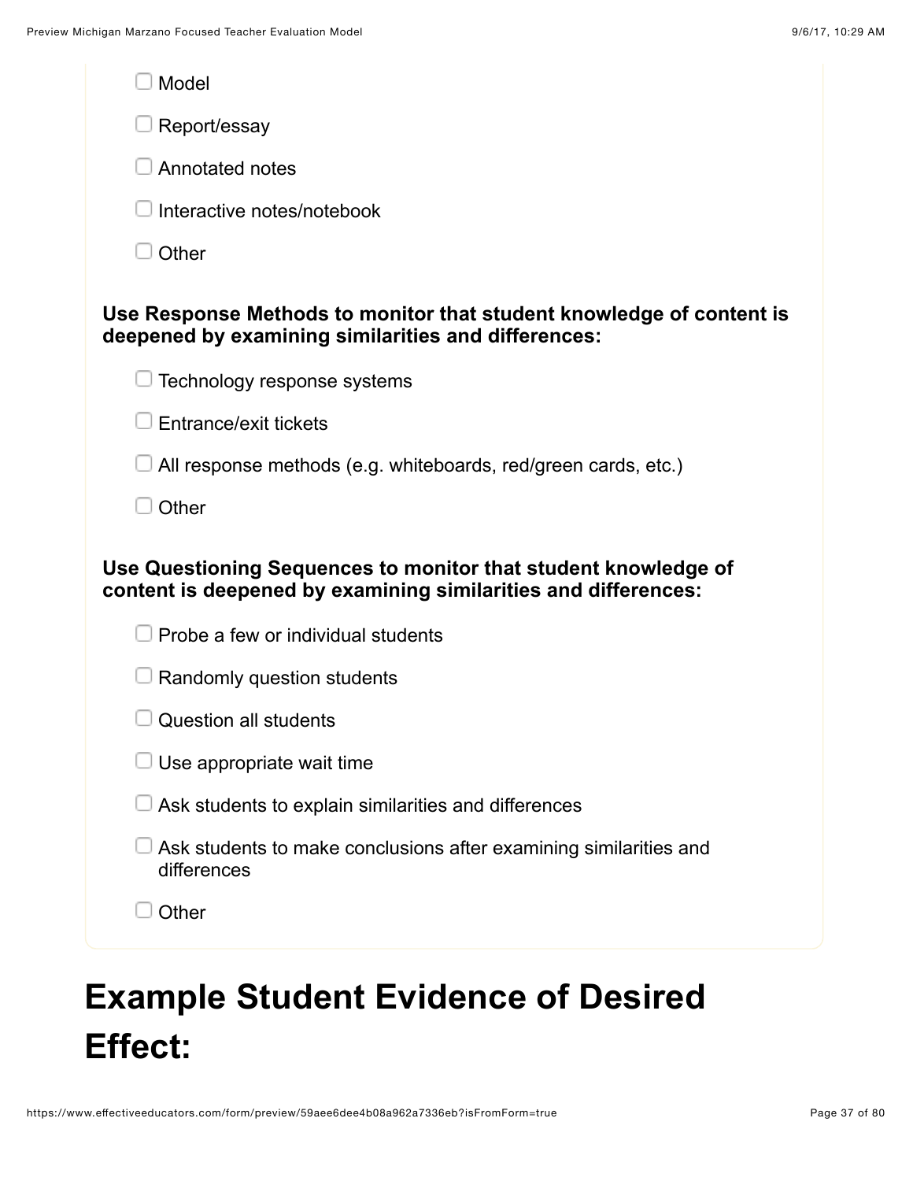- [ ] Model
- [ ] Report/essay
- [ ] Annotated notes
- [ ] Interactive notes/notebook
- [ ] Other

**Use Response Methods to monitor that student knowledge of content is deepened by examining similarities and differences:**

- [ ] Technology response systems
- [ ] Entrance/exit tickets
- [ ] All response methods (e.g. whiteboards, red/green cards, etc.)
- [ ] Other

**Use Questioning Sequences to monitor that student knowledge of content is deepened by examining similarities and differences:**

- [ ] Probe a few or individual students
- [ ] Randomly question students
- [ ] Question all students
- [ ] Use appropriate wait time
- [ ] Ask students to explain similarities and differences
- [ ] Ask students to make conclusions after examining similarities and differences
- [ ] Other

# Example Student Evidence of Desired Effect: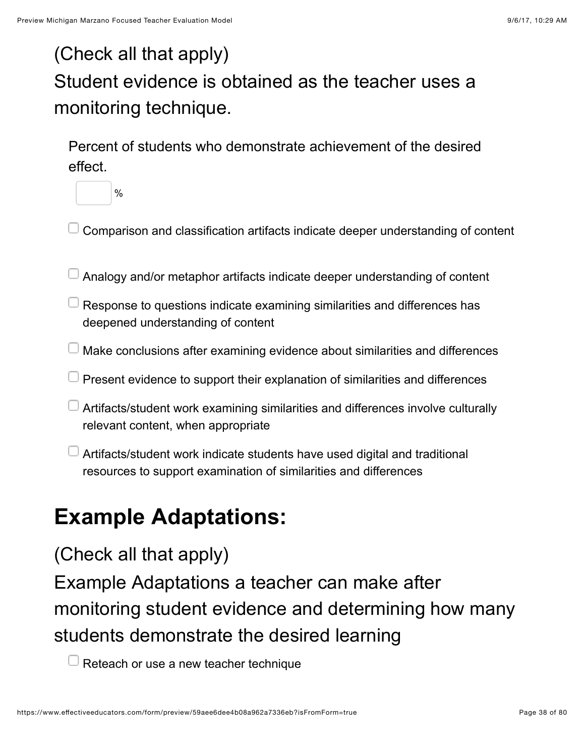(Check all that apply)

Student evidence is obtained as the teacher uses a monitoring technique.

Percent of students who demonstrate achievement of the desired effect.

[ ] %

- [ ] Comparison and classification artifacts indicate deeper understanding of content
- [ ] Analogy and/or metaphor artifacts indicate deeper understanding of content
- [ ] Response to questions indicate examining similarities and differences has deepened understanding of content
- [ ] Make conclusions after examining evidence about similarities and differences
- [ ] Present evidence to support their explanation of similarities and differences
- [ ] Artifacts/student work examining similarities and differences involve culturally relevant content, when appropriate
- [ ] Artifacts/student work indicate students have used digital and traditional resources to support examination of similarities and differences

## Example Adaptations:

(Check all that apply)

Example Adaptations a teacher can make after monitoring student evidence and determining how many students demonstrate the desired learning

- [ ] Reteach or use a new teacher technique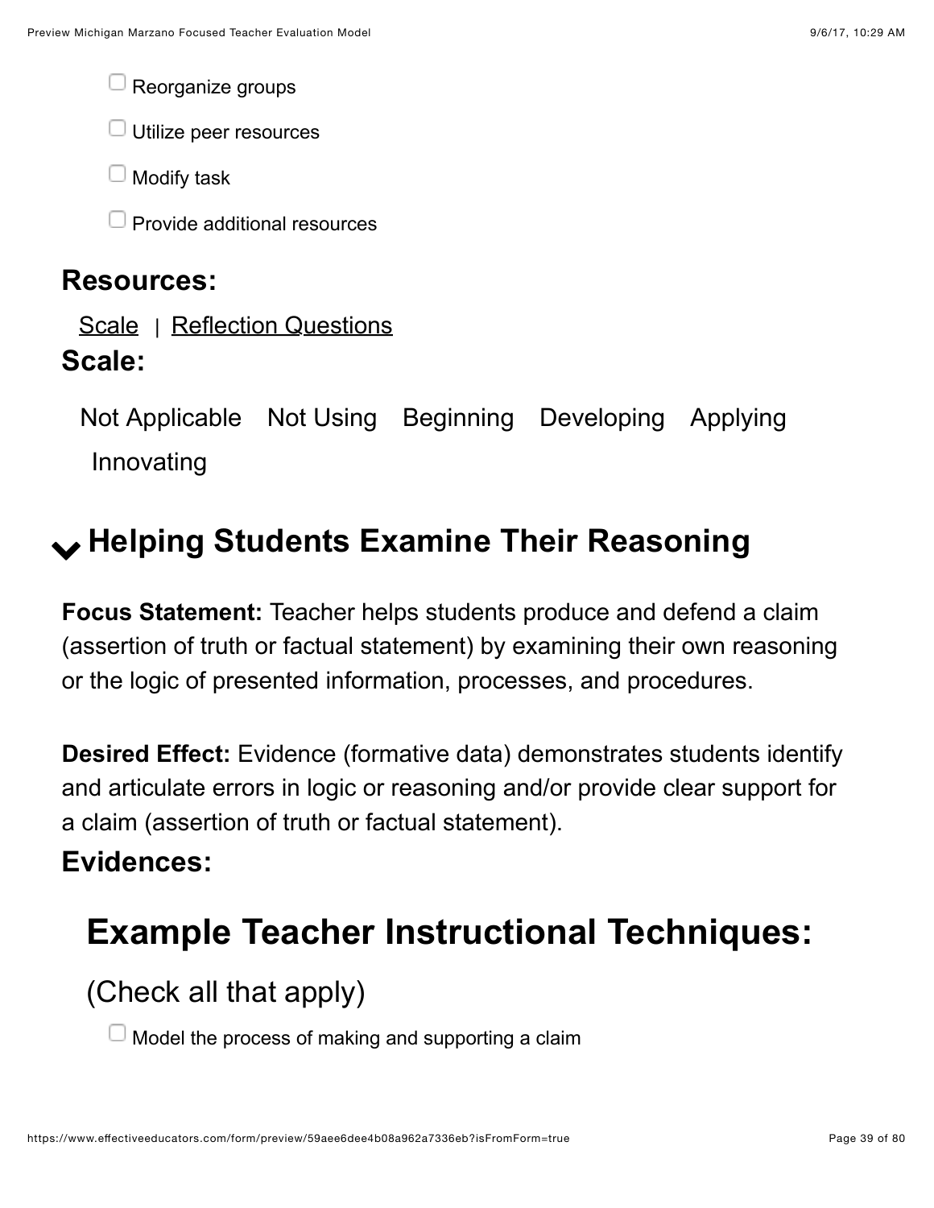- [ ] Reorganize groups
- [ ] Utilize peer resources
- [ ] Modify task
- [ ] Provide additional resources

### Resources:

Scale | Reflection Questions

### Scale:

Not Applicable Not Using Beginning Developing Applying Innovating

## Helping Students Examine Their Reasoning

**Focus Statement:** Teacher helps students produce and defend a claim (assertion of truth or factual statement) by examining their own reasoning or the logic of presented information, processes, and procedures.

**Desired Effect:** Evidence (formative data) demonstrates students identify and articulate errors in logic or reasoning and/or provide clear support for a claim (assertion of truth or factual statement).

### Evidences:

## Example Teacher Instructional Techniques:

(Check all that apply)

- [ ] Model the process of making and supporting a claim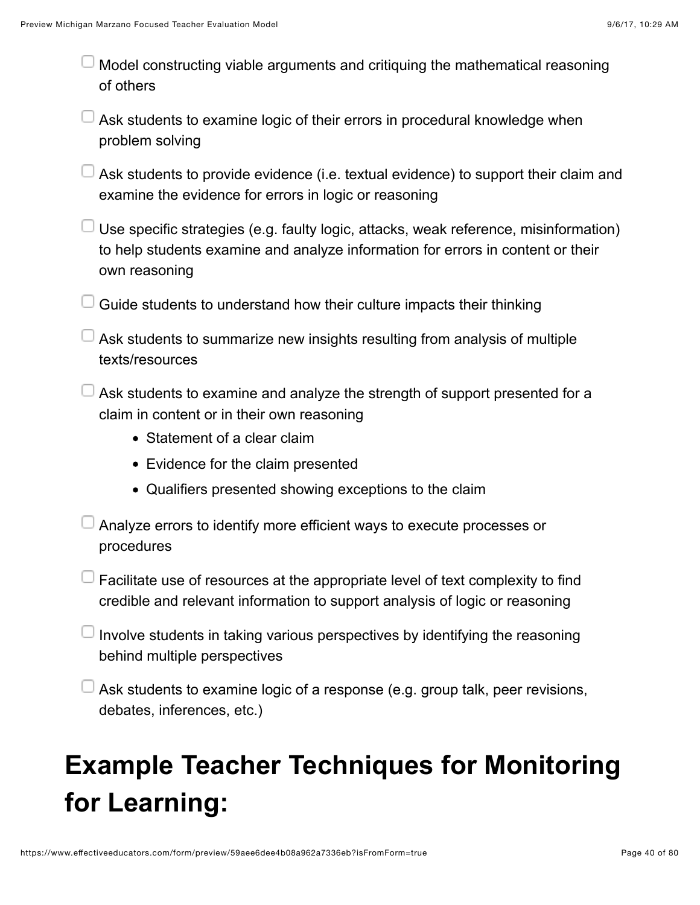- [ ] Model constructing viable arguments and critiquing the mathematical reasoning of others
- [ ] Ask students to examine logic of their errors in procedural knowledge when problem solving
- [ ] Ask students to provide evidence (i.e. textual evidence) to support their claim and examine the evidence for errors in logic or reasoning
- [ ] Use specific strategies (e.g. faulty logic, attacks, weak reference, misinformation) to help students examine and analyze information for errors in content or their own reasoning
- [ ] Guide students to understand how their culture impacts their thinking
- [ ] Ask students to summarize new insights resulting from analysis of multiple texts/resources
- [ ] Ask students to examine and analyze the strength of support presented for a claim in content or in their own reasoning
    - Statement of a clear claim
    - Evidence for the claim presented
    - Qualifiers presented showing exceptions to the claim
- [ ] Analyze errors to identify more efficient ways to execute processes or procedures
- [ ] Facilitate use of resources at the appropriate level of text complexity to find credible and relevant information to support analysis of logic or reasoning
- [ ] Involve students in taking various perspectives by identifying the reasoning behind multiple perspectives
- [ ] Ask students to examine logic of a response (e.g. group talk, peer revisions, debates, inferences, etc.)

# Example Teacher Techniques for Monitoring for Learning: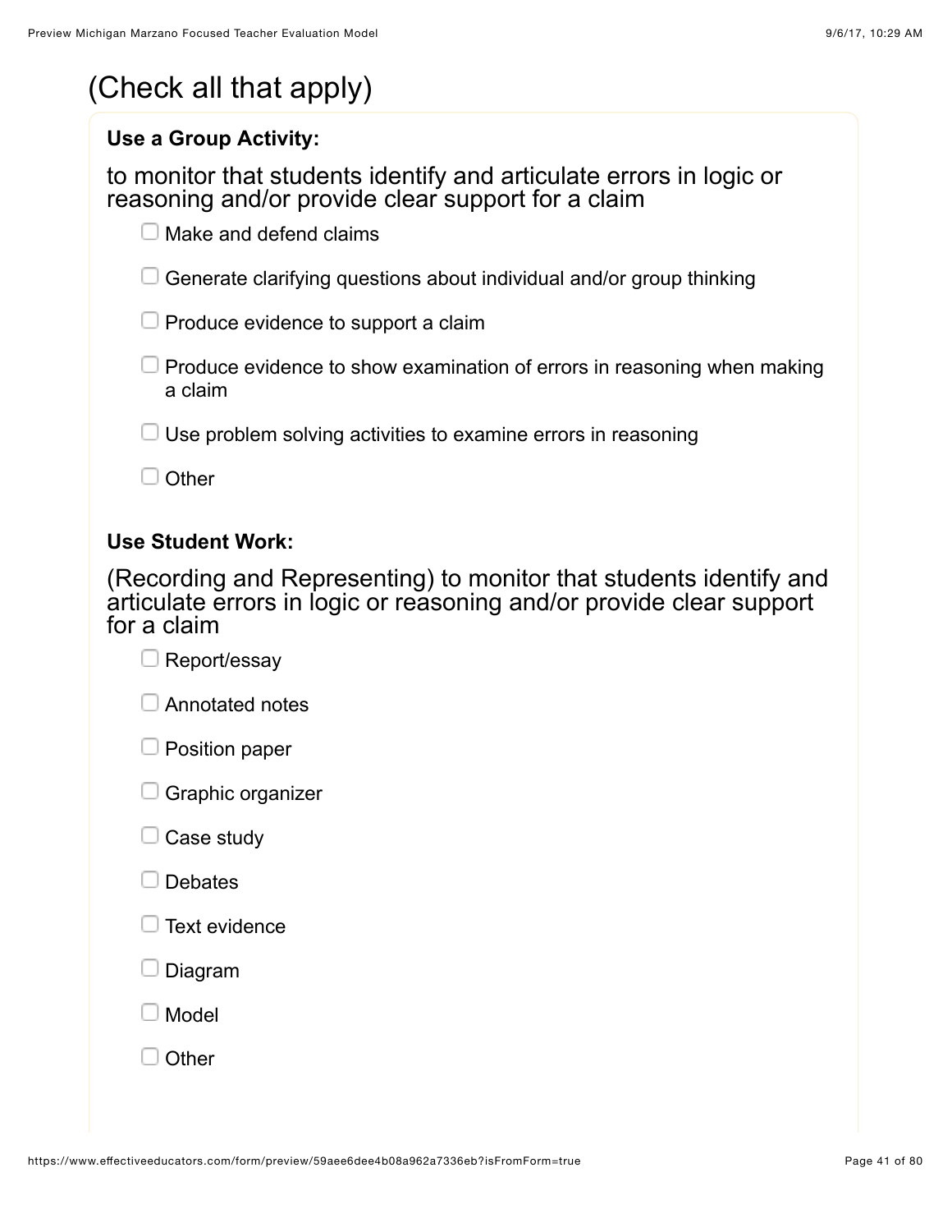(Check all that apply)

**Use a Group Activity:**

to monitor that students identify and articulate errors in logic or reasoning and/or provide clear support for a claim

- [ ] Make and defend claims
- [ ] Generate clarifying questions about individual and/or group thinking
- [ ] Produce evidence to support a claim
- [ ] Produce evidence to show examination of errors in reasoning when making a claim
- [ ] Use problem solving activities to examine errors in reasoning
- [ ] Other

**Use Student Work:**

(Recording and Representing) to monitor that students identify and articulate errors in logic or reasoning and/or provide clear support for a claim

- [ ] Report/essay
- [ ] Annotated notes
- [ ] Position paper
- [ ] Graphic organizer
- [ ] Case study
- [ ] Debates
- [ ] Text evidence
- [ ] Diagram
- [ ] Model
- [ ] Other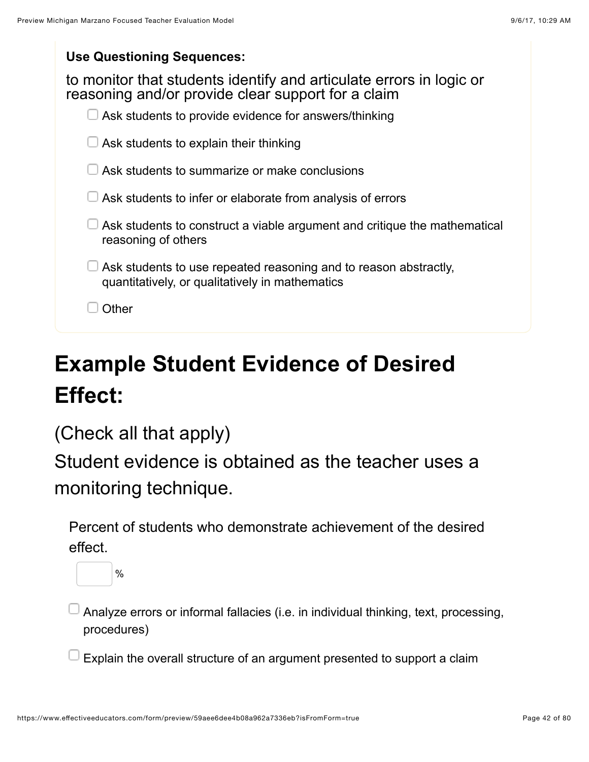**Use Questioning Sequences:**

to monitor that students identify and articulate errors in logic or reasoning and/or provide clear support for a claim

- [ ] Ask students to provide evidence for answers/thinking
- [ ] Ask students to explain their thinking
- [ ] Ask students to summarize or make conclusions
- [ ] Ask students to infer or elaborate from analysis of errors
- [ ] Ask students to construct a viable argument and critique the mathematical reasoning of others
- [ ] Ask students to use repeated reasoning and to reason abstractly, quantitatively, or qualitatively in mathematics
- [ ] Other

# Example Student Evidence of Desired Effect:

(Check all that apply)

Student evidence is obtained as the teacher uses a monitoring technique.

Percent of students who demonstrate achievement of the desired effect.

____ %

- [ ] Analyze errors or informal fallacies (i.e. in individual thinking, text, processing, procedures)
- [ ] Explain the overall structure of an argument presented to support a claim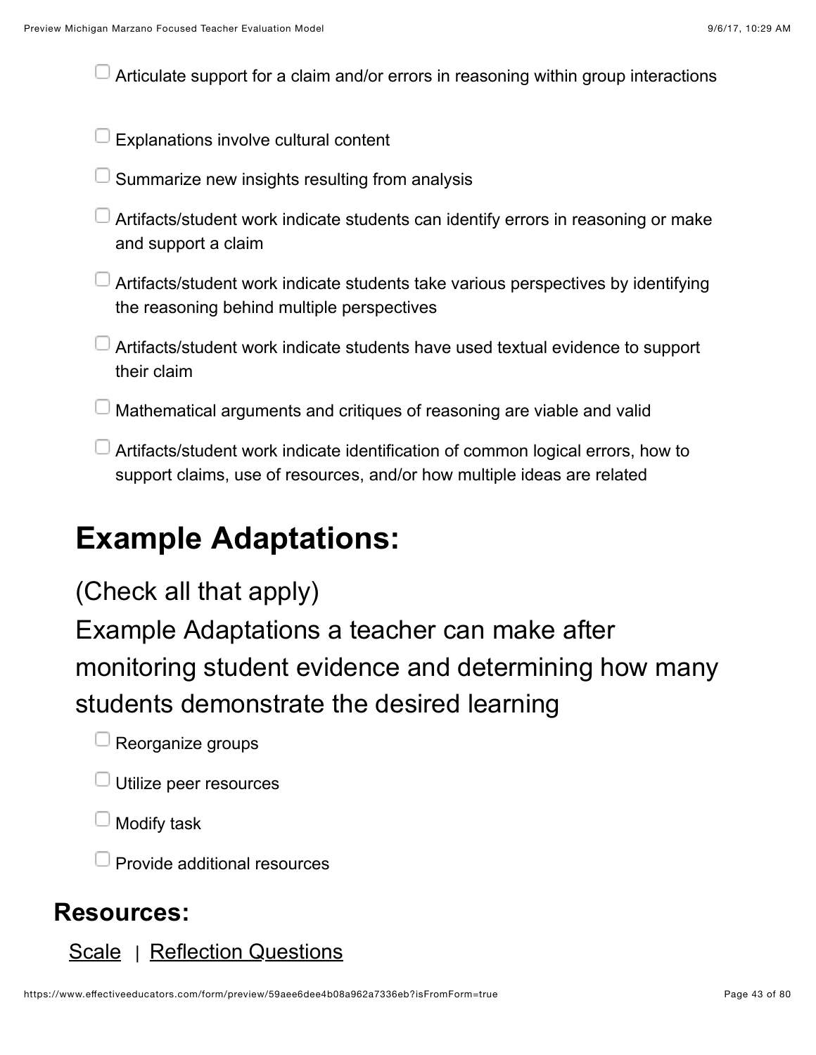- [ ] Articulate support for a claim and/or errors in reasoning within group interactions
- [ ] Explanations involve cultural content
- [ ] Summarize new insights resulting from analysis
- [ ] Artifacts/student work indicate students can identify errors in reasoning or make and support a claim
- [ ] Artifacts/student work indicate students take various perspectives by identifying the reasoning behind multiple perspectives
- [ ] Artifacts/student work indicate students have used textual evidence to support their claim
- [ ] Mathematical arguments and critiques of reasoning are viable and valid
- [ ] Artifacts/student work indicate identification of common logical errors, how to support claims, use of resources, and/or how multiple ideas are related

# Example Adaptations:

(Check all that apply)

Example Adaptations a teacher can make after monitoring student evidence and determining how many students demonstrate the desired learning

- [ ] Reorganize groups
- [ ] Utilize peer resources
- [ ] Modify task
- [ ] Provide additional resources

## Resources:

Scale | Reflection Questions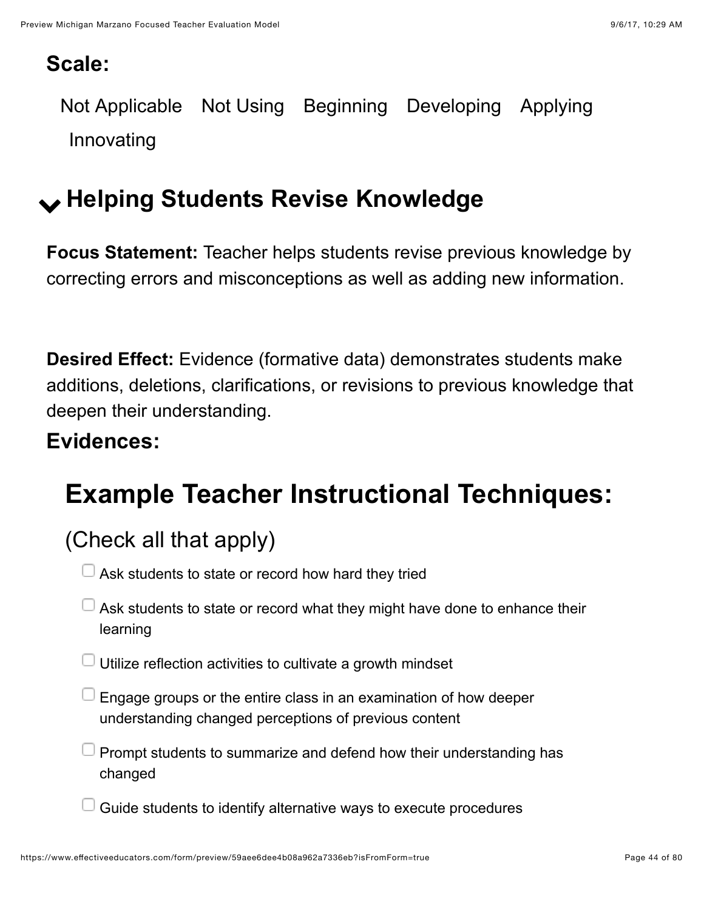**Scale:**

Not Applicable Not Using Beginning Developing Applying Innovating

## Helping Students Revise Knowledge

**Focus Statement:** Teacher helps students revise previous knowledge by correcting errors and misconceptions as well as adding new information.

**Desired Effect:** Evidence (formative data) demonstrates students make additions, deletions, clarifications, or revisions to previous knowledge that deepen their understanding.

**Evidences:**

## Example Teacher Instructional Techniques:

### (Check all that apply)

- [ ] Ask students to state or record how hard they tried
- [ ] Ask students to state or record what they might have done to enhance their learning
- [ ] Utilize reflection activities to cultivate a growth mindset
- [ ] Engage groups or the entire class in an examination of how deeper understanding changed perceptions of previous content
- [ ] Prompt students to summarize and defend how their understanding has changed
- [ ] Guide students to identify alternative ways to execute procedures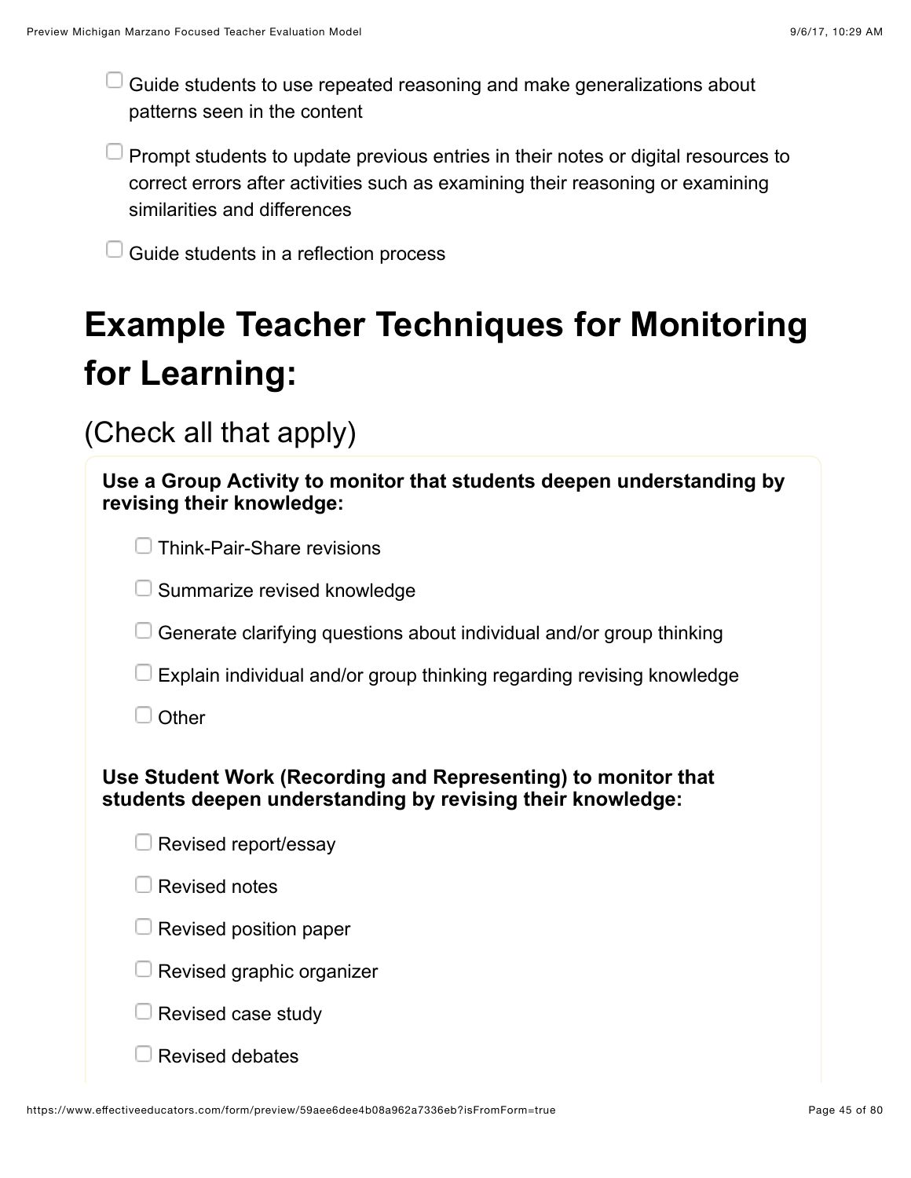- [ ] Guide students to use repeated reasoning and make generalizations about patterns seen in the content
- [ ] Prompt students to update previous entries in their notes or digital resources to correct errors after activities such as examining their reasoning or examining similarities and differences
- [ ] Guide students in a reflection process

# Example Teacher Techniques for Monitoring for Learning:

## (Check all that apply)

**Use a Group Activity to monitor that students deepen understanding by revising their knowledge:**

- [ ] Think-Pair-Share revisions
- [ ] Summarize revised knowledge
- [ ] Generate clarifying questions about individual and/or group thinking
- [ ] Explain individual and/or group thinking regarding revising knowledge
- [ ] Other

**Use Student Work (Recording and Representing) to monitor that students deepen understanding by revising their knowledge:**

- [ ] Revised report/essay
- [ ] Revised notes
- [ ] Revised position paper
- [ ] Revised graphic organizer
- [ ] Revised case study
- [ ] Revised debates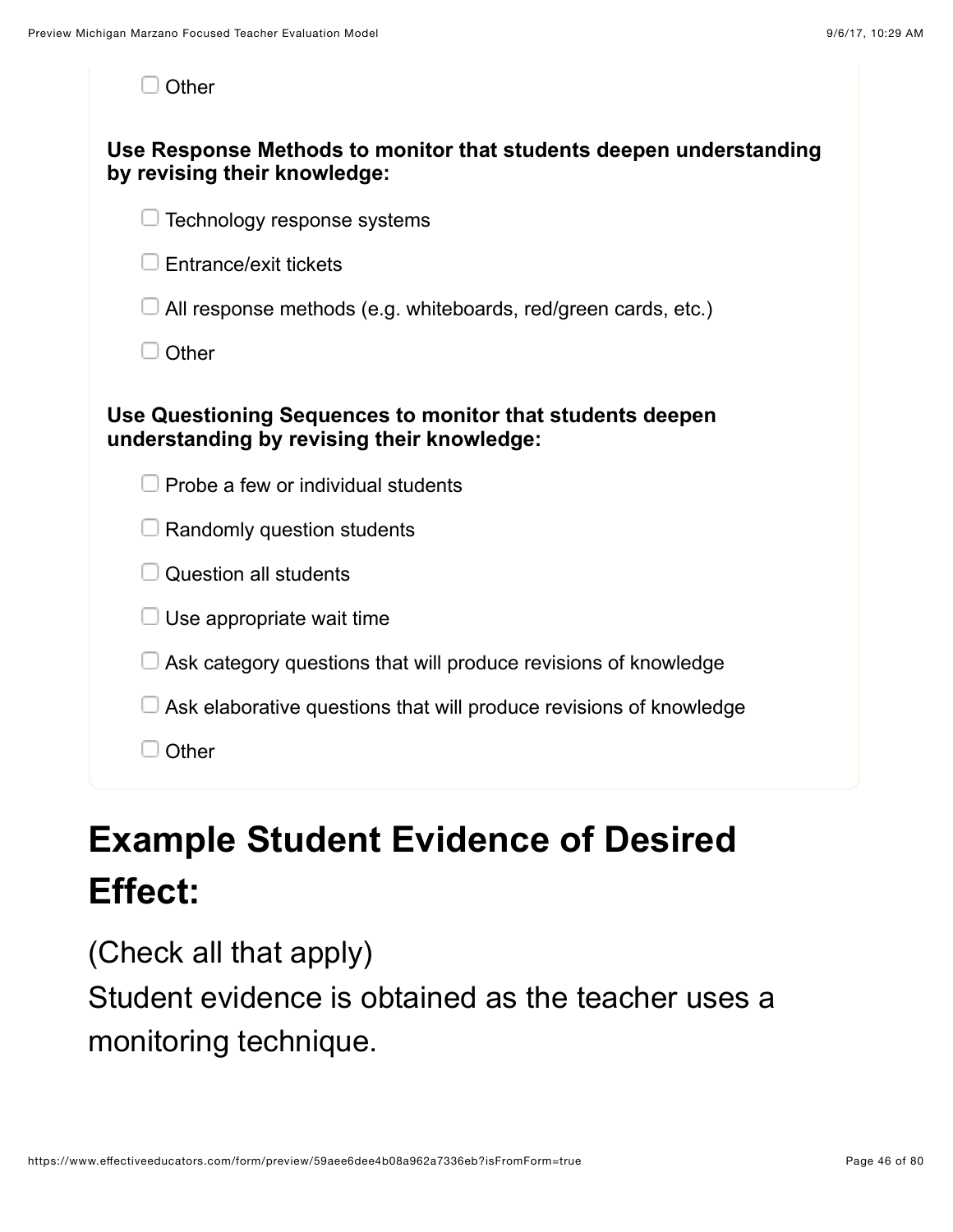- [ ] Other

**Use Response Methods to monitor that students deepen understanding by revising their knowledge:**

- [ ] Technology response systems
- [ ] Entrance/exit tickets
- [ ] All response methods (e.g. whiteboards, red/green cards, etc.)
- [ ] Other

**Use Questioning Sequences to monitor that students deepen understanding by revising their knowledge:**

- [ ] Probe a few or individual students
- [ ] Randomly question students
- [ ] Question all students
- [ ] Use appropriate wait time
- [ ] Ask category questions that will produce revisions of knowledge
- [ ] Ask elaborative questions that will produce revisions of knowledge
- [ ] Other

# Example Student Evidence of Desired Effect:

(Check all that apply)
Student evidence is obtained as the teacher uses a monitoring technique.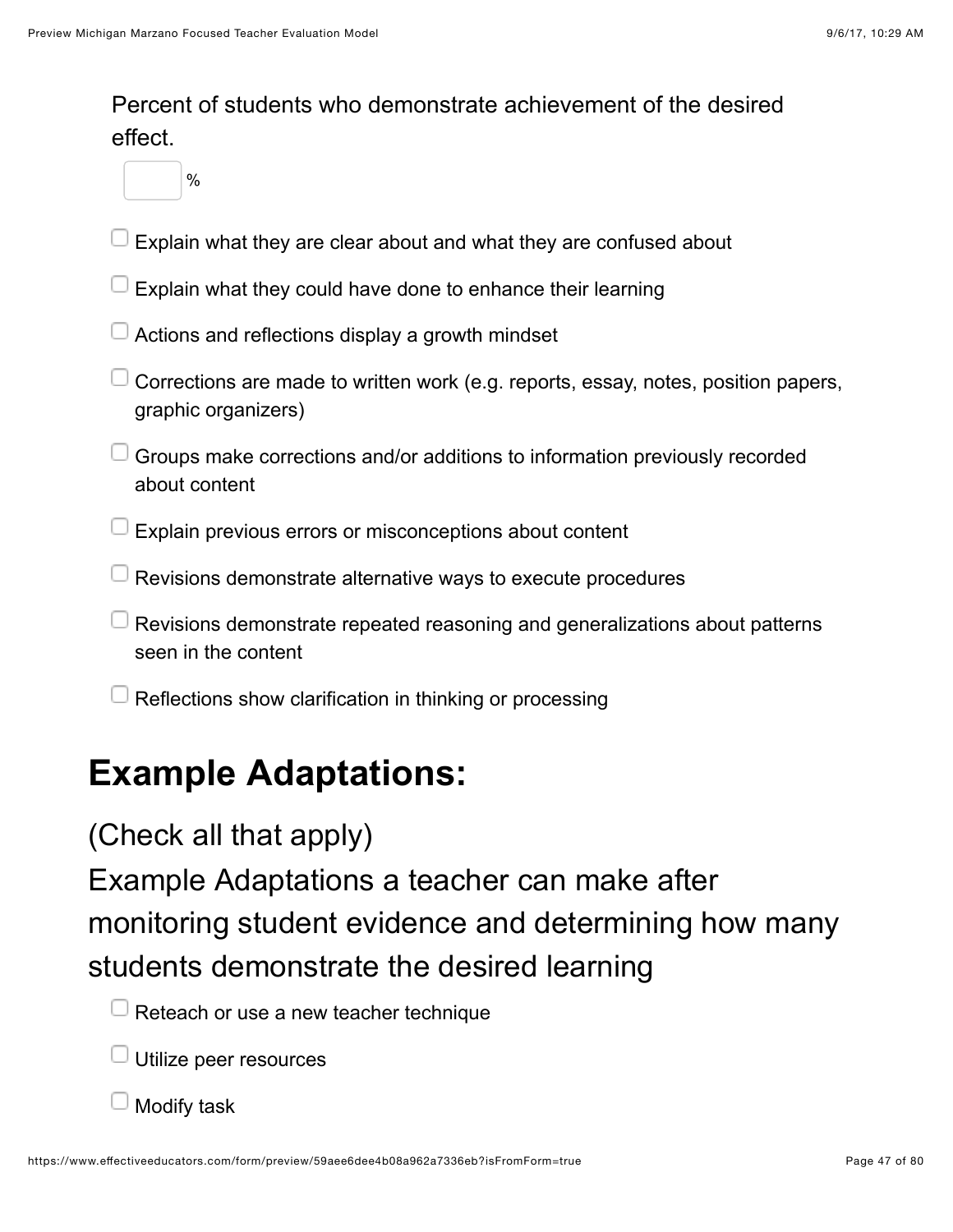Percent of students who demonstrate achievement of the desired effect.

[ ] %

- [ ] Explain what they are clear about and what they are confused about
- [ ] Explain what they could have done to enhance their learning
- [ ] Actions and reflections display a growth mindset
- [ ] Corrections are made to written work (e.g. reports, essay, notes, position papers, graphic organizers)
- [ ] Groups make corrections and/or additions to information previously recorded about content
- [ ] Explain previous errors or misconceptions about content
- [ ] Revisions demonstrate alternative ways to execute procedures
- [ ] Revisions demonstrate repeated reasoning and generalizations about patterns seen in the content
- [ ] Reflections show clarification in thinking or processing

# Example Adaptations:

(Check all that apply)

Example Adaptations a teacher can make after monitoring student evidence and determining how many students demonstrate the desired learning

- [ ] Reteach or use a new teacher technique
- [ ] Utilize peer resources
- [ ] Modify task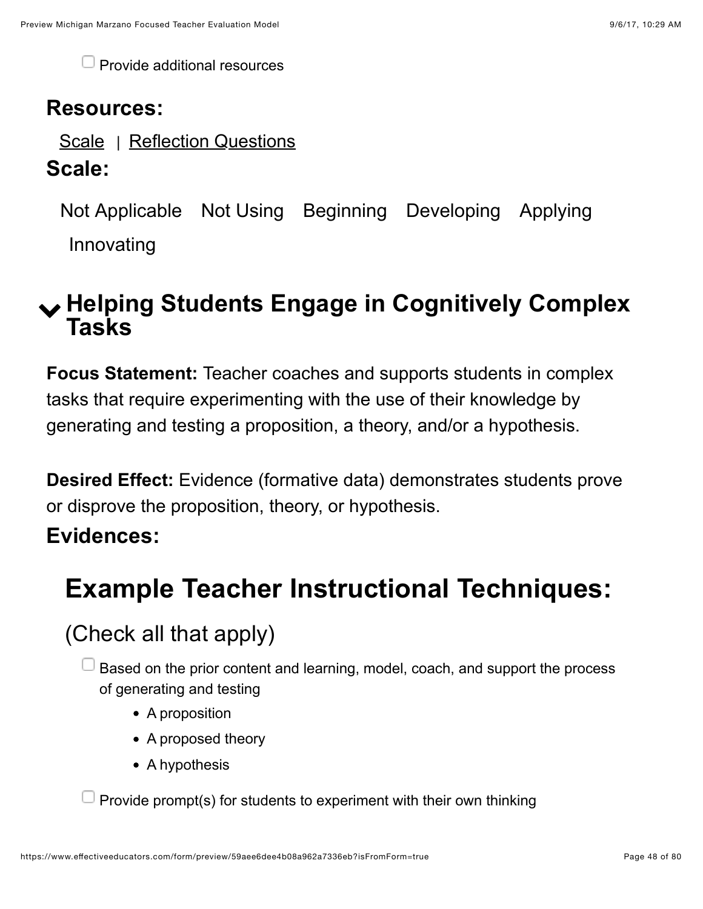- [ ] Provide additional resources

### Resources:

Scale | Reflection Questions

### Scale:

Not Applicable Not Using Beginning Developing Applying Innovating

## Helping Students Engage in Cognitively Complex Tasks

**Focus Statement:** Teacher coaches and supports students in complex tasks that require experimenting with the use of their knowledge by generating and testing a proposition, a theory, and/or a hypothesis.

**Desired Effect:** Evidence (formative data) demonstrates students prove or disprove the proposition, theory, or hypothesis.

### Evidences:

## Example Teacher Instructional Techniques:

(Check all that apply)

- [ ] Based on the prior content and learning, model, coach, and support the process of generating and testing
  - A proposition
  - A proposed theory
  - A hypothesis
- [ ] Provide prompt(s) for students to experiment with their own thinking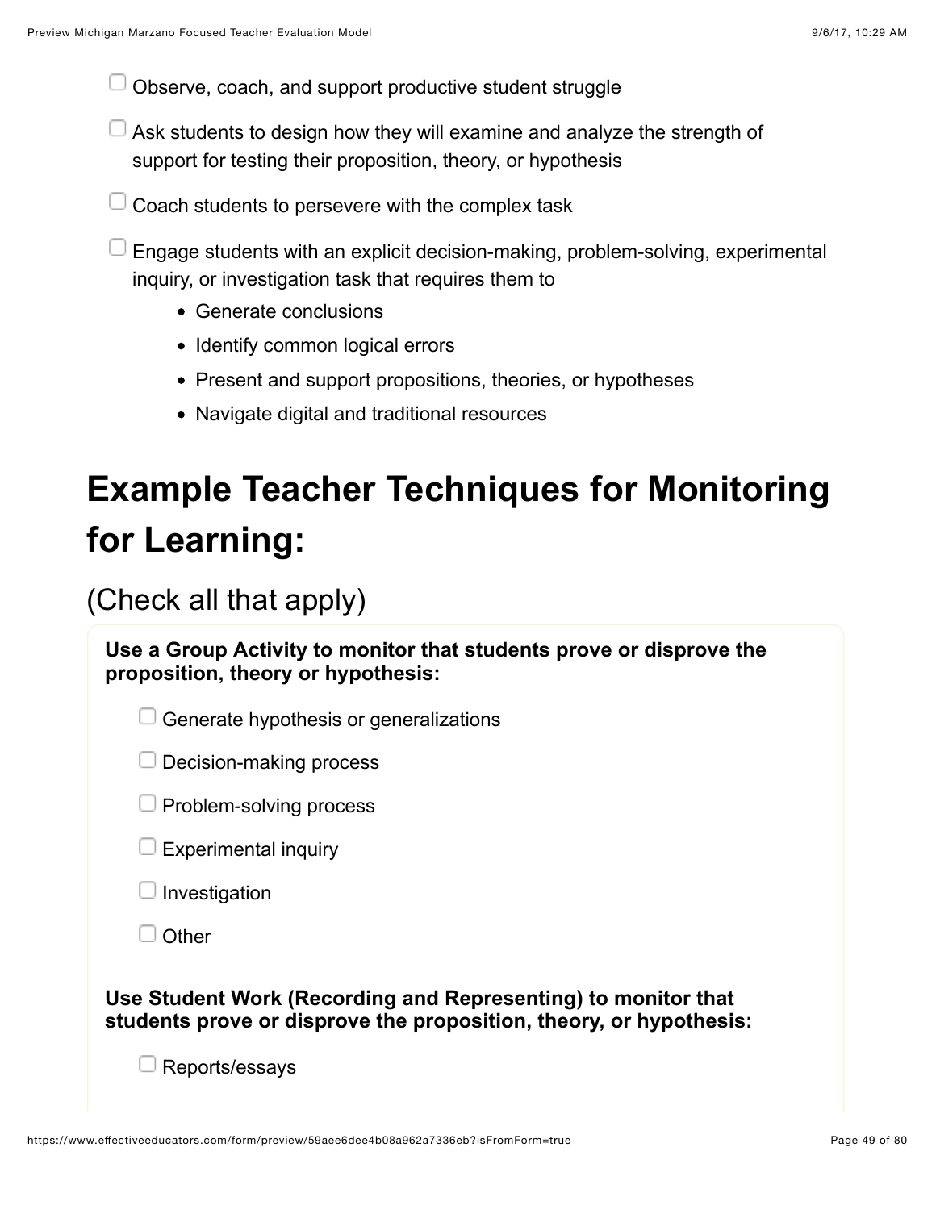- [ ] Observe, coach, and support productive student struggle
- [ ] Ask students to design how they will examine and analyze the strength of support for testing their proposition, theory, or hypothesis
- [ ] Coach students to persevere with the complex task
- [ ] Engage students with an explicit decision-making, problem-solving, experimental inquiry, or investigation task that requires them to
    - Generate conclusions
    - Identify common logical errors
    - Present and support propositions, theories, or hypotheses
    - Navigate digital and traditional resources

# Example Teacher Techniques for Monitoring for Learning:

## (Check all that apply)

**Use a Group Activity to monitor that students prove or disprove the proposition, theory or hypothesis:**

- [ ] Generate hypothesis or generalizations
- [ ] Decision-making process
- [ ] Problem-solving process
- [ ] Experimental inquiry
- [ ] Investigation
- [ ] Other

**Use Student Work (Recording and Representing) to monitor that students prove or disprove the proposition, theory, or hypothesis:**

- [ ] Reports/essays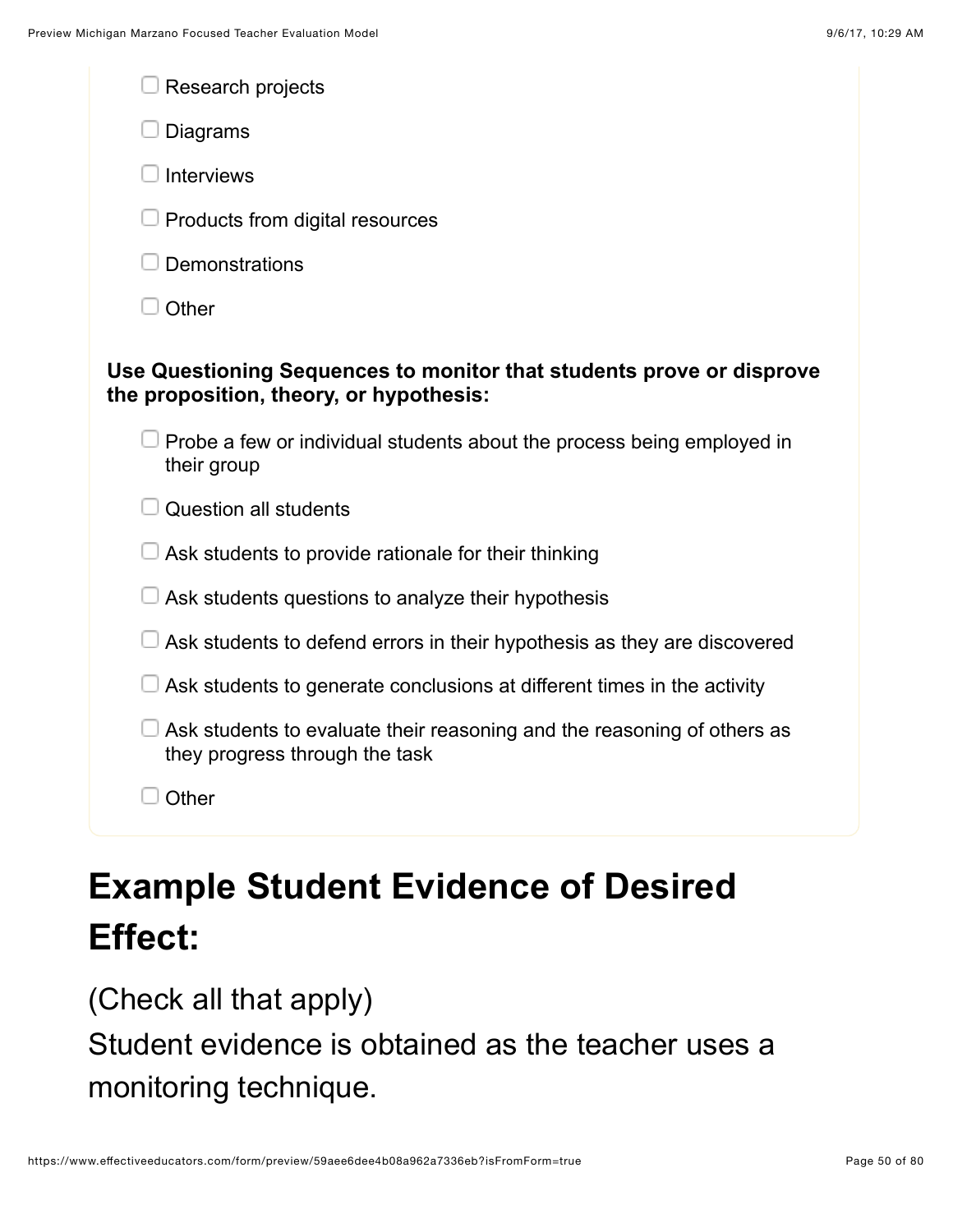- [ ] Research projects
- [ ] Diagrams
- [ ] Interviews
- [ ] Products from digital resources
- [ ] Demonstrations
- [ ] Other

**Use Questioning Sequences to monitor that students prove or disprove the proposition, theory, or hypothesis:**

- [ ] Probe a few or individual students about the process being employed in their group
- [ ] Question all students
- [ ] Ask students to provide rationale for their thinking
- [ ] Ask students questions to analyze their hypothesis
- [ ] Ask students to defend errors in their hypothesis as they are discovered
- [ ] Ask students to generate conclusions at different times in the activity
- [ ] Ask students to evaluate their reasoning and the reasoning of others as they progress through the task
- [ ] Other

## Example Student Evidence of Desired Effect:

(Check all that apply)
Student evidence is obtained as the teacher uses a monitoring technique.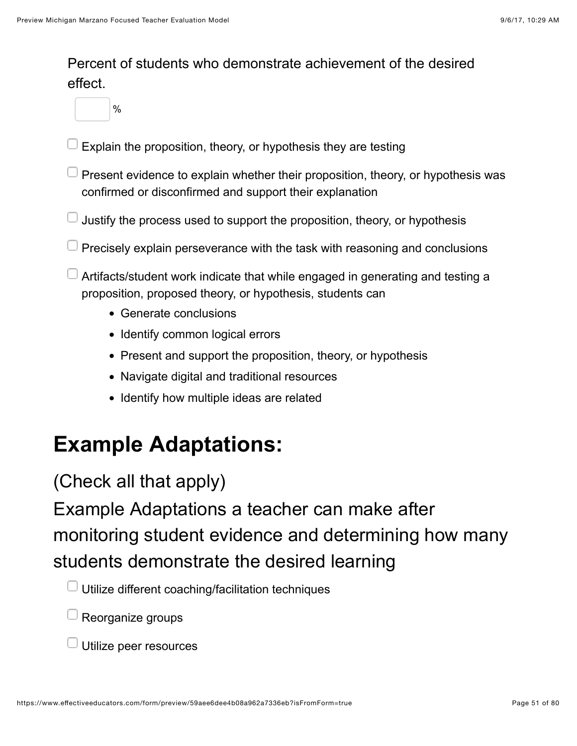Percent of students who demonstrate achievement of the desired effect.

[ ] %

- [ ] Explain the proposition, theory, or hypothesis they are testing
- [ ] Present evidence to explain whether their proposition, theory, or hypothesis was confirmed or disconfirmed and support their explanation
- [ ] Justify the process used to support the proposition, theory, or hypothesis
- [ ] Precisely explain perseverance with the task with reasoning and conclusions
- [ ] Artifacts/student work indicate that while engaged in generating and testing a proposition, proposed theory, or hypothesis, students can
    - Generate conclusions
    - Identify common logical errors
    - Present and support the proposition, theory, or hypothesis
    - Navigate digital and traditional resources
    - Identify how multiple ideas are related

# Example Adaptations:

## (Check all that apply)

## Example Adaptations a teacher can make after monitoring student evidence and determining how many students demonstrate the desired learning

- [ ] Utilize different coaching/facilitation techniques
- [ ] Reorganize groups
- [ ] Utilize peer resources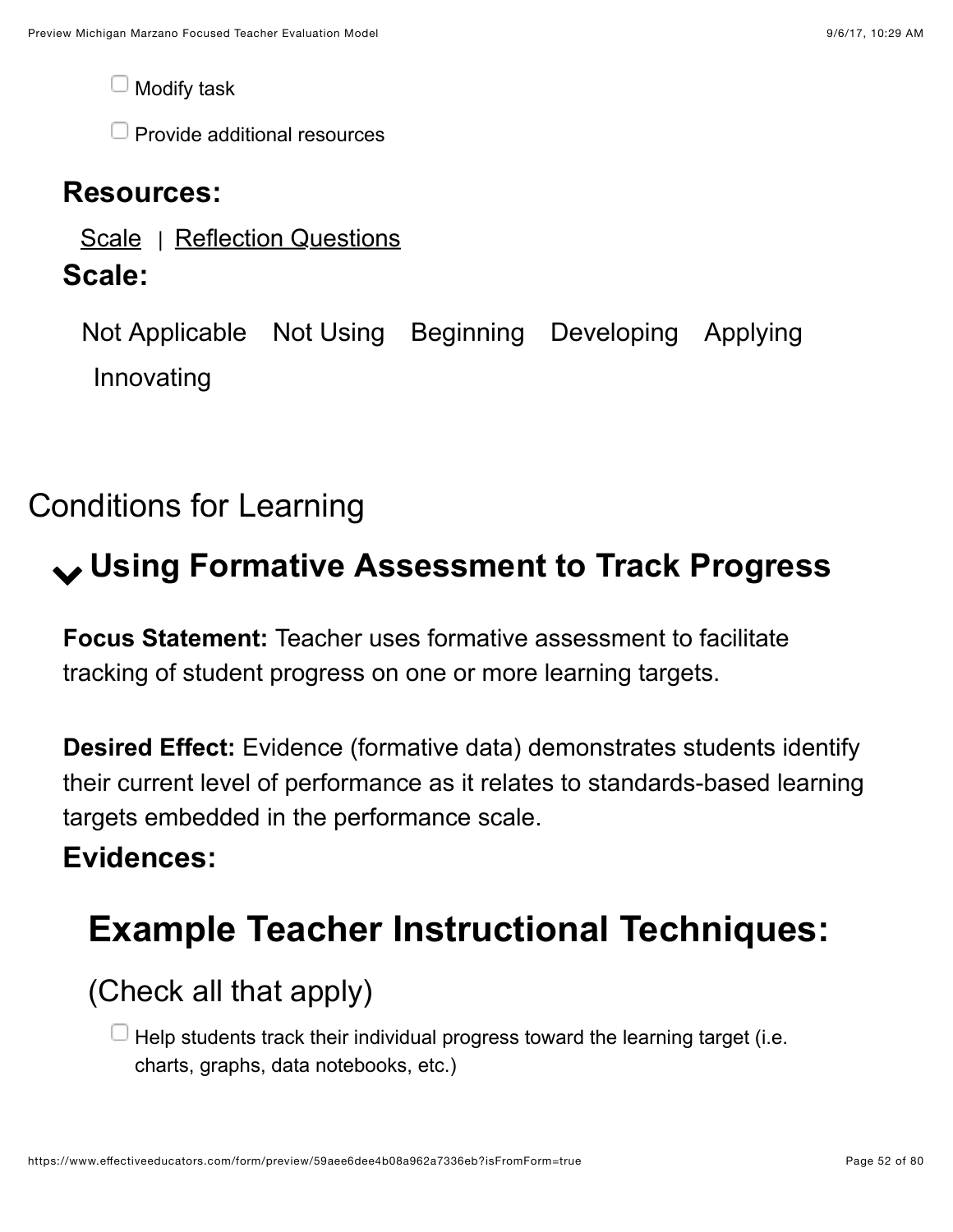- [ ] Modify task
- [ ] Provide additional resources

### Resources:

Scale | Reflection Questions

### Scale:

Not Applicable Not Using Beginning Developing Applying Innovating

## Conditions for Learning

### Using Formative Assessment to Track Progress

**Focus Statement:** Teacher uses formative assessment to facilitate tracking of student progress on one or more learning targets.

**Desired Effect:** Evidence (formative data) demonstrates students identify their current level of performance as it relates to standards-based learning targets embedded in the performance scale.

### Evidences:

## Example Teacher Instructional Techniques:

(Check all that apply)

- [ ] Help students track their individual progress toward the learning target (i.e. charts, graphs, data notebooks, etc.)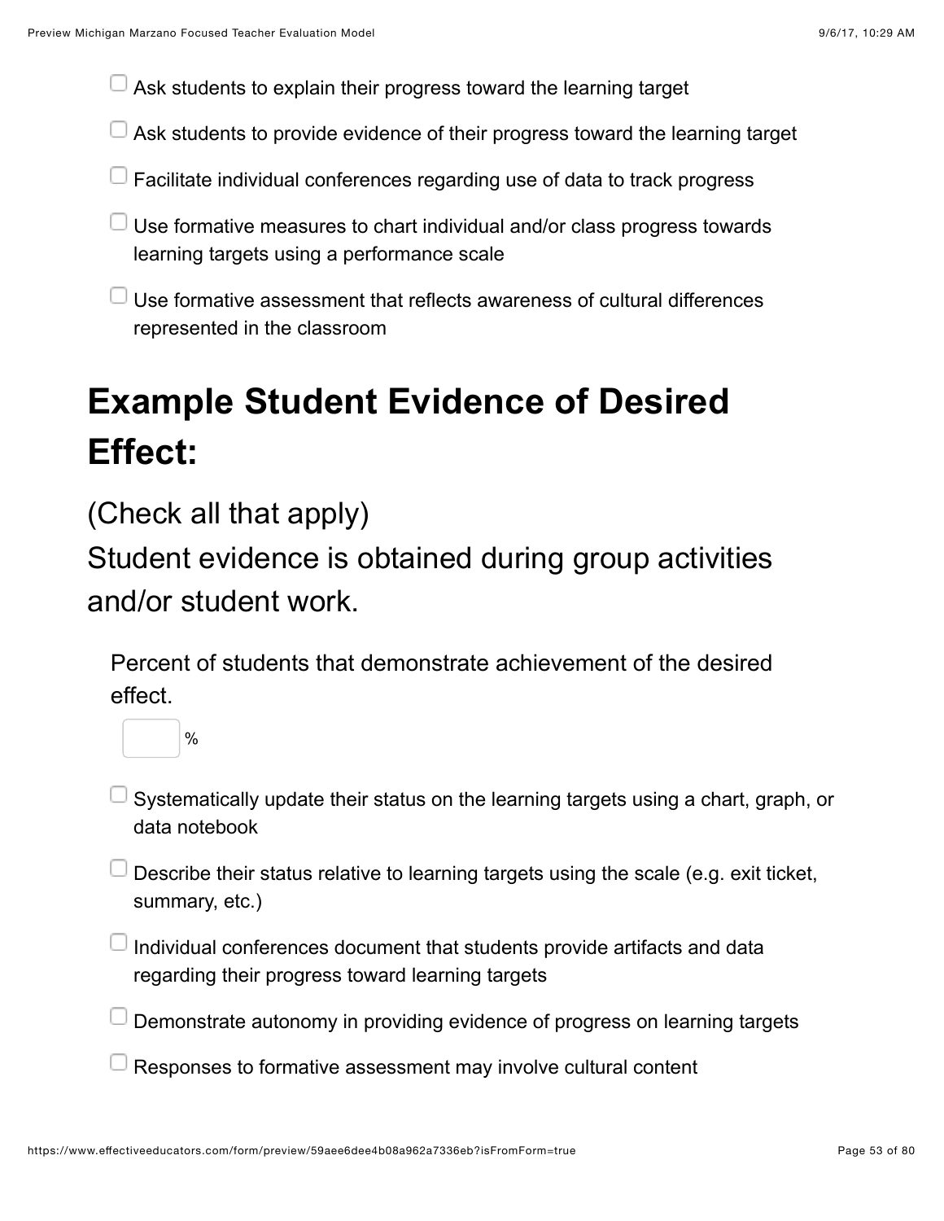- [ ] Ask students to explain their progress toward the learning target
- [ ] Ask students to provide evidence of their progress toward the learning target
- [ ] Facilitate individual conferences regarding use of data to track progress
- [ ] Use formative measures to chart individual and/or class progress towards learning targets using a performance scale
- [ ] Use formative assessment that reflects awareness of cultural differences represented in the classroom

# Example Student Evidence of Desired Effect:

(Check all that apply)
Student evidence is obtained during group activities and/or student work.

Percent of students that demonstrate achievement of the desired effect.

____ %

- [ ] Systematically update their status on the learning targets using a chart, graph, or data notebook
- [ ] Describe their status relative to learning targets using the scale (e.g. exit ticket, summary, etc.)
- [ ] Individual conferences document that students provide artifacts and data regarding their progress toward learning targets
- [ ] Demonstrate autonomy in providing evidence of progress on learning targets
- [ ] Responses to formative assessment may involve cultural content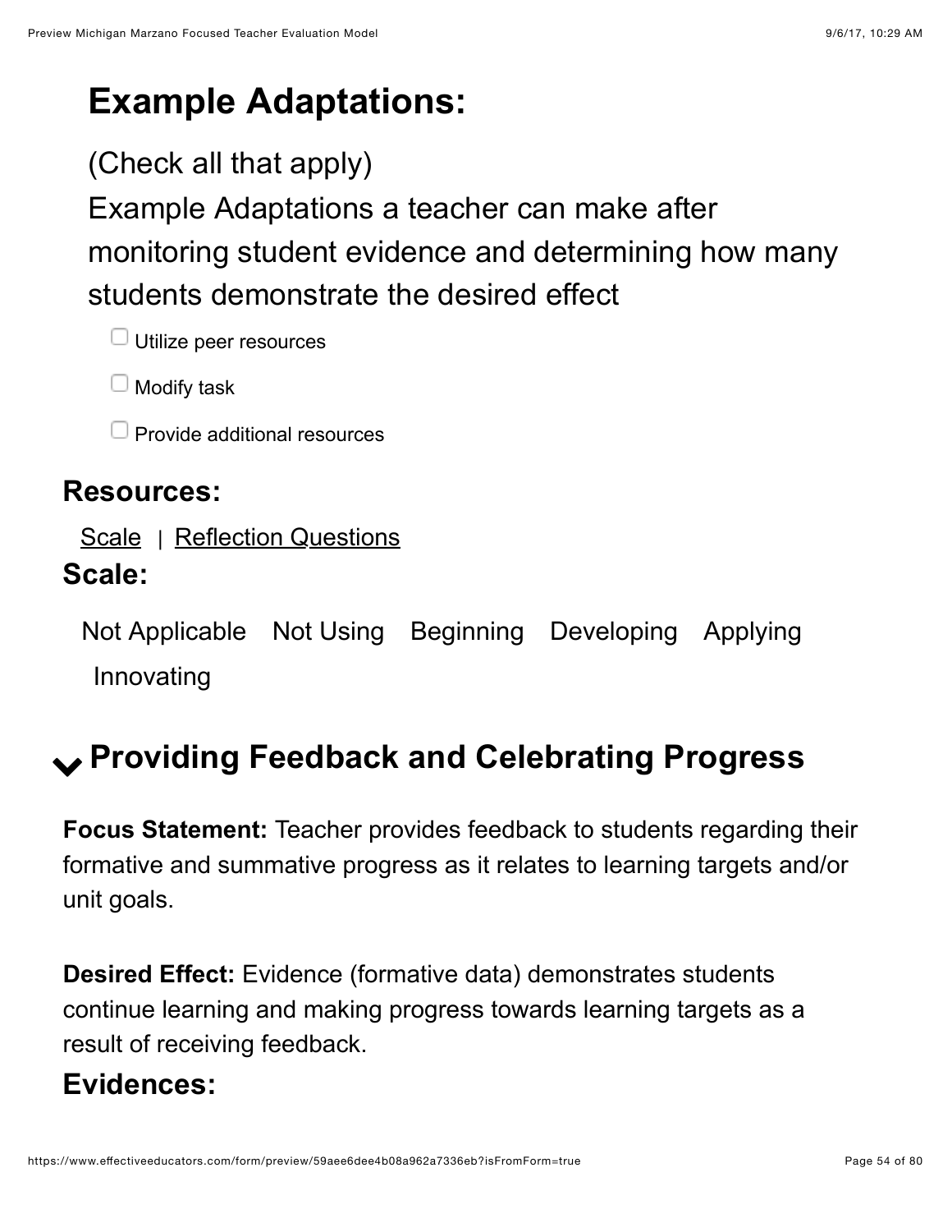## Example Adaptations:

(Check all that apply)

Example Adaptations a teacher can make after monitoring student evidence and determining how many students demonstrate the desired effect

- [ ] Utilize peer resources
- [ ] Modify task
- [ ] Provide additional resources

### Resources:

Scale | Reflection Questions

### Scale:

Not Applicable   Not Using   Beginning   Developing   Applying   Innovating

## Providing Feedback and Celebrating Progress

**Focus Statement:** Teacher provides feedback to students regarding their formative and summative progress as it relates to learning targets and/or unit goals.

**Desired Effect:** Evidence (formative data) demonstrates students continue learning and making progress towards learning targets as a result of receiving feedback.

### Evidences: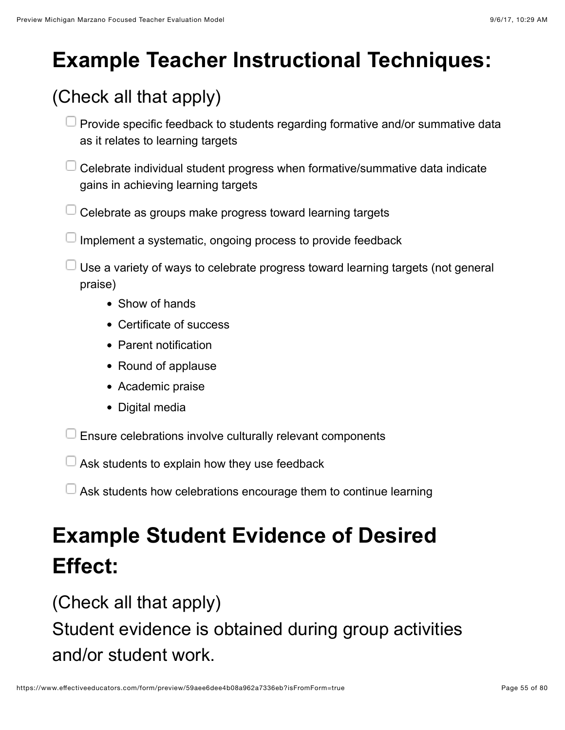# Example Teacher Instructional Techniques:

(Check all that apply)

- [ ] Provide specific feedback to students regarding formative and/or summative data as it relates to learning targets
- [ ] Celebrate individual student progress when formative/summative data indicate gains in achieving learning targets
- [ ] Celebrate as groups make progress toward learning targets
- [ ] Implement a systematic, ongoing process to provide feedback
- [ ] Use a variety of ways to celebrate progress toward learning targets (not general praise)
    - Show of hands
    - Certificate of success
    - Parent notification
    - Round of applause
    - Academic praise
    - Digital media
- [ ] Ensure celebrations involve culturally relevant components
- [ ] Ask students to explain how they use feedback
- [ ] Ask students how celebrations encourage them to continue learning

# Example Student Evidence of Desired Effect:

(Check all that apply)
Student evidence is obtained during group activities and/or student work.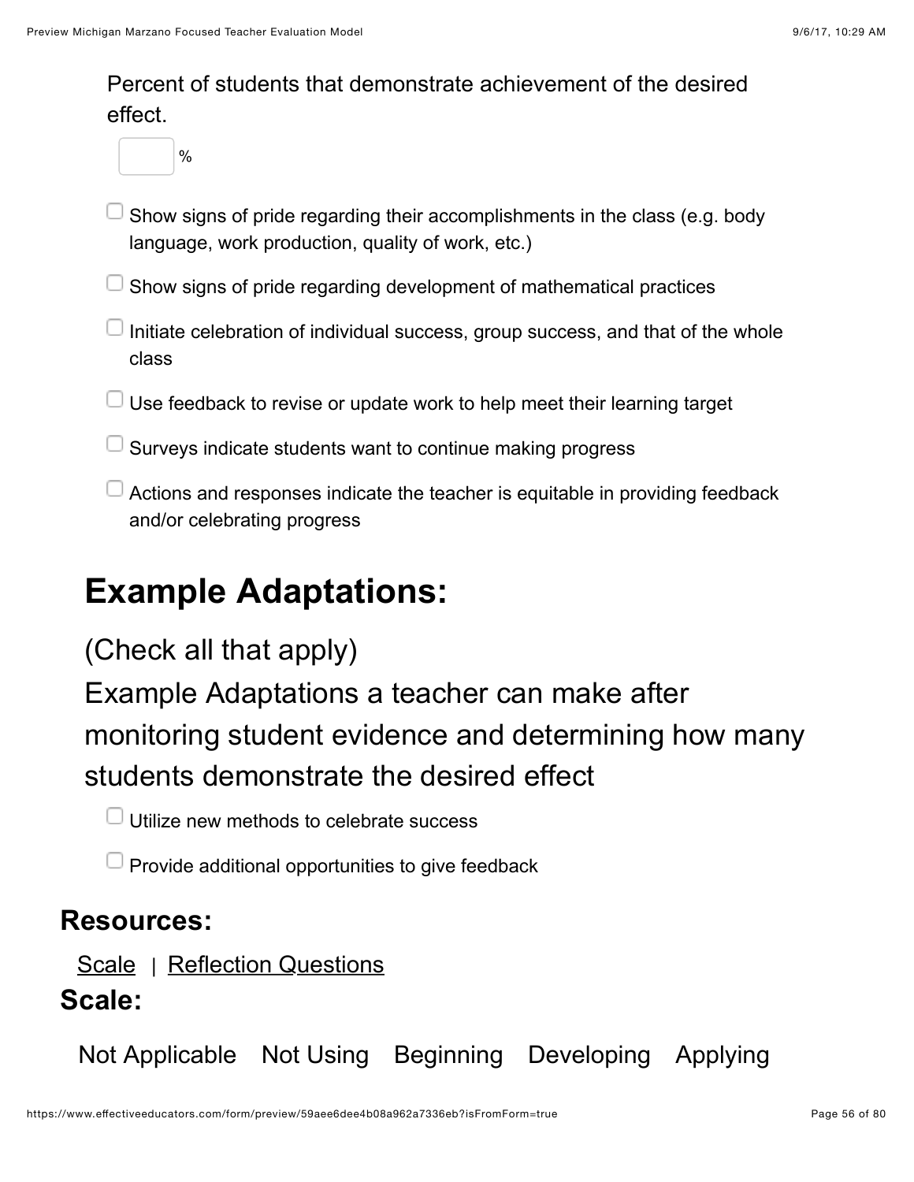Percent of students that demonstrate achievement of the desired effect.

[ ] %

- [ ] Show signs of pride regarding their accomplishments in the class (e.g. body language, work production, quality of work, etc.)
- [ ] Show signs of pride regarding development of mathematical practices
- [ ] Initiate celebration of individual success, group success, and that of the whole class
- [ ] Use feedback to revise or update work to help meet their learning target
- [ ] Surveys indicate students want to continue making progress
- [ ] Actions and responses indicate the teacher is equitable in providing feedback and/or celebrating progress

# Example Adaptations:

(Check all that apply)

Example Adaptations a teacher can make after monitoring student evidence and determining how many students demonstrate the desired effect

- [ ] Utilize new methods to celebrate success
- [ ] Provide additional opportunities to give feedback

## Resources:

Scale | Reflection Questions

## Scale:

Not Applicable   Not Using   Beginning   Developing   Applying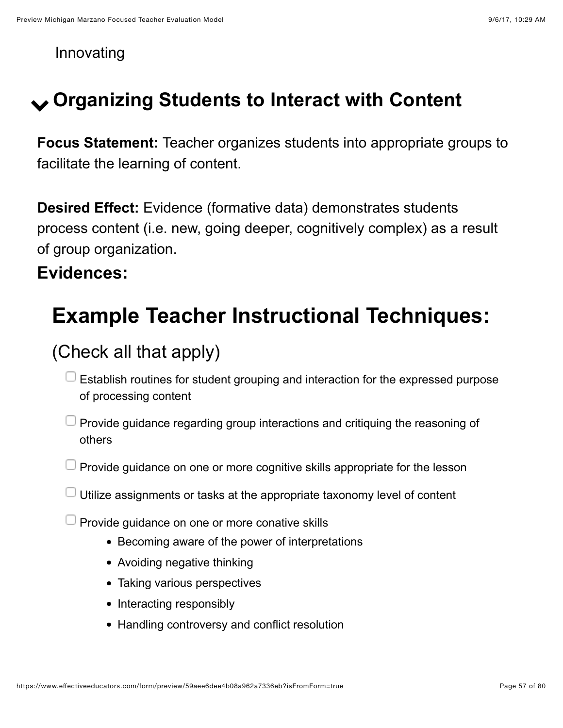Innovating

## Organizing Students to Interact with Content

**Focus Statement:** Teacher organizes students into appropriate groups to facilitate the learning of content.

**Desired Effect:** Evidence (formative data) demonstrates students process content (i.e. new, going deeper, cognitively complex) as a result of group organization.

**Evidences:**

# Example Teacher Instructional Techniques:

## (Check all that apply)

- [ ] Establish routines for student grouping and interaction for the expressed purpose of processing content
- [ ] Provide guidance regarding group interactions and critiquing the reasoning of others
- [ ] Provide guidance on one or more cognitive skills appropriate for the lesson
- [ ] Utilize assignments or tasks at the appropriate taxonomy level of content
- [ ] Provide guidance on one or more conative skills
    - Becoming aware of the power of interpretations
    - Avoiding negative thinking
    - Taking various perspectives
    - Interacting responsibly
    - Handling controversy and conflict resolution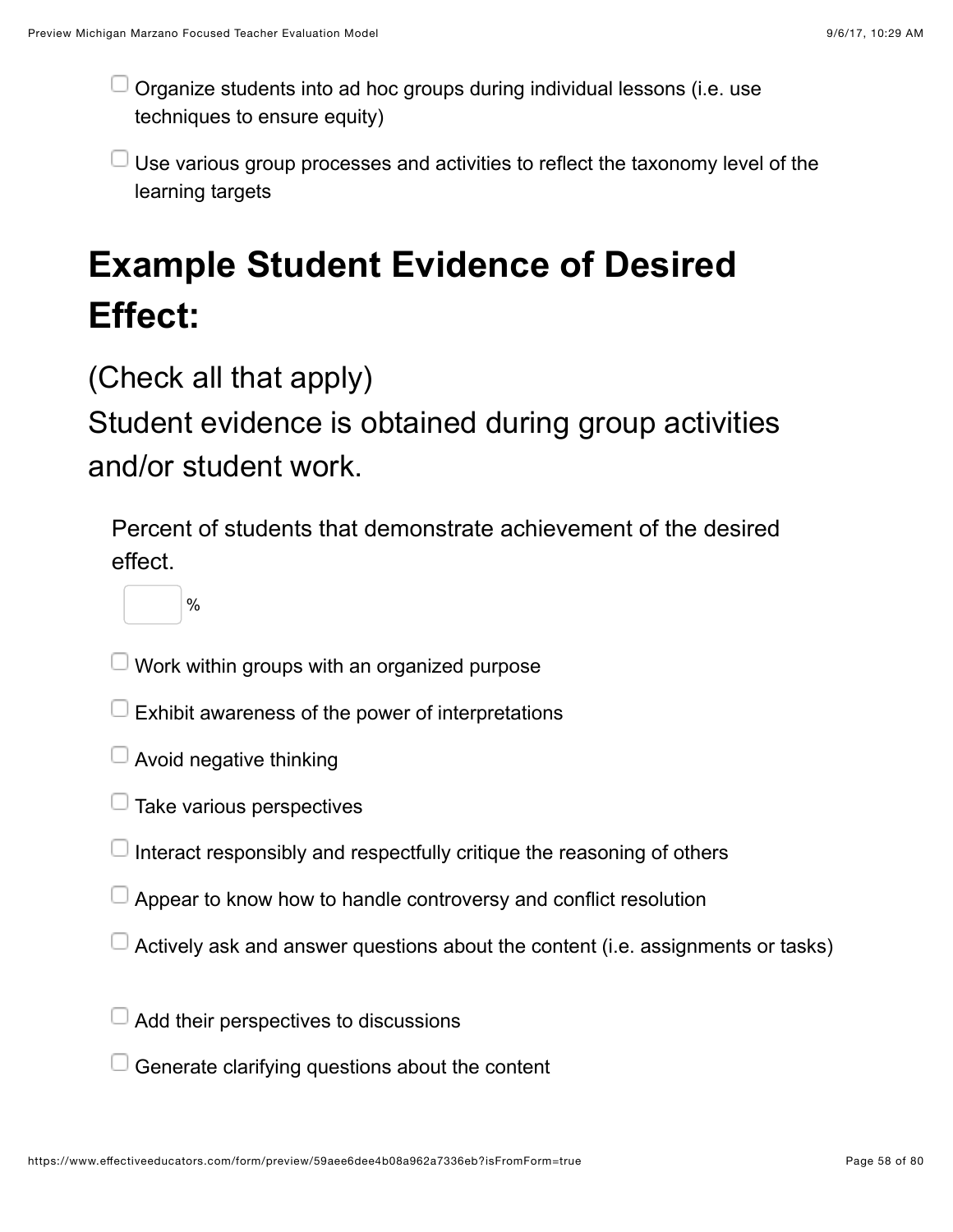- [ ] Organize students into ad hoc groups during individual lessons (i.e. use techniques to ensure equity)
- [ ] Use various group processes and activities to reflect the taxonomy level of the learning targets

# Example Student Evidence of Desired Effect:

(Check all that apply)
Student evidence is obtained during group activities and/or student work.

Percent of students that demonstrate achievement of the desired effect.

[ ] %

- [ ] Work within groups with an organized purpose
- [ ] Exhibit awareness of the power of interpretations
- [ ] Avoid negative thinking
- [ ] Take various perspectives
- [ ] Interact responsibly and respectfully critique the reasoning of others
- [ ] Appear to know how to handle controversy and conflict resolution
- [ ] Actively ask and answer questions about the content (i.e. assignments or tasks)
- [ ] Add their perspectives to discussions
- [ ] Generate clarifying questions about the content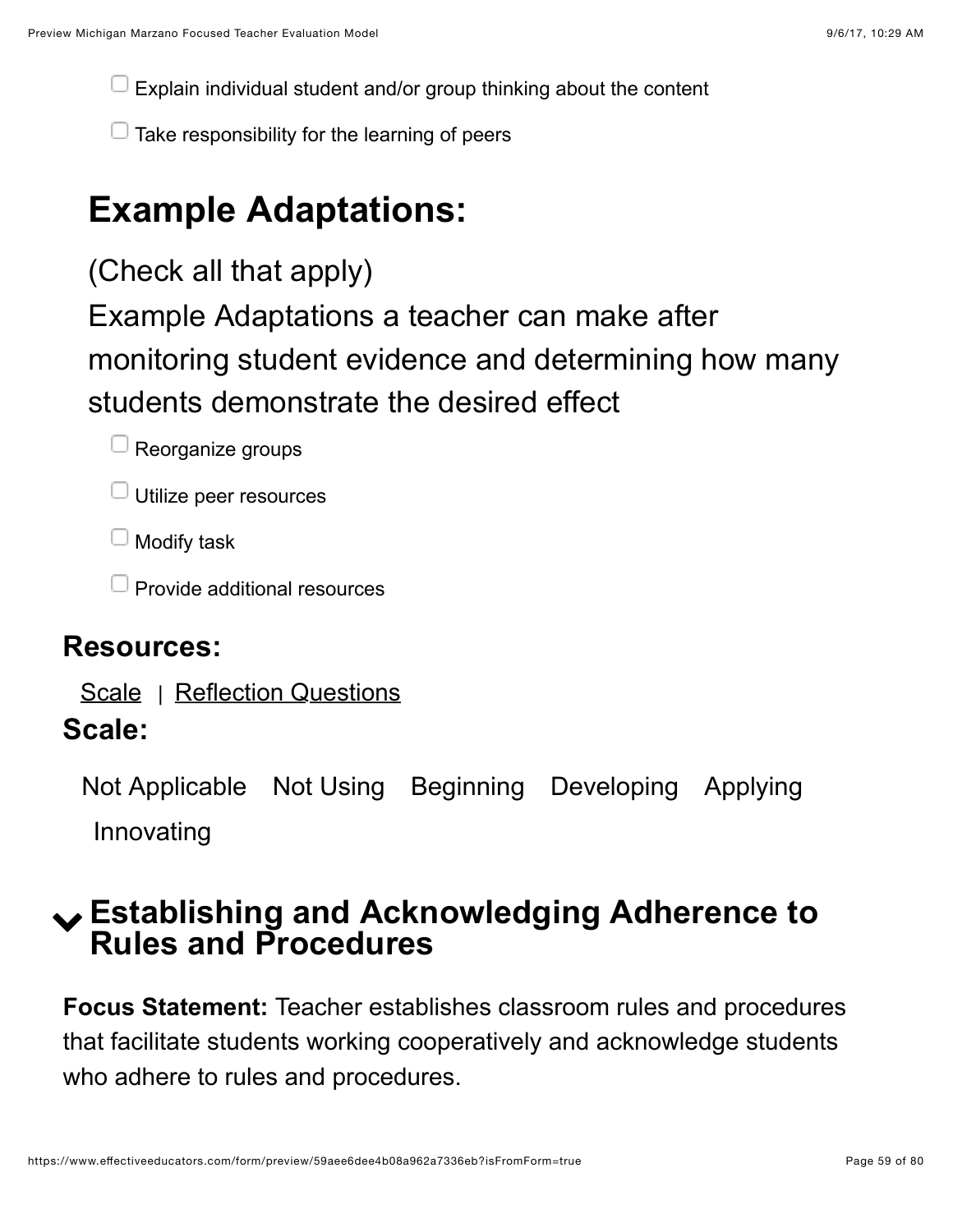- [ ] Explain individual student and/or group thinking about the content
- [ ] Take responsibility for the learning of peers

## Example Adaptations:

(Check all that apply)

Example Adaptations a teacher can make after monitoring student evidence and determining how many students demonstrate the desired effect

- [ ] Reorganize groups
- [ ] Utilize peer resources
- [ ] Modify task
- [ ] Provide additional resources

### Resources:

Scale | Reflection Questions

### Scale:

Not Applicable Not Using Beginning Developing Applying Innovating

## Establishing and Acknowledging Adherence to Rules and Procedures

**Focus Statement:** Teacher establishes classroom rules and procedures that facilitate students working cooperatively and acknowledge students who adhere to rules and procedures.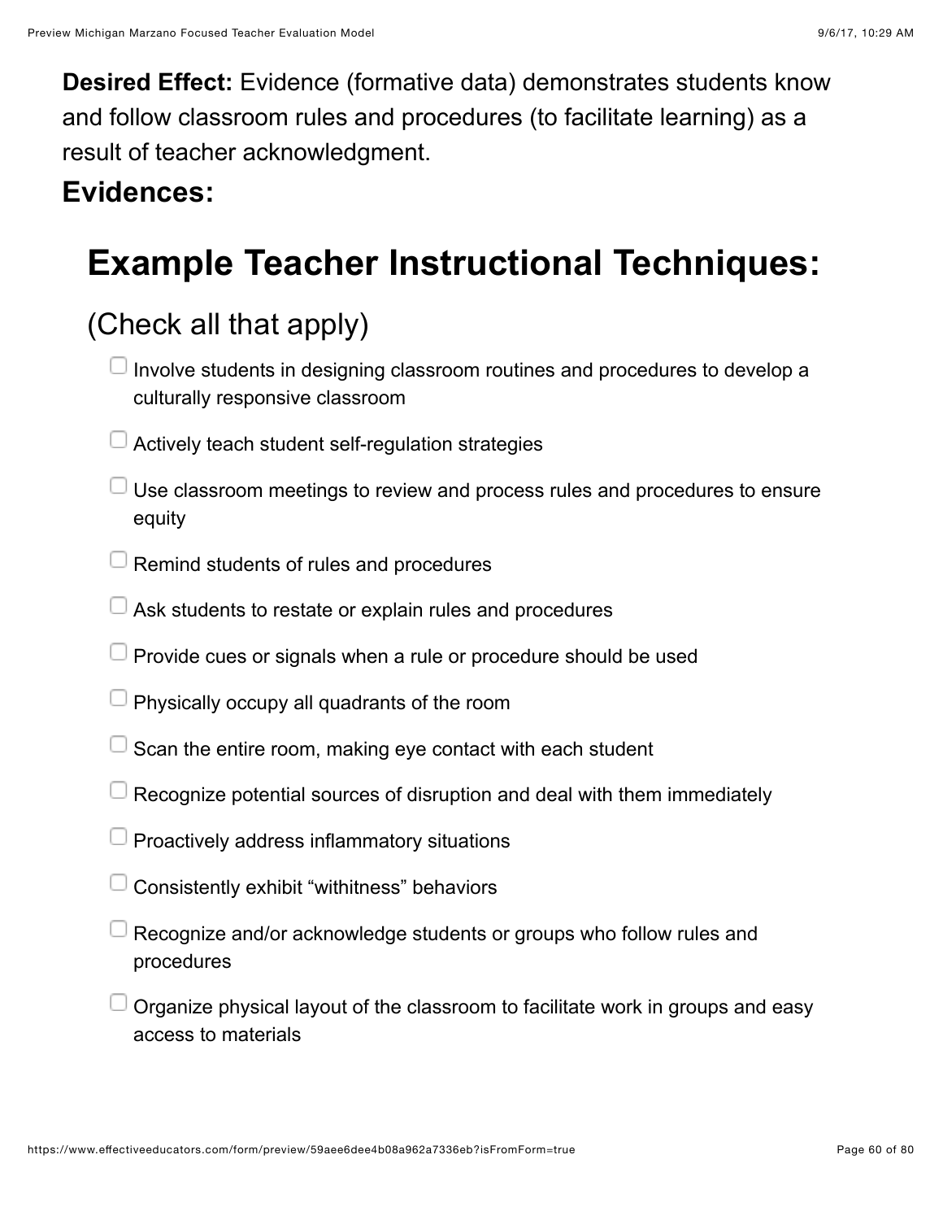**Desired Effect:** Evidence (formative data) demonstrates students know and follow classroom rules and procedures (to facilitate learning) as a result of teacher acknowledgment.

**Evidences:**

# Example Teacher Instructional Techniques:

## (Check all that apply)

- [ ] Involve students in designing classroom routines and procedures to develop a culturally responsive classroom
- [ ] Actively teach student self-regulation strategies
- [ ] Use classroom meetings to review and process rules and procedures to ensure equity
- [ ] Remind students of rules and procedures
- [ ] Ask students to restate or explain rules and procedures
- [ ] Provide cues or signals when a rule or procedure should be used
- [ ] Physically occupy all quadrants of the room
- [ ] Scan the entire room, making eye contact with each student
- [ ] Recognize potential sources of disruption and deal with them immediately
- [ ] Proactively address inflammatory situations
- [ ] Consistently exhibit "withitness" behaviors
- [ ] Recognize and/or acknowledge students or groups who follow rules and procedures
- [ ] Organize physical layout of the classroom to facilitate work in groups and easy access to materials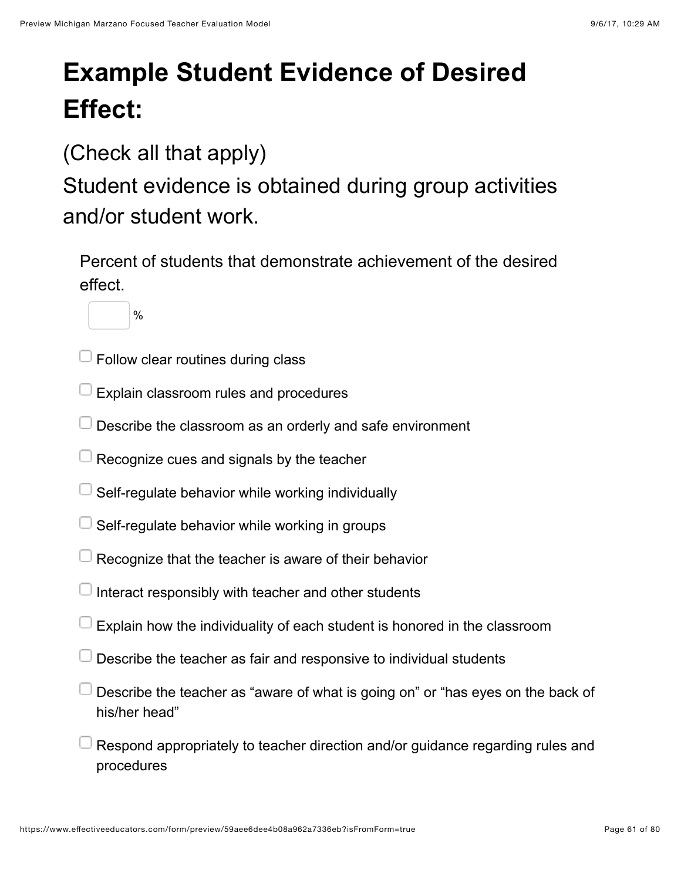# Example Student Evidence of Desired Effect:

(Check all that apply)

Student evidence is obtained during group activities and/or student work.

Percent of students that demonstrate achievement of the desired effect.

[ ] %

- [ ] Follow clear routines during class
- [ ] Explain classroom rules and procedures
- [ ] Describe the classroom as an orderly and safe environment
- [ ] Recognize cues and signals by the teacher
- [ ] Self-regulate behavior while working individually
- [ ] Self-regulate behavior while working in groups
- [ ] Recognize that the teacher is aware of their behavior
- [ ] Interact responsibly with teacher and other students
- [ ] Explain how the individuality of each student is honored in the classroom
- [ ] Describe the teacher as fair and responsive to individual students
- [ ] Describe the teacher as "aware of what is going on" or "has eyes on the back of his/her head"
- [ ] Respond appropriately to teacher direction and/or guidance regarding rules and procedures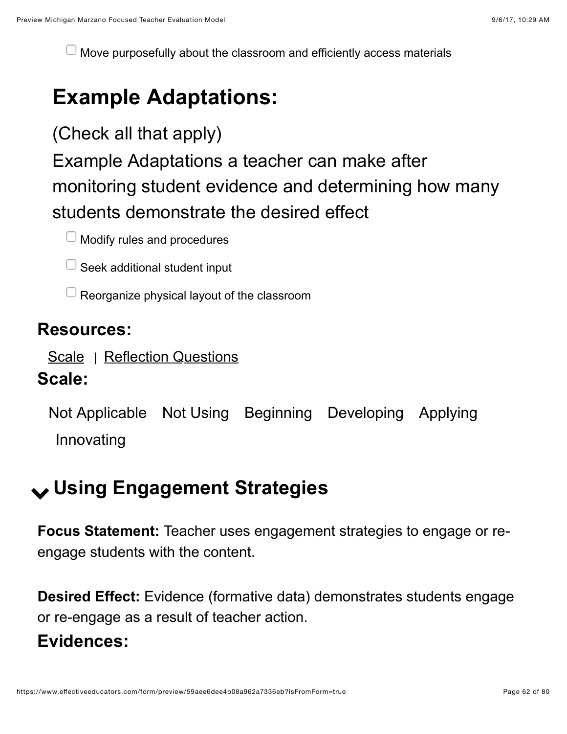- [ ] Move purposefully about the classroom and efficiently access materials

## Example Adaptations:

(Check all that apply)

Example Adaptations a teacher can make after monitoring student evidence and determining how many students demonstrate the desired effect

- [ ] Modify rules and procedures
- [ ] Seek additional student input
- [ ] Reorganize physical layout of the classroom

### Resources:

Scale | Reflection Questions

### Scale:

Not Applicable   Not Using   Beginning   Developing   Applying   Innovating

## Using Engagement Strategies

**Focus Statement:** Teacher uses engagement strategies to engage or re-engage students with the content.

**Desired Effect:** Evidence (formative data) demonstrates students engage or re-engage as a result of teacher action.

### Evidences: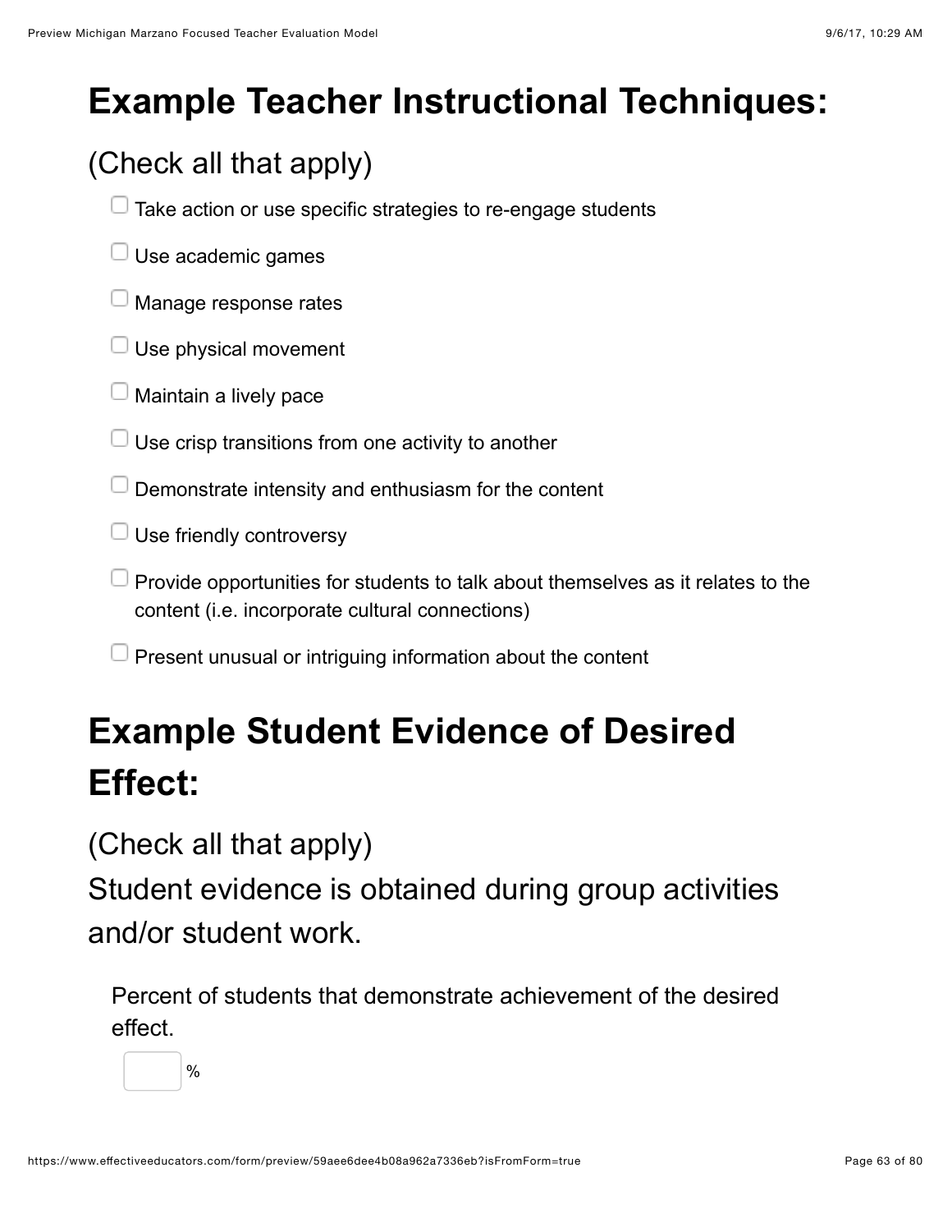# Example Teacher Instructional Techniques:

(Check all that apply)

- [ ] Take action or use specific strategies to re-engage students
- [ ] Use academic games
- [ ] Manage response rates
- [ ] Use physical movement
- [ ] Maintain a lively pace
- [ ] Use crisp transitions from one activity to another
- [ ] Demonstrate intensity and enthusiasm for the content
- [ ] Use friendly controversy
- [ ] Provide opportunities for students to talk about themselves as it relates to the content (i.e. incorporate cultural connections)
- [ ] Present unusual or intriguing information about the content

# Example Student Evidence of Desired Effect:

(Check all that apply)

Student evidence is obtained during group activities and/or student work.

Percent of students that demonstrate achievement of the desired effect.

____ %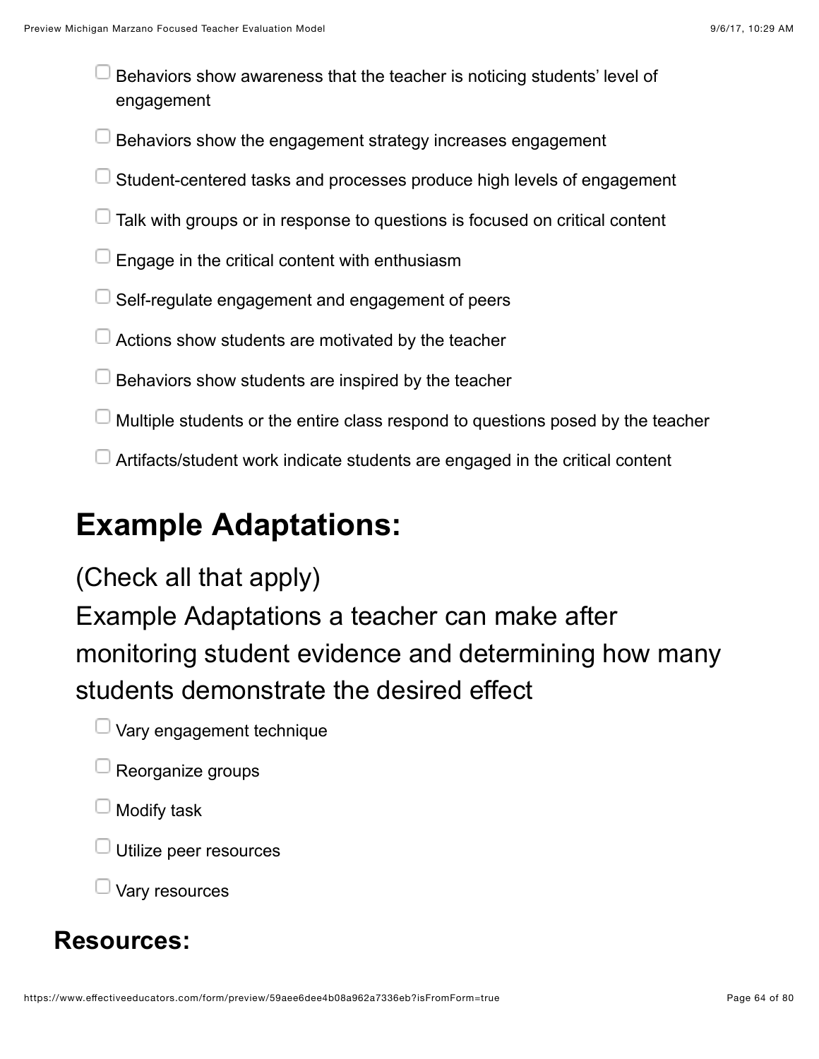- [ ] Behaviors show awareness that the teacher is noticing students' level of engagement
- [ ] Behaviors show the engagement strategy increases engagement
- [ ] Student-centered tasks and processes produce high levels of engagement
- [ ] Talk with groups or in response to questions is focused on critical content
- [ ] Engage in the critical content with enthusiasm
- [ ] Self-regulate engagement and engagement of peers
- [ ] Actions show students are motivated by the teacher
- [ ] Behaviors show students are inspired by the teacher
- [ ] Multiple students or the entire class respond to questions posed by the teacher
- [ ] Artifacts/student work indicate students are engaged in the critical content

# Example Adaptations:

(Check all that apply)

Example Adaptations a teacher can make after monitoring student evidence and determining how many students demonstrate the desired effect

- [ ] Vary engagement technique
- [ ] Reorganize groups
- [ ] Modify task
- [ ] Utilize peer resources
- [ ] Vary resources

## Resources: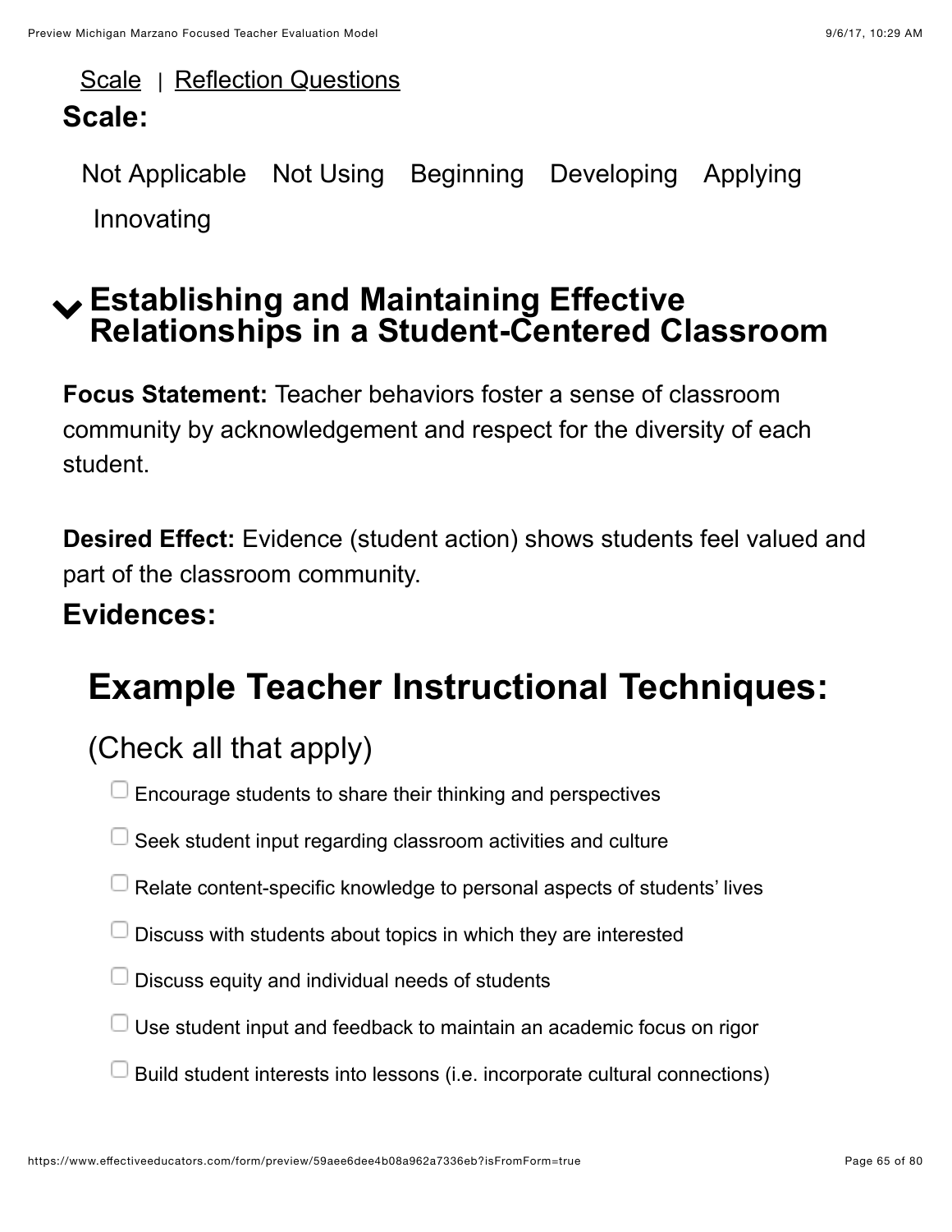Scale | Reflection Questions

**Scale:**

Not Applicable Not Using Beginning Developing Applying Innovating

## Establishing and Maintaining Effective Relationships in a Student-Centered Classroom

**Focus Statement:** Teacher behaviors foster a sense of classroom community by acknowledgement and respect for the diversity of each student.

**Desired Effect:** Evidence (student action) shows students feel valued and part of the classroom community.

**Evidences:**

## Example Teacher Instructional Techniques:

(Check all that apply)

- [ ] Encourage students to share their thinking and perspectives
- [ ] Seek student input regarding classroom activities and culture
- [ ] Relate content-specific knowledge to personal aspects of students' lives
- [ ] Discuss with students about topics in which they are interested
- [ ] Discuss equity and individual needs of students
- [ ] Use student input and feedback to maintain an academic focus on rigor
- [ ] Build student interests into lessons (i.e. incorporate cultural connections)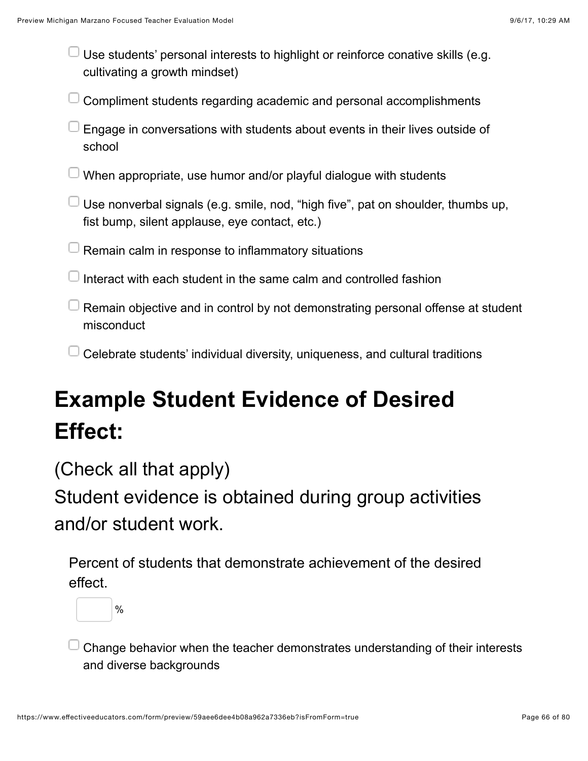- [ ] Use students' personal interests to highlight or reinforce conative skills (e.g. cultivating a growth mindset)
- [ ] Compliment students regarding academic and personal accomplishments
- [ ] Engage in conversations with students about events in their lives outside of school
- [ ] When appropriate, use humor and/or playful dialogue with students
- [ ] Use nonverbal signals (e.g. smile, nod, "high five", pat on shoulder, thumbs up, fist bump, silent applause, eye contact, etc.)
- [ ] Remain calm in response to inflammatory situations
- [ ] Interact with each student in the same calm and controlled fashion
- [ ] Remain objective and in control by not demonstrating personal offense at student misconduct
- [ ] Celebrate students' individual diversity, uniqueness, and cultural traditions

# Example Student Evidence of Desired Effect:

(Check all that apply)
Student evidence is obtained during group activities and/or student work.

Percent of students that demonstrate achievement of the desired effect.

[ ] %

- [ ] Change behavior when the teacher demonstrates understanding of their interests and diverse backgrounds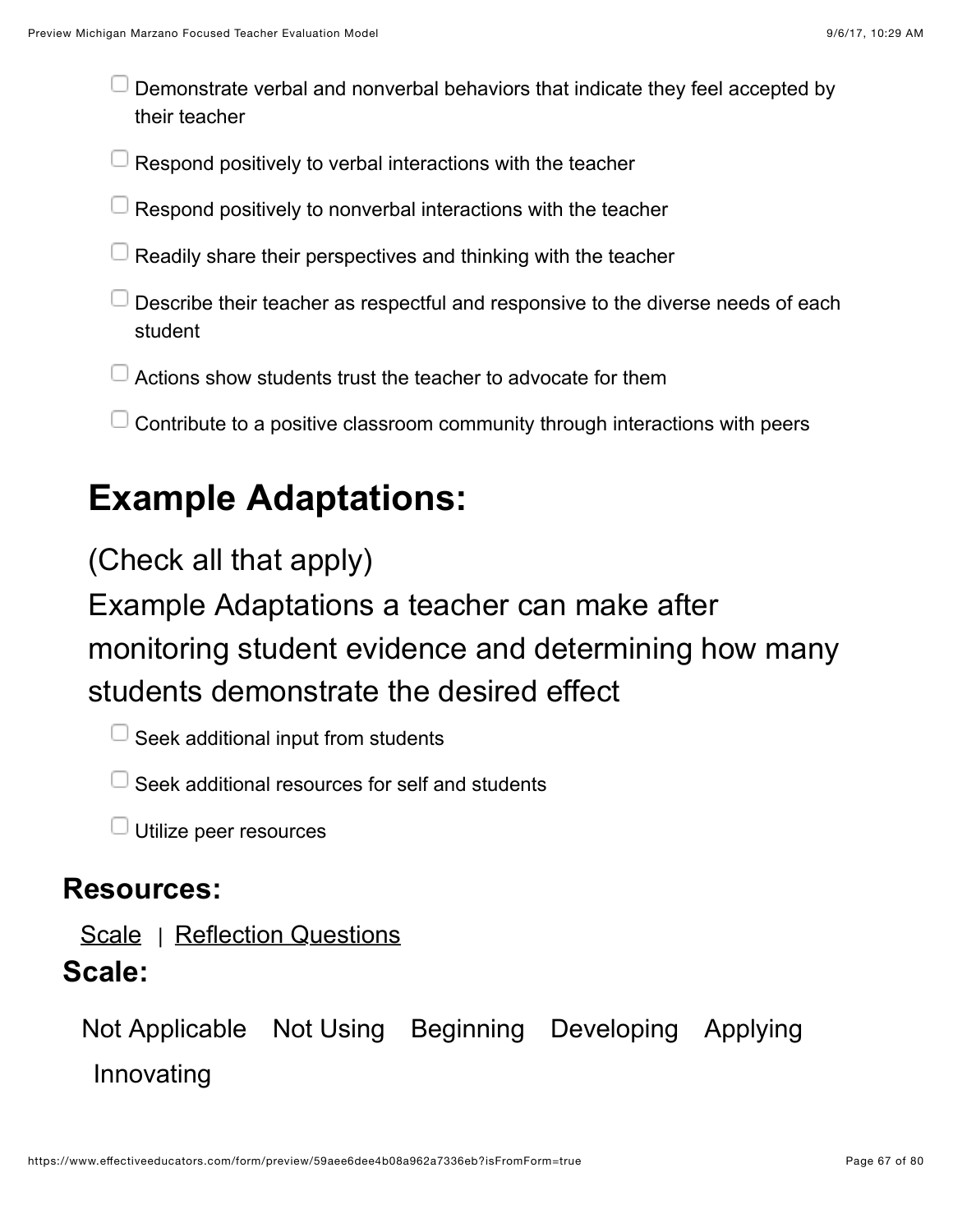- [ ] Demonstrate verbal and nonverbal behaviors that indicate they feel accepted by their teacher
- [ ] Respond positively to verbal interactions with the teacher
- [ ] Respond positively to nonverbal interactions with the teacher
- [ ] Readily share their perspectives and thinking with the teacher
- [ ] Describe their teacher as respectful and responsive to the diverse needs of each student
- [ ] Actions show students trust the teacher to advocate for them
- [ ] Contribute to a positive classroom community through interactions with peers

# Example Adaptations:

(Check all that apply)
Example Adaptations a teacher can make after monitoring student evidence and determining how many students demonstrate the desired effect

- [ ] Seek additional input from students
- [ ] Seek additional resources for self and students
- [ ] Utilize peer resources

## Resources:

Scale | Reflection Questions

## Scale:

Not Applicable  Not Using  Beginning  Developing  Applying  Innovating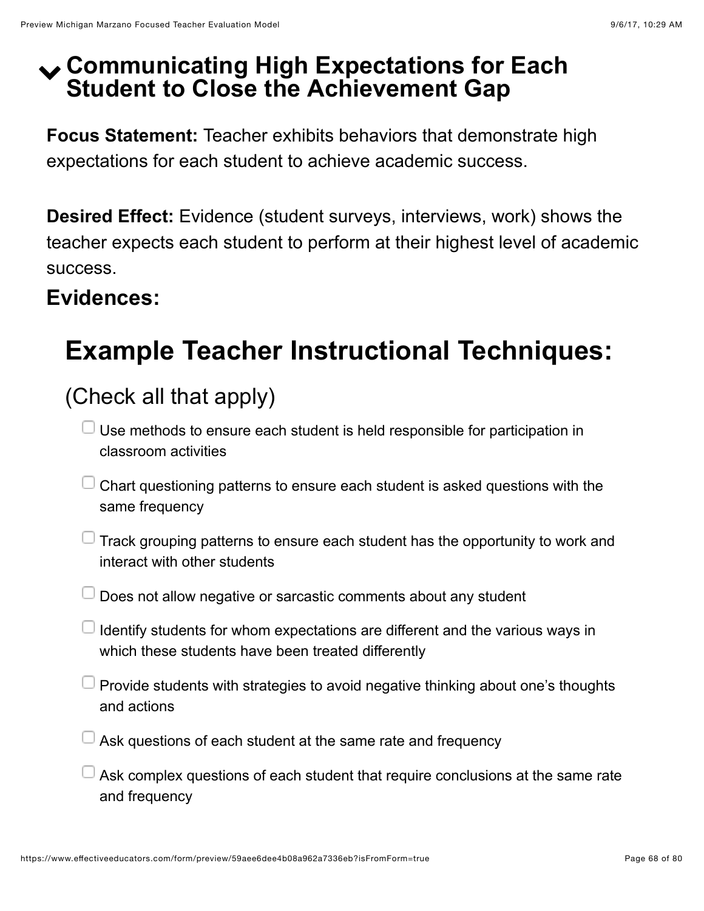## Communicating High Expectations for Each Student to Close the Achievement Gap

**Focus Statement:** Teacher exhibits behaviors that demonstrate high expectations for each student to achieve academic success.

**Desired Effect:** Evidence (student surveys, interviews, work) shows the teacher expects each student to perform at their highest level of academic success.

**Evidences:**

# Example Teacher Instructional Techniques:

(Check all that apply)

- [ ] Use methods to ensure each student is held responsible for participation in classroom activities
- [ ] Chart questioning patterns to ensure each student is asked questions with the same frequency
- [ ] Track grouping patterns to ensure each student has the opportunity to work and interact with other students
- [ ] Does not allow negative or sarcastic comments about any student
- [ ] Identify students for whom expectations are different and the various ways in which these students have been treated differently
- [ ] Provide students with strategies to avoid negative thinking about one's thoughts and actions
- [ ] Ask questions of each student at the same rate and frequency
- [ ] Ask complex questions of each student that require conclusions at the same rate and frequency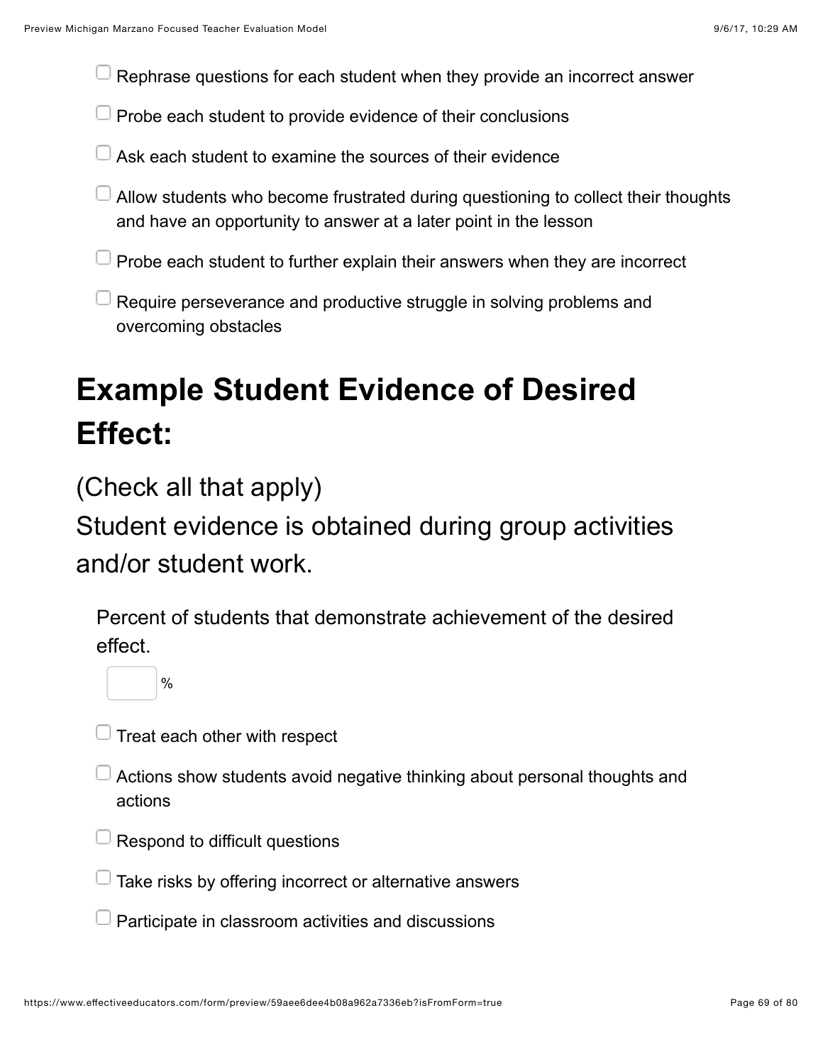- [ ] Rephrase questions for each student when they provide an incorrect answer
- [ ] Probe each student to provide evidence of their conclusions
- [ ] Ask each student to examine the sources of their evidence
- [ ] Allow students who become frustrated during questioning to collect their thoughts and have an opportunity to answer at a later point in the lesson
- [ ] Probe each student to further explain their answers when they are incorrect
- [ ] Require perseverance and productive struggle in solving problems and overcoming obstacles

# Example Student Evidence of Desired Effect:

(Check all that apply)
Student evidence is obtained during group activities and/or student work.

Percent of students that demonstrate achievement of the desired effect.

\_\_\_\_ %

- [ ] Treat each other with respect
- [ ] Actions show students avoid negative thinking about personal thoughts and actions
- [ ] Respond to difficult questions
- [ ] Take risks by offering incorrect or alternative answers
- [ ] Participate in classroom activities and discussions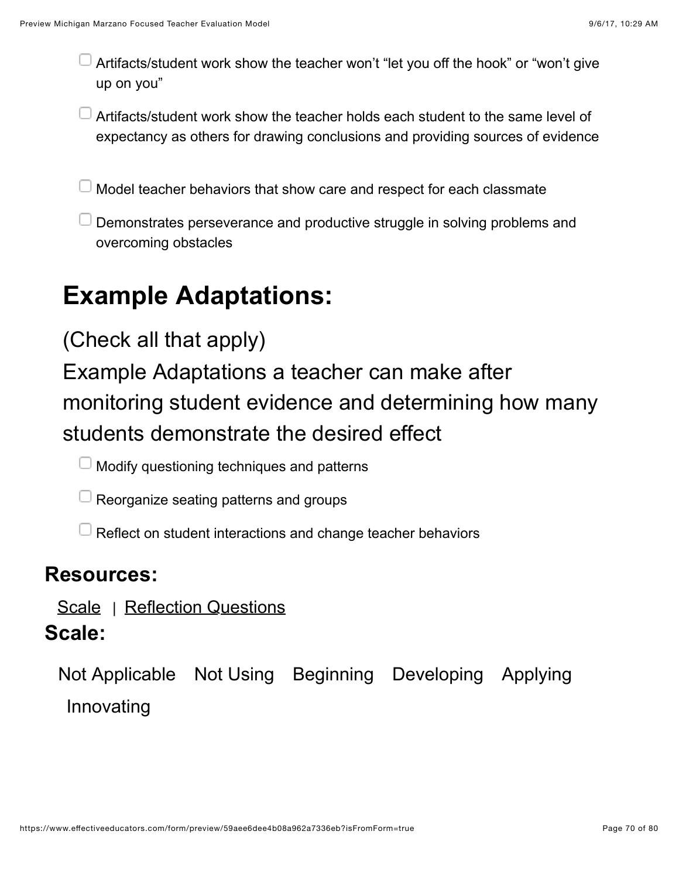- [ ] Artifacts/student work show the teacher won't "let you off the hook" or "won't give up on you"
- [ ] Artifacts/student work show the teacher holds each student to the same level of expectancy as others for drawing conclusions and providing sources of evidence
- [ ] Model teacher behaviors that show care and respect for each classmate
- [ ] Demonstrates perseverance and productive struggle in solving problems and overcoming obstacles

# Example Adaptations:

(Check all that apply)

Example Adaptations a teacher can make after monitoring student evidence and determining how many students demonstrate the desired effect

- [ ] Modify questioning techniques and patterns
- [ ] Reorganize seating patterns and groups
- [ ] Reflect on student interactions and change teacher behaviors

## Resources:

Scale | Reflection Questions

## Scale:

Not Applicable   Not Using   Beginning   Developing   Applying   Innovating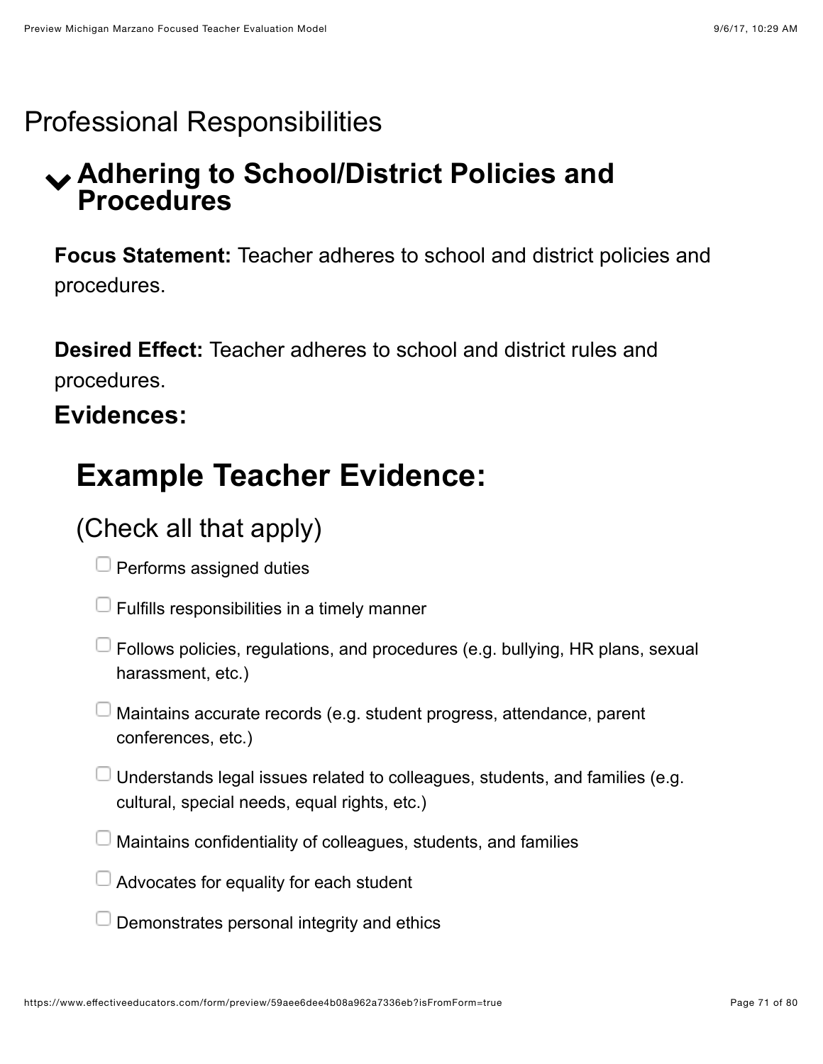# Professional Responsibilities

## Adhering to School/District Policies and Procedures

**Focus Statement:** Teacher adheres to school and district policies and procedures.

**Desired Effect:** Teacher adheres to school and district rules and procedures.

**Evidences:**

### Example Teacher Evidence:

(Check all that apply)

- [ ] Performs assigned duties
- [ ] Fulfills responsibilities in a timely manner
- [ ] Follows policies, regulations, and procedures (e.g. bullying, HR plans, sexual harassment, etc.)
- [ ] Maintains accurate records (e.g. student progress, attendance, parent conferences, etc.)
- [ ] Understands legal issues related to colleagues, students, and families (e.g. cultural, special needs, equal rights, etc.)
- [ ] Maintains confidentiality of colleagues, students, and families
- [ ] Advocates for equality for each student
- [ ] Demonstrates personal integrity and ethics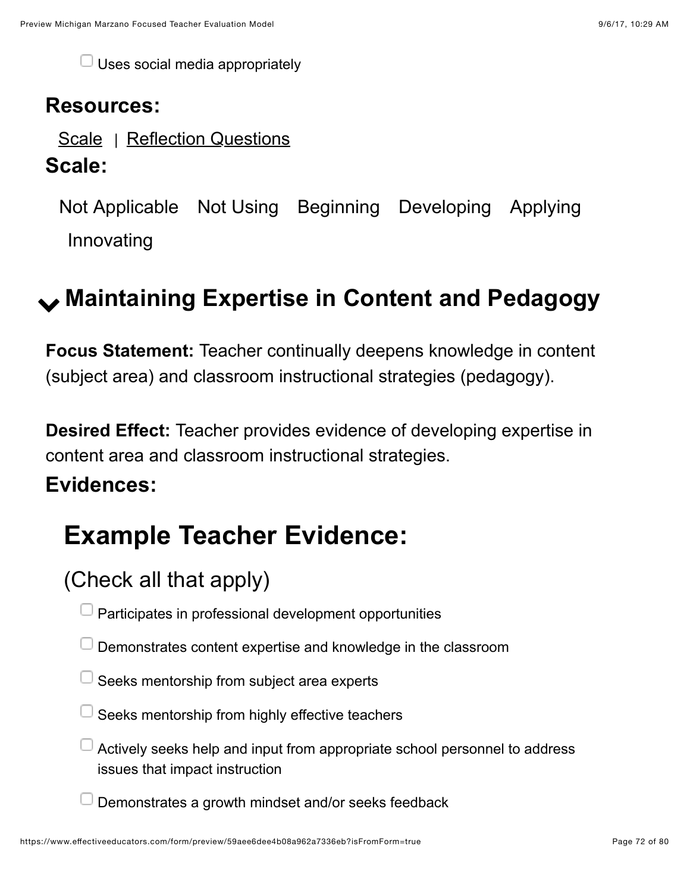- [ ] Uses social media appropriately

**Resources:**

Scale | Reflection Questions

**Scale:**

Not Applicable   Not Using   Beginning   Developing   Applying   Innovating

## Maintaining Expertise in Content and Pedagogy

**Focus Statement:** Teacher continually deepens knowledge in content (subject area) and classroom instructional strategies (pedagogy).

**Desired Effect:** Teacher provides evidence of developing expertise in content area and classroom instructional strategies.

**Evidences:**

### Example Teacher Evidence:

(Check all that apply)

- [ ] Participates in professional development opportunities
- [ ] Demonstrates content expertise and knowledge in the classroom
- [ ] Seeks mentorship from subject area experts
- [ ] Seeks mentorship from highly effective teachers
- [ ] Actively seeks help and input from appropriate school personnel to address issues that impact instruction
- [ ] Demonstrates a growth mindset and/or seeks feedback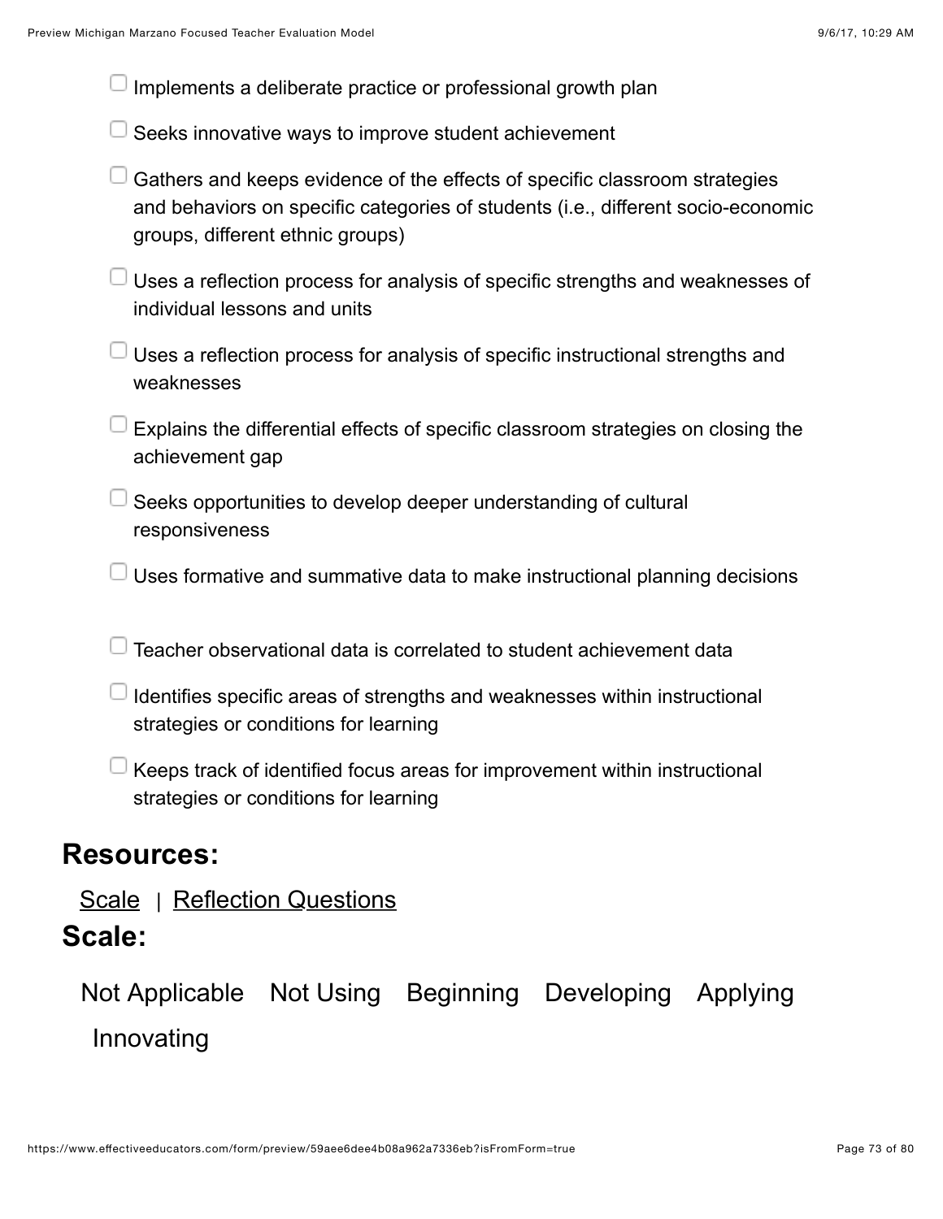- [ ] Implements a deliberate practice or professional growth plan
- [ ] Seeks innovative ways to improve student achievement
- [ ] Gathers and keeps evidence of the effects of specific classroom strategies and behaviors on specific categories of students (i.e., different socio-economic groups, different ethnic groups)
- [ ] Uses a reflection process for analysis of specific strengths and weaknesses of individual lessons and units
- [ ] Uses a reflection process for analysis of specific instructional strengths and weaknesses
- [ ] Explains the differential effects of specific classroom strategies on closing the achievement gap
- [ ] Seeks opportunities to develop deeper understanding of cultural responsiveness
- [ ] Uses formative and summative data to make instructional planning decisions
- [ ] Teacher observational data is correlated to student achievement data
- [ ] Identifies specific areas of strengths and weaknesses within instructional strategies or conditions for learning
- [ ] Keeps track of identified focus areas for improvement within instructional strategies or conditions for learning

## Resources:

Scale | Reflection Questions

## Scale:

Not Applicable   Not Using   Beginning   Developing   Applying   Innovating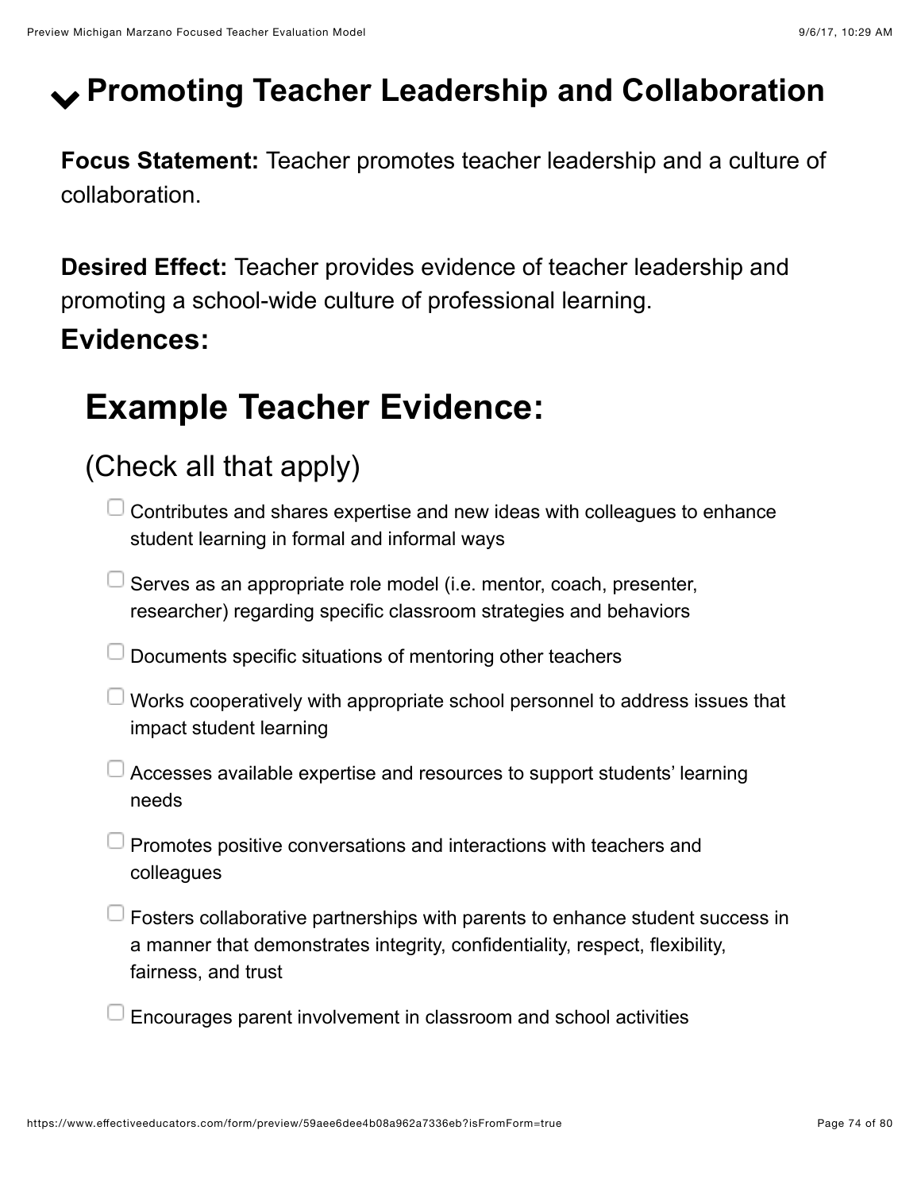# Promoting Teacher Leadership and Collaboration

**Focus Statement:** Teacher promotes teacher leadership and a culture of collaboration.

**Desired Effect:** Teacher provides evidence of teacher leadership and promoting a school-wide culture of professional learning.

**Evidences:**

## Example Teacher Evidence:

### (Check all that apply)

- [ ] Contributes and shares expertise and new ideas with colleagues to enhance student learning in formal and informal ways
- [ ] Serves as an appropriate role model (i.e. mentor, coach, presenter, researcher) regarding specific classroom strategies and behaviors
- [ ] Documents specific situations of mentoring other teachers
- [ ] Works cooperatively with appropriate school personnel to address issues that impact student learning
- [ ] Accesses available expertise and resources to support students' learning needs
- [ ] Promotes positive conversations and interactions with teachers and colleagues
- [ ] Fosters collaborative partnerships with parents to enhance student success in a manner that demonstrates integrity, confidentiality, respect, flexibility, fairness, and trust
- [ ] Encourages parent involvement in classroom and school activities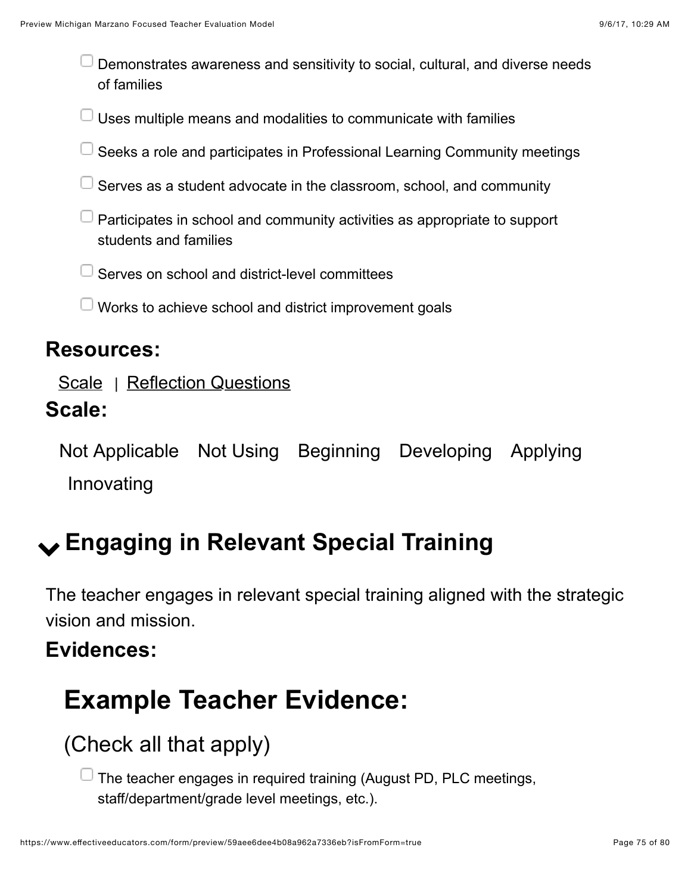- [ ] Demonstrates awareness and sensitivity to social, cultural, and diverse needs of families
- [ ] Uses multiple means and modalities to communicate with families
- [ ] Seeks a role and participates in Professional Learning Community meetings
- [ ] Serves as a student advocate in the classroom, school, and community
- [ ] Participates in school and community activities as appropriate to support students and families
- [ ] Serves on school and district-level committees
- [ ] Works to achieve school and district improvement goals

### Resources:

Scale | Reflection Questions

### Scale:

Not Applicable   Not Using   Beginning   Developing   Applying   Innovating

## Engaging in Relevant Special Training

The teacher engages in relevant special training aligned with the strategic vision and mission.

### Evidences:

## Example Teacher Evidence:

(Check all that apply)

- [ ] The teacher engages in required training (August PD, PLC meetings, staff/department/grade level meetings, etc.).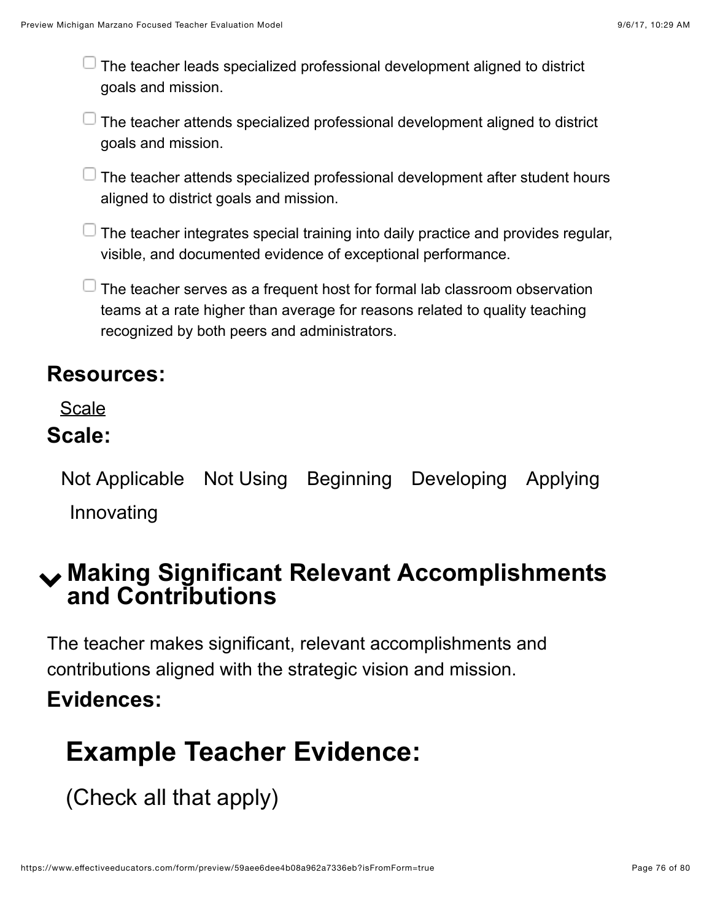- [ ] The teacher leads specialized professional development aligned to district goals and mission.
- [ ] The teacher attends specialized professional development aligned to district goals and mission.
- [ ] The teacher attends specialized professional development after student hours aligned to district goals and mission.
- [ ] The teacher integrates special training into daily practice and provides regular, visible, and documented evidence of exceptional performance.
- [ ] The teacher serves as a frequent host for formal lab classroom observation teams at a rate higher than average for reasons related to quality teaching recognized by both peers and administrators.

## Resources:

Scale

## Scale:

Not Applicable    Not Using    Beginning    Developing    Applying    Innovating

## Making Significant Relevant Accomplishments and Contributions

The teacher makes significant, relevant accomplishments and contributions aligned with the strategic vision and mission.

## Evidences:

# Example Teacher Evidence:

(Check all that apply)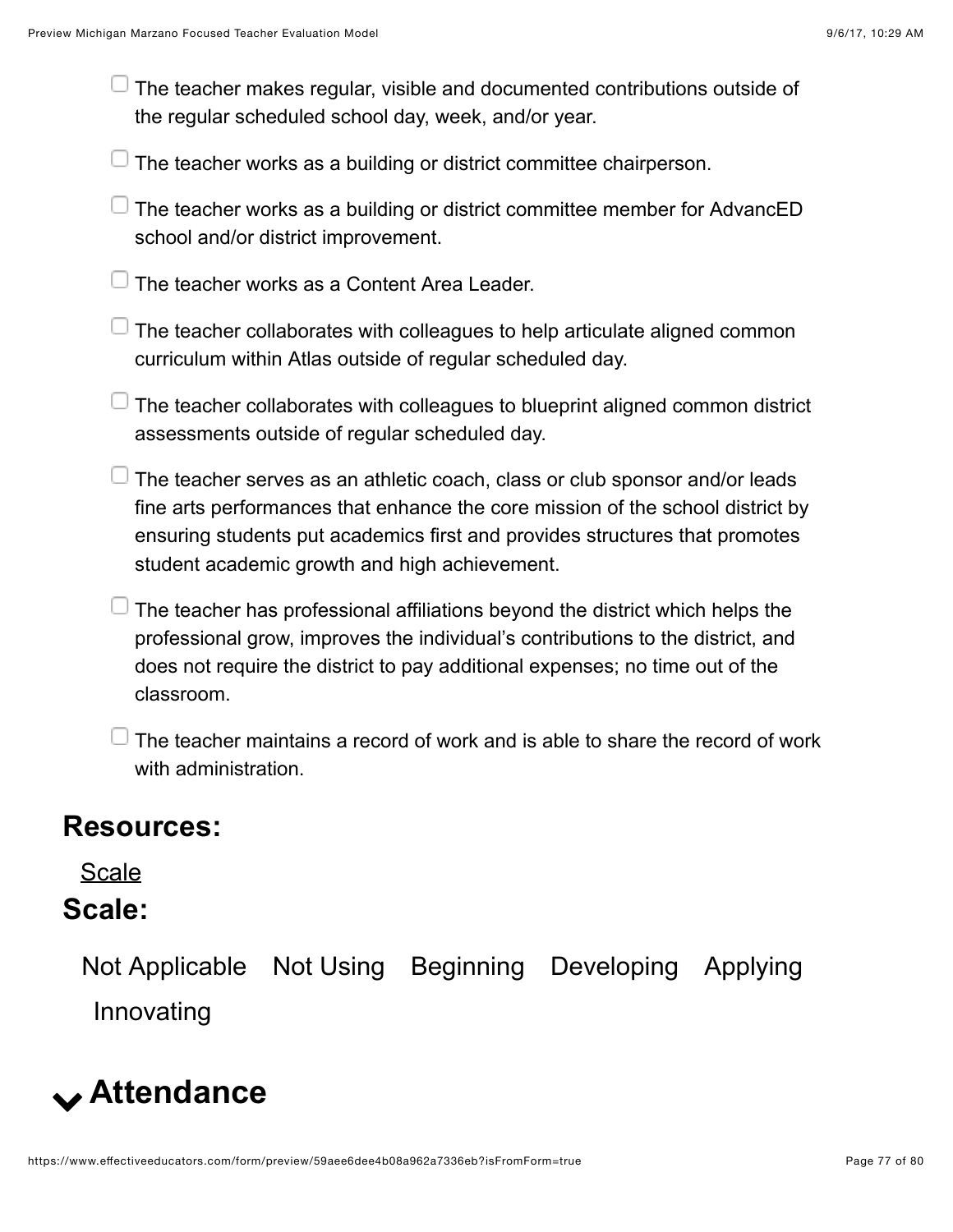- [ ] The teacher makes regular, visible and documented contributions outside of the regular scheduled school day, week, and/or year.
- [ ] The teacher works as a building or district committee chairperson.
- [ ] The teacher works as a building or district committee member for AdvancED school and/or district improvement.
- [ ] The teacher works as a Content Area Leader.
- [ ] The teacher collaborates with colleagues to help articulate aligned common curriculum within Atlas outside of regular scheduled day.
- [ ] The teacher collaborates with colleagues to blueprint aligned common district assessments outside of regular scheduled day.
- [ ] The teacher serves as an athletic coach, class or club sponsor and/or leads fine arts performances that enhance the core mission of the school district by ensuring students put academics first and provides structures that promotes student academic growth and high achievement.
- [ ] The teacher has professional affiliations beyond the district which helps the professional grow, improves the individual's contributions to the district, and does not require the district to pay additional expenses; no time out of the classroom.
- [ ] The teacher maintains a record of work and is able to share the record of work with administration.

## Resources:

Scale

## Scale:

Not Applicable Not Using Beginning Developing Applying Innovating

# Attendance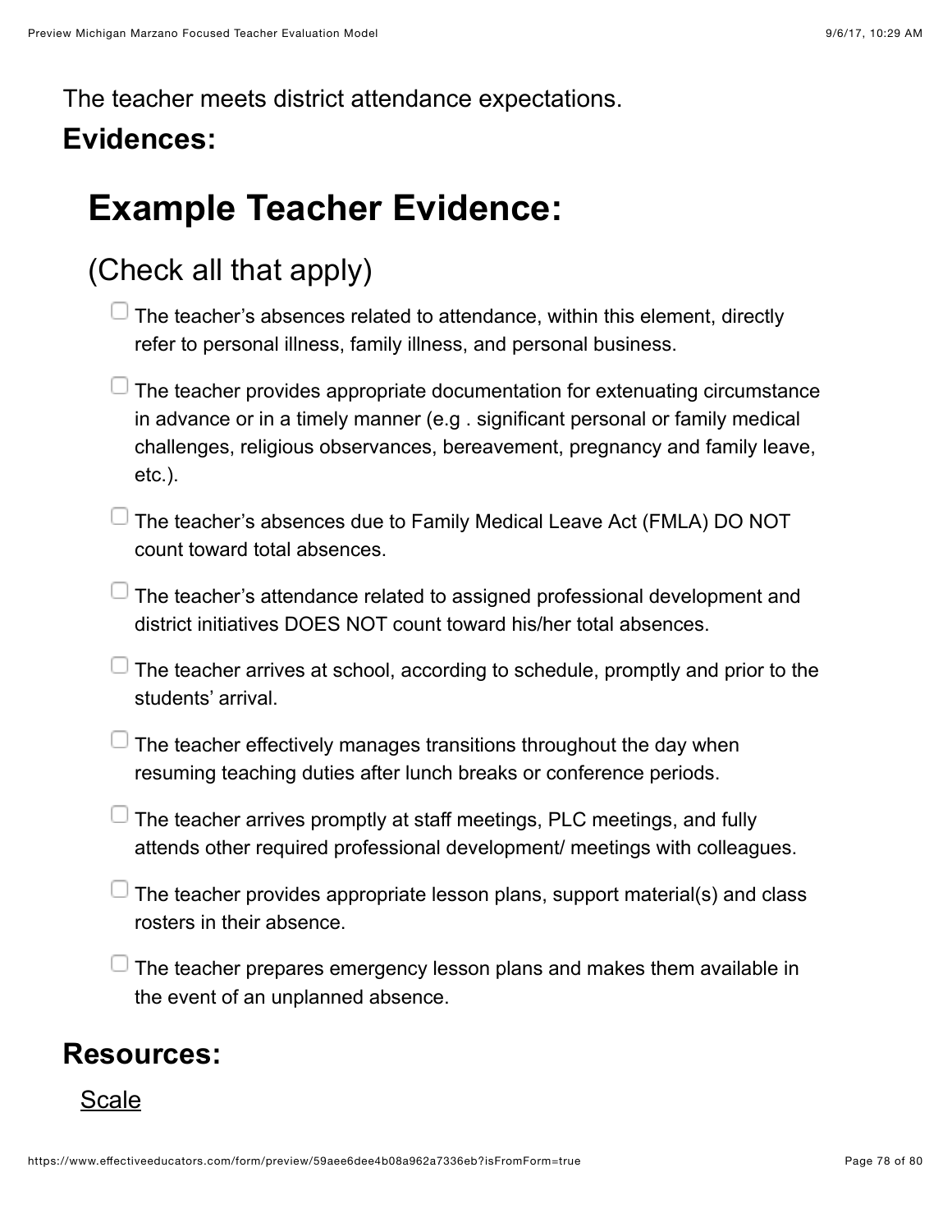The teacher meets district attendance expectations.

**Evidences:**

# Example Teacher Evidence:

## (Check all that apply)

- ☐ The teacher's absences related to attendance, within this element, directly refer to personal illness, family illness, and personal business.
- ☐ The teacher provides appropriate documentation for extenuating circumstance in advance or in a timely manner (e.g . significant personal or family medical challenges, religious observances, bereavement, pregnancy and family leave, etc.).
- ☐ The teacher's absences due to Family Medical Leave Act (FMLA) DO NOT count toward total absences.
- ☐ The teacher's attendance related to assigned professional development and district initiatives DOES NOT count toward his/her total absences.
- ☐ The teacher arrives at school, according to schedule, promptly and prior to the students' arrival.
- ☐ The teacher effectively manages transitions throughout the day when resuming teaching duties after lunch breaks or conference periods.
- ☐ The teacher arrives promptly at staff meetings, PLC meetings, and fully attends other required professional development/ meetings with colleagues.
- ☐ The teacher provides appropriate lesson plans, support material(s) and class rosters in their absence.
- ☐ The teacher prepares emergency lesson plans and makes them available in the event of an unplanned absence.

**Resources:**

Scale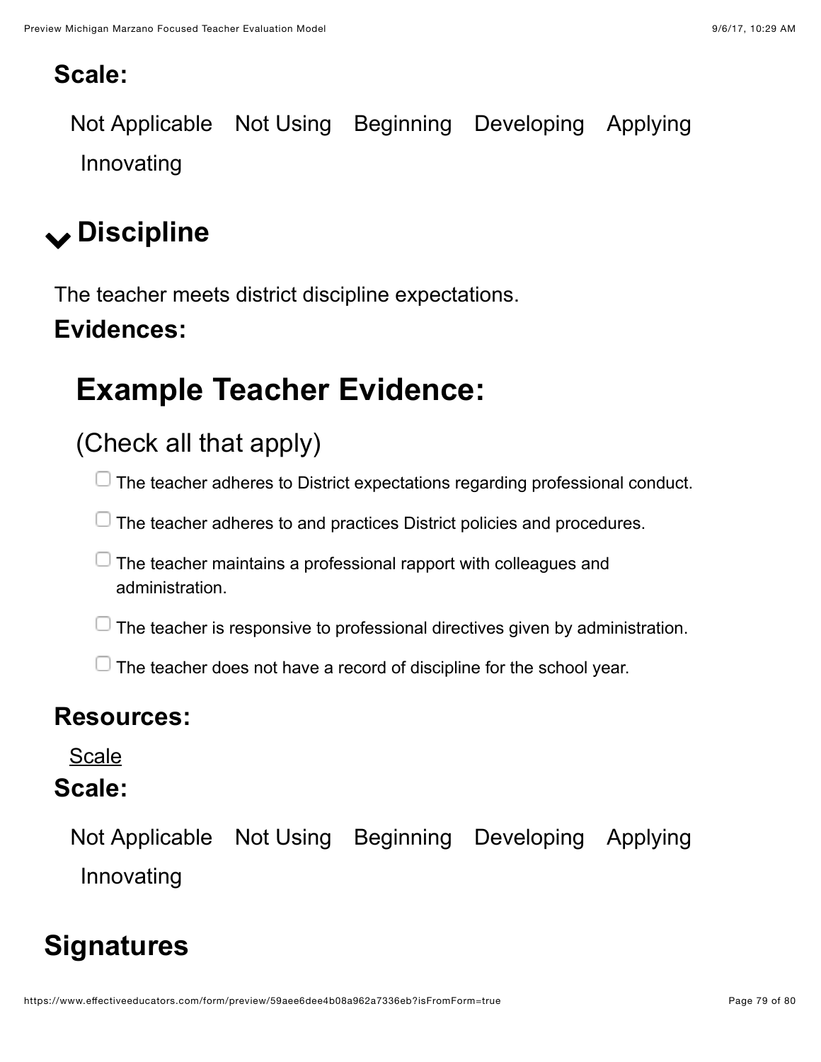**Scale:**

Not Applicable Not Using Beginning Developing Applying Innovating

## Discipline

The teacher meets district discipline expectations.

**Evidences:**

# Example Teacher Evidence:

(Check all that apply)

- ☐ The teacher adheres to District expectations regarding professional conduct.
- ☐ The teacher adheres to and practices District policies and procedures.
- ☐ The teacher maintains a professional rapport with colleagues and administration.
- ☐ The teacher is responsive to professional directives given by administration.
- ☐ The teacher does not have a record of discipline for the school year.

**Resources:**

Scale

**Scale:**

Not Applicable Not Using Beginning Developing Applying Innovating

## Signatures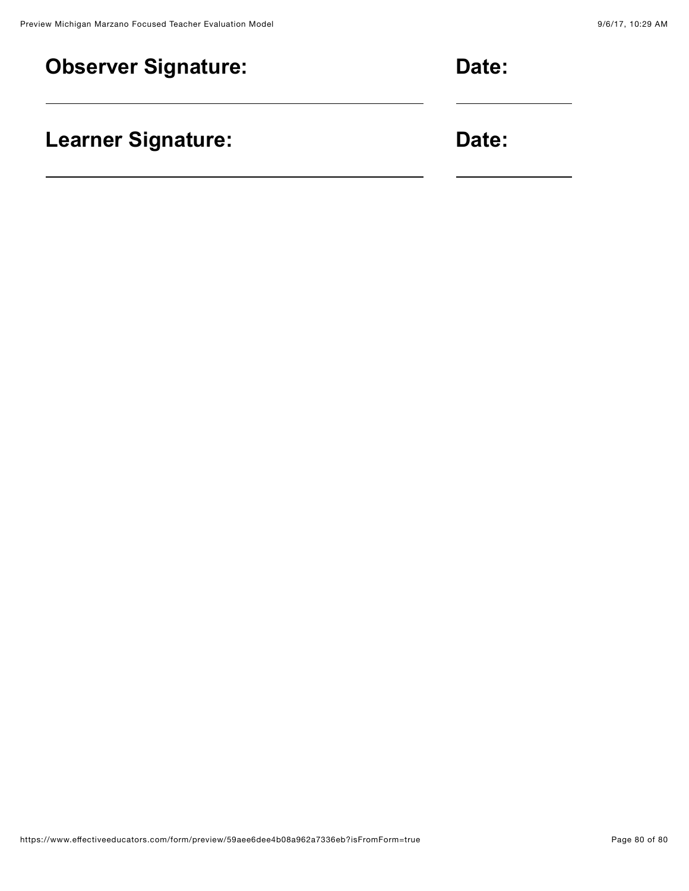**Observer Signature:** _______________________________ **Date:** _______________

**Learner Signature:** _______________________________ **Date:** _______________